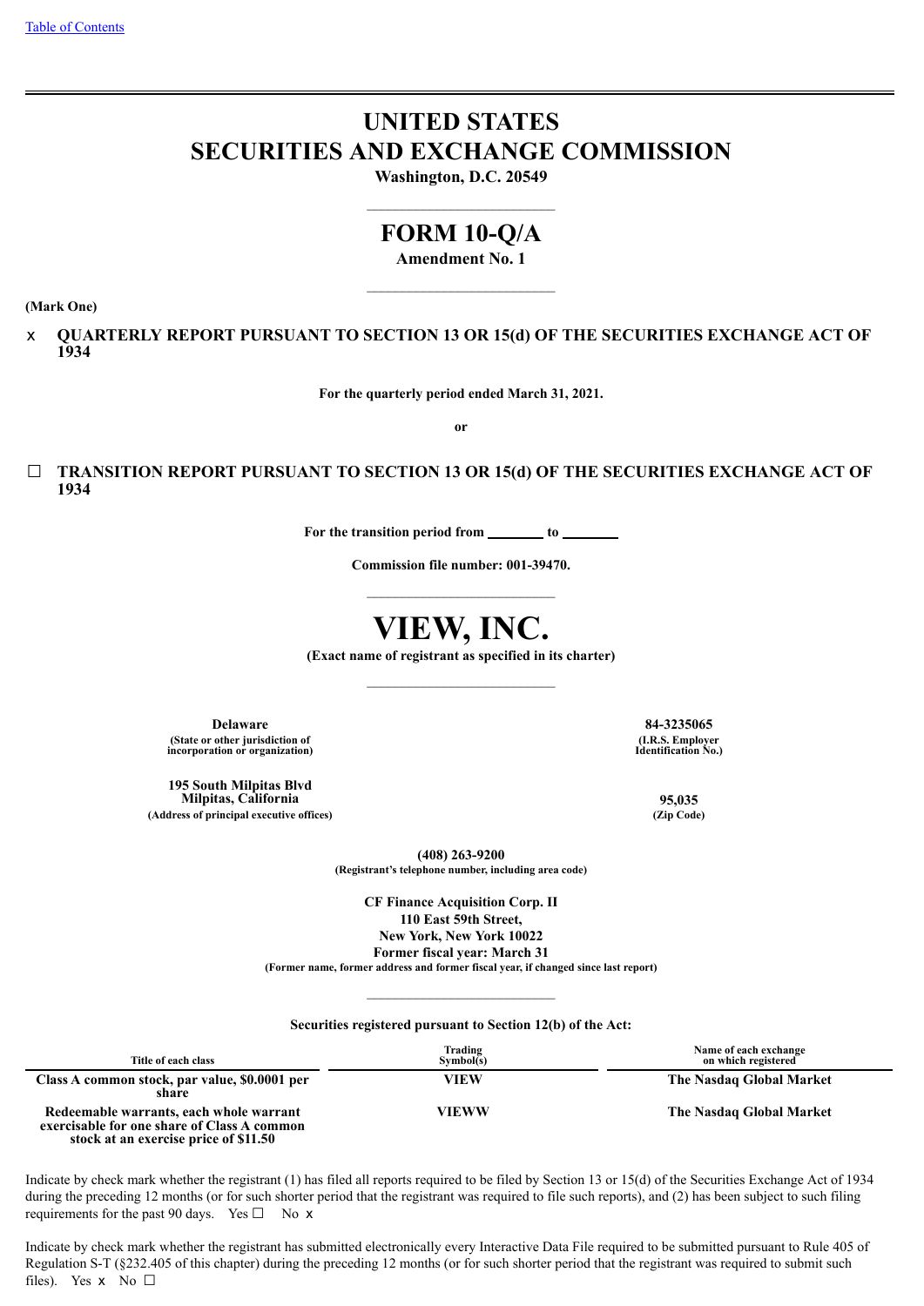Table of Contents

# UNITED STATES
# SECURITIES AND EXCHANGE COMMISSION

**Washington, D.C. 20549**

## FORM 10-Q/A

**Amendment No. 1**

**(Mark One)**

x **QUARTERLY REPORT PURSUANT TO SECTION 13 OR 15(d) OF THE SECURITIES EXCHANGE ACT OF 1934**

**For the quarterly period ended March 31, 2021.**

**or**

☐ **TRANSITION REPORT PURSUANT TO SECTION 13 OR 15(d) OF THE SECURITIES EXCHANGE ACT OF 1934**

**For the transition period from ________ to ________**

**Commission file number: 001-39470.**

# VIEW, INC.

**(Exact name of registrant as specified in its charter)**

| | |
|---|---|
| **Delaware** | **84-3235065** |
| **(State or other jurisdiction of incorporation or organization)** | **(I.R.S. Employer Identification No.)** |
| **195 South Milpitas Blvd Milpitas, California** | **95,035** |
| **(Address of principal executive offices)** | **(Zip Code)** |

**(408) 263-9200**
**(Registrant's telephone number, including area code)**

**CF Finance Acquisition Corp. II**
**110 East 59th Street,**
**New York, New York 10022**
**Former fiscal year: March 31**
**(Former name, former address and former fiscal year, if changed since last report)**

**Securities registered pursuant to Section 12(b) of the Act:**

| Title of each class | Trading Symbol(s) | Name of each exchange on which registered |
|---|---|---|
| **Class A common stock, par value, $0.0001 per share** | **VIEW** | **The Nasdaq Global Market** |
| **Redeemable warrants, each whole warrant exercisable for one share of Class A common stock at an exercise price of $11.50** | **VIEWW** | **The Nasdaq Global Market** |

Indicate by check mark whether the registrant (1) has filed all reports required to be filed by Section 13 or 15(d) of the Securities Exchange Act of 1934 during the preceding 12 months (or for such shorter period that the registrant was required to file such reports), and (2) has been subject to such filing requirements for the past 90 days. Yes ☐ No x

Indicate by check mark whether the registrant has submitted electronically every Interactive Data File required to be submitted pursuant to Rule 405 of Regulation S-T (§232.405 of this chapter) during the preceding 12 months (or for such shorter period that the registrant was required to submit such files). Yes x No ☐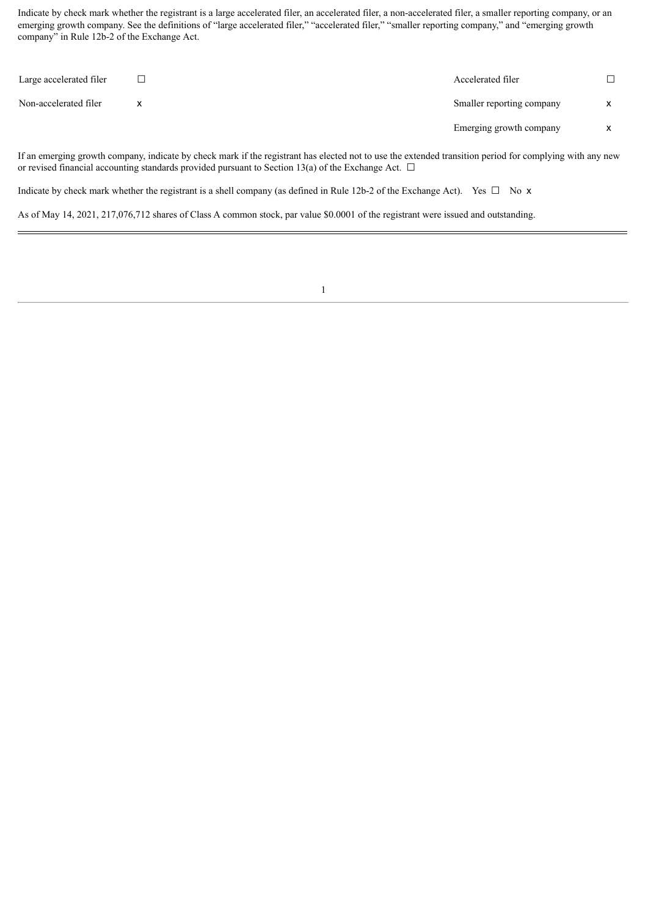Indicate by check mark whether the registrant is a large accelerated filer, an accelerated filer, a non-accelerated filer, a smaller reporting company, or an emerging growth company. See the definitions of “large accelerated filer,” “accelerated filer,” “smaller reporting company,” and “emerging growth company” in Rule 12b-2 of the Exchange Act.

| | | | |
|---|---|---|---|
| Large accelerated filer | ☐ | Accelerated filer | ☐ |
| Non-accelerated filer | x | Smaller reporting company | x |
| | | Emerging growth company | x |

If an emerging growth company, indicate by check mark if the registrant has elected not to use the extended transition period for complying with any new or revised financial accounting standards provided pursuant to Section 13(a) of the Exchange Act. ☐

Indicate by check mark whether the registrant is a shell company (as defined in Rule 12b-2 of the Exchange Act). Yes ☐ No x

As of May 14, 2021, 217,076,712 shares of Class A common stock, par value $0.0001 of the registrant were issued and outstanding.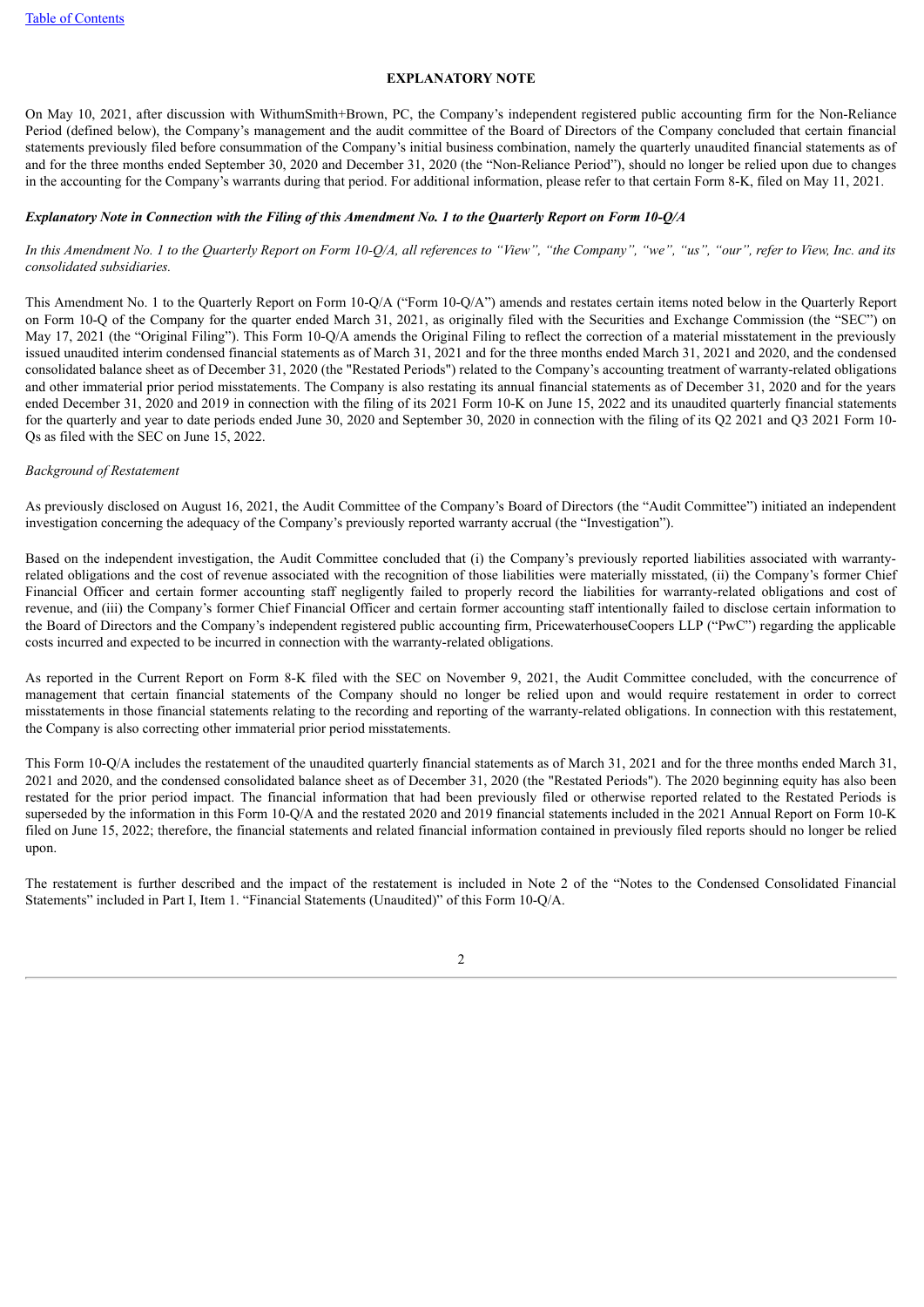**EXPLANATORY NOTE**

On May 10, 2021, after discussion with WithumSmith+Brown, PC, the Company's independent registered public accounting firm for the Non-Reliance Period (defined below), the Company's management and the audit committee of the Board of Directors of the Company concluded that certain financial statements previously filed before consummation of the Company's initial business combination, namely the quarterly unaudited financial statements as of and for the three months ended September 30, 2020 and December 31, 2020 (the "Non-Reliance Period"), should no longer be relied upon due to changes in the accounting for the Company's warrants during that period. For additional information, please refer to that certain Form 8-K, filed on May 11, 2021.

***Explanatory Note in Connection with the Filing of this Amendment No. 1 to the Quarterly Report on Form 10-Q/A***

*In this Amendment No. 1 to the Quarterly Report on Form 10-Q/A, all references to "View", "the Company", "we", "us", "our", refer to View, Inc. and its consolidated subsidiaries.*

This Amendment No. 1 to the Quarterly Report on Form 10-Q/A ("Form 10-Q/A") amends and restates certain items noted below in the Quarterly Report on Form 10-Q of the Company for the quarter ended March 31, 2021, as originally filed with the Securities and Exchange Commission (the "SEC") on May 17, 2021 (the "Original Filing"). This Form 10-Q/A amends the Original Filing to reflect the correction of a material misstatement in the previously issued unaudited interim condensed financial statements as of March 31, 2021 and for the three months ended March 31, 2021 and 2020, and the condensed consolidated balance sheet as of December 31, 2020 (the "Restated Periods") related to the Company's accounting treatment of warranty-related obligations and other immaterial prior period misstatements. The Company is also restating its annual financial statements as of December 31, 2020 and for the years ended December 31, 2020 and 2019 in connection with the filing of its 2021 Form 10-K on June 15, 2022 and its unaudited quarterly financial statements for the quarterly and year to date periods ended June 30, 2020 and September 30, 2020 in connection with the filing of its Q2 2021 and Q3 2021 Form 10-Qs as filed with the SEC on June 15, 2022.

*Background of Restatement*

As previously disclosed on August 16, 2021, the Audit Committee of the Company's Board of Directors (the "Audit Committee") initiated an independent investigation concerning the adequacy of the Company's previously reported warranty accrual (the "Investigation").

Based on the independent investigation, the Audit Committee concluded that (i) the Company's previously reported liabilities associated with warranty-related obligations and the cost of revenue associated with the recognition of those liabilities were materially misstated, (ii) the Company's former Chief Financial Officer and certain former accounting staff negligently failed to properly record the liabilities for warranty-related obligations and cost of revenue, and (iii) the Company's former Chief Financial Officer and certain former accounting staff intentionally failed to disclose certain information to the Board of Directors and the Company's independent registered public accounting firm, PricewaterhouseCoopers LLP ("PwC") regarding the applicable costs incurred and expected to be incurred in connection with the warranty-related obligations.

As reported in the Current Report on Form 8-K filed with the SEC on November 9, 2021, the Audit Committee concluded, with the concurrence of management that certain financial statements of the Company should no longer be relied upon and would require restatement in order to correct misstatements in those financial statements relating to the recording and reporting of the warranty-related obligations. In connection with this restatement, the Company is also correcting other immaterial prior period misstatements.

This Form 10-Q/A includes the restatement of the unaudited quarterly financial statements as of March 31, 2021 and for the three months ended March 31, 2021 and 2020, and the condensed consolidated balance sheet as of December 31, 2020 (the "Restated Periods"). The 2020 beginning equity has also been restated for the prior period impact. The financial information that had been previously filed or otherwise reported related to the Restated Periods is superseded by the information in this Form 10-Q/A and the restated 2020 and 2019 financial statements included in the 2021 Annual Report on Form 10-K filed on June 15, 2022; therefore, the financial statements and related financial information contained in previously filed reports should no longer be relied upon.

The restatement is further described and the impact of the restatement is included in Note 2 of the "Notes to the Condensed Consolidated Financial Statements" included in Part I, Item 1. "Financial Statements (Unaudited)" of this Form 10-Q/A.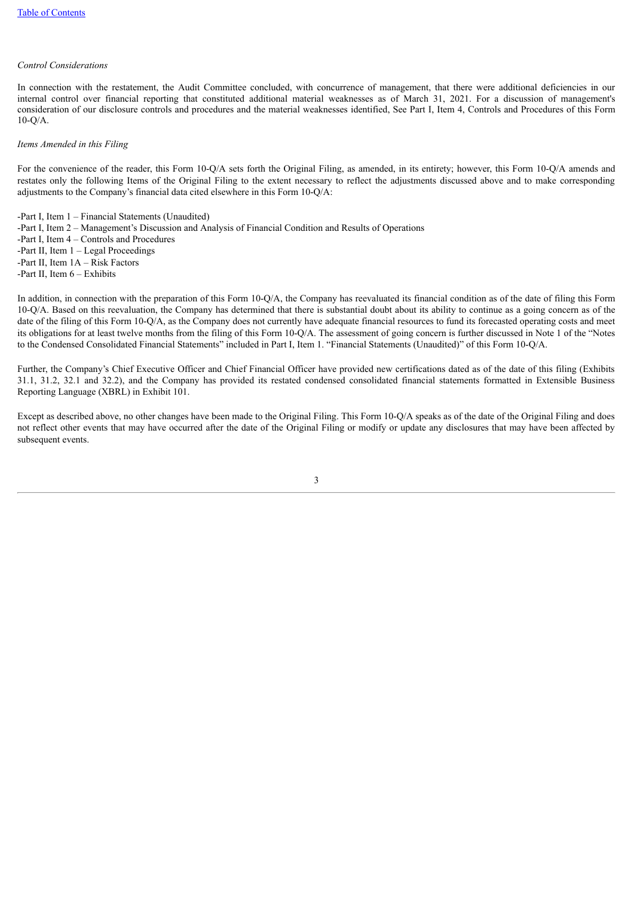*Control Considerations*

In connection with the restatement, the Audit Committee concluded, with concurrence of management, that there were additional deficiencies in our internal control over financial reporting that constituted additional material weaknesses as of March 31, 2021. For a discussion of management's consideration of our disclosure controls and procedures and the material weaknesses identified, See Part I, Item 4, Controls and Procedures of this Form 10-Q/A.

*Items Amended in this Filing*

For the convenience of the reader, this Form 10-Q/A sets forth the Original Filing, as amended, in its entirety; however, this Form 10-Q/A amends and restates only the following Items of the Original Filing to the extent necessary to reflect the adjustments discussed above and to make corresponding adjustments to the Company's financial data cited elsewhere in this Form 10-Q/A:

-Part I, Item 1 – Financial Statements (Unaudited)
-Part I, Item 2 – Management's Discussion and Analysis of Financial Condition and Results of Operations
-Part I, Item 4 – Controls and Procedures
-Part II, Item 1 – Legal Proceedings
-Part II, Item 1A – Risk Factors
-Part II, Item 6 – Exhibits

In addition, in connection with the preparation of this Form 10-Q/A, the Company has reevaluated its financial condition as of the date of filing this Form 10-Q/A. Based on this reevaluation, the Company has determined that there is substantial doubt about its ability to continue as a going concern as of the date of the filing of this Form 10-Q/A, as the Company does not currently have adequate financial resources to fund its forecasted operating costs and meet its obligations for at least twelve months from the filing of this Form 10-Q/A. The assessment of going concern is further discussed in Note 1 of the "Notes to the Condensed Consolidated Financial Statements" included in Part I, Item 1. "Financial Statements (Unaudited)" of this Form 10-Q/A.

Further, the Company's Chief Executive Officer and Chief Financial Officer have provided new certifications dated as of the date of this filing (Exhibits 31.1, 31.2, 32.1 and 32.2), and the Company has provided its restated condensed consolidated financial statements formatted in Extensible Business Reporting Language (XBRL) in Exhibit 101.

Except as described above, no other changes have been made to the Original Filing. This Form 10-Q/A speaks as of the date of the Original Filing and does not reflect other events that may have occurred after the date of the Original Filing or modify or update any disclosures that may have been affected by subsequent events.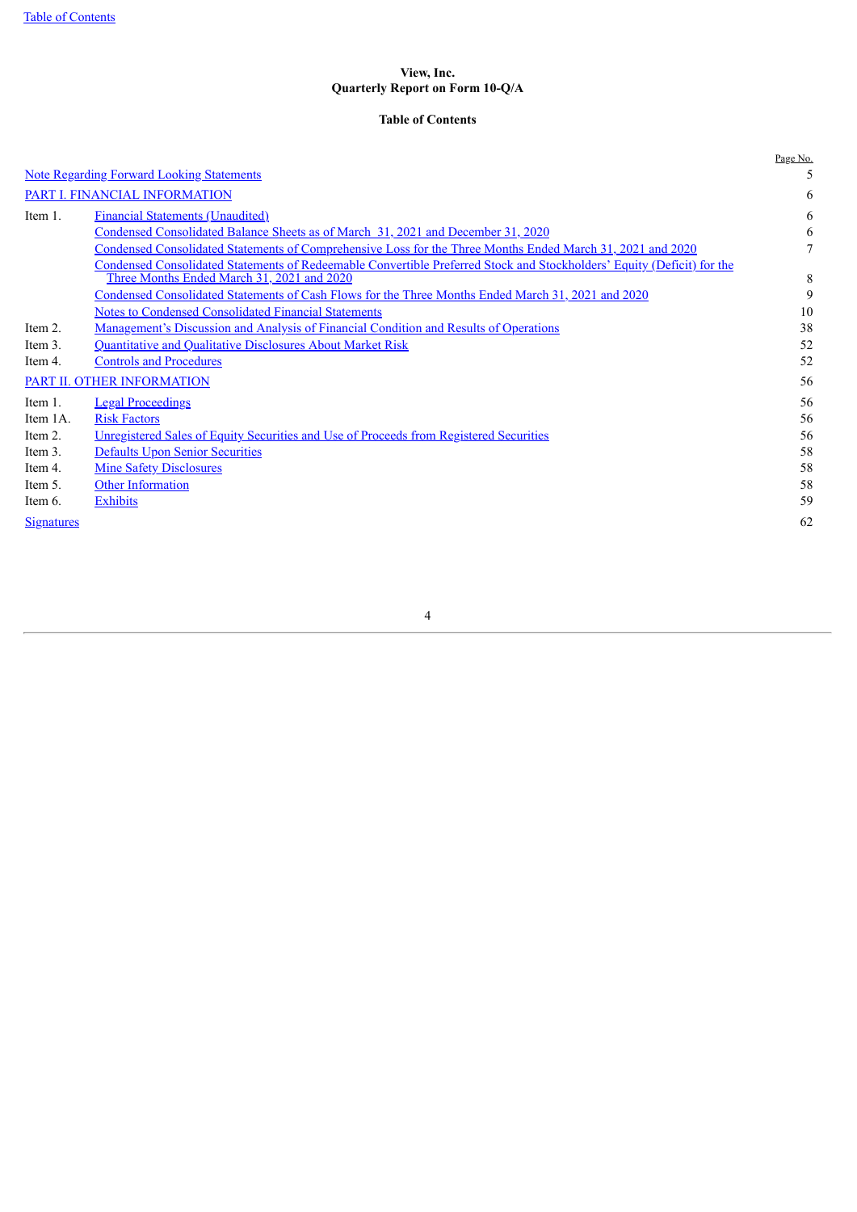**View, Inc.**
**Quarterly Report on Form 10-Q/A**

**Table of Contents**

| | | Page No. |
|---|---|---|
| Note Regarding Forward Looking Statements | | 5 |
| PART I. FINANCIAL INFORMATION | | 6 |
| Item 1. | Financial Statements (Unaudited) | 6 |
| | Condensed Consolidated Balance Sheets as of March 31, 2021 and December 31, 2020 | 6 |
| | Condensed Consolidated Statements of Comprehensive Loss for the Three Months Ended March 31, 2021 and 2020 | 7 |
| | Condensed Consolidated Statements of Redeemable Convertible Preferred Stock and Stockholders' Equity (Deficit) for the Three Months Ended March 31, 2021 and 2020 | 8 |
| | Condensed Consolidated Statements of Cash Flows for the Three Months Ended March 31, 2021 and 2020 | 9 |
| | Notes to Condensed Consolidated Financial Statements | 10 |
| Item 2. | Management's Discussion and Analysis of Financial Condition and Results of Operations | 38 |
| Item 3. | Quantitative and Qualitative Disclosures About Market Risk | 52 |
| Item 4. | Controls and Procedures | 52 |
| PART II. OTHER INFORMATION | | 56 |
| Item 1. | Legal Proceedings | 56 |
| Item 1A. | Risk Factors | 56 |
| Item 2. | Unregistered Sales of Equity Securities and Use of Proceeds from Registered Securities | 56 |
| Item 3. | Defaults Upon Senior Securities | 58 |
| Item 4. | Mine Safety Disclosures | 58 |
| Item 5. | Other Information | 58 |
| Item 6. | Exhibits | 59 |
| Signatures | | 62 |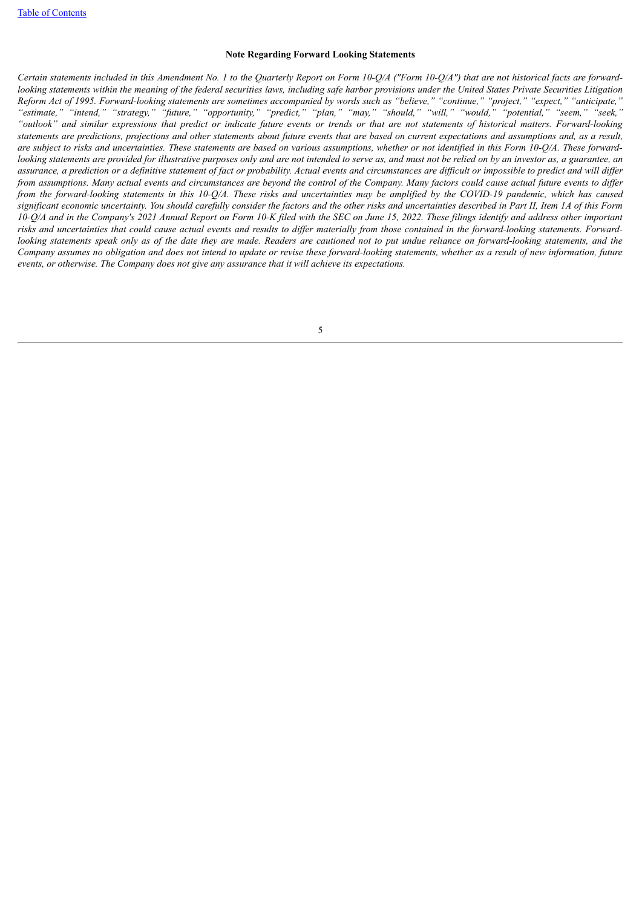**Note Regarding Forward Looking Statements**

*Certain statements included in this Amendment No. 1 to the Quarterly Report on Form 10-Q/A ("Form 10-Q/A") that are not historical facts are forward-looking statements within the meaning of the federal securities laws, including safe harbor provisions under the United States Private Securities Litigation Reform Act of 1995. Forward-looking statements are sometimes accompanied by words such as "believe," "continue," "project," "expect," "anticipate," "estimate," "intend," "strategy," "future," "opportunity," "predict," "plan," "may," "should," "will," "would," "potential," "seem," "seek," "outlook" and similar expressions that predict or indicate future events or trends or that are not statements of historical matters. Forward-looking statements are predictions, projections and other statements about future events that are based on current expectations and assumptions and, as a result, are subject to risks and uncertainties. These statements are based on various assumptions, whether or not identified in this Form 10-Q/A. These forward-looking statements are provided for illustrative purposes only and are not intended to serve as, and must not be relied on by an investor as, a guarantee, an assurance, a prediction or a definitive statement of fact or probability. Actual events and circumstances are difficult or impossible to predict and will differ from assumptions. Many actual events and circumstances are beyond the control of the Company. Many factors could cause actual future events to differ from the forward-looking statements in this 10-Q/A. These risks and uncertainties may be amplified by the COVID-19 pandemic, which has caused significant economic uncertainty. You should carefully consider the factors and the other risks and uncertainties described in Part II, Item 1A of this Form 10-Q/A and in the Company's 2021 Annual Report on Form 10-K filed with the SEC on June 15, 2022. These filings identify and address other important risks and uncertainties that could cause actual events and results to differ materially from those contained in the forward-looking statements. Forward-looking statements speak only as of the date they are made. Readers are cautioned not to put undue reliance on forward-looking statements, and the Company assumes no obligation and does not intend to update or revise these forward-looking statements, whether as a result of new information, future events, or otherwise. The Company does not give any assurance that it will achieve its expectations.*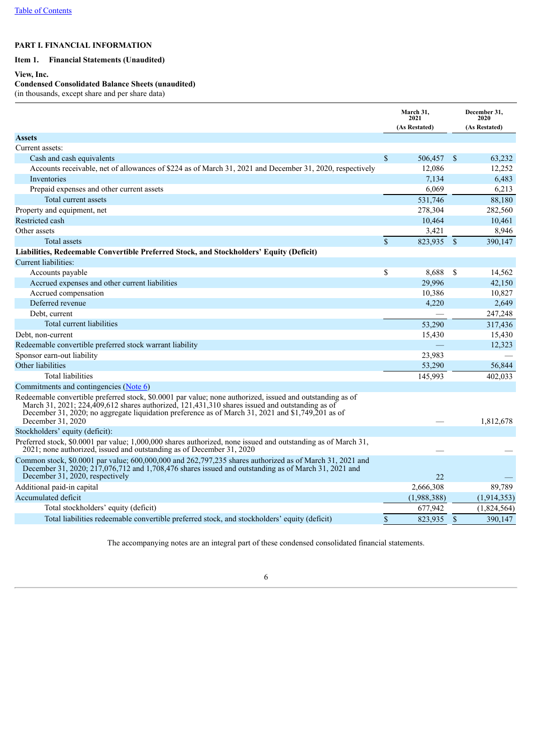[Table of Contents](#)

# PART I. FINANCIAL INFORMATION

## Item 1. Financial Statements (Unaudited)

**View, Inc.**
**Condensed Consolidated Balance Sheets (unaudited)**
(in thousands, except share and per share data)

| | March 31, 2021 (As Restated) | December 31, 2020 (As Restated) |
|---|---|---|
| **Assets** | | |
| Current assets: | | |
| Cash and cash equivalents | $ 506,457 | $ 63,232 |
| Accounts receivable, net of allowances of $224 as of March 31, 2021 and December 31, 2020, respectively | 12,086 | 12,252 |
| Inventories | 7,134 | 6,483 |
| Prepaid expenses and other current assets | 6,069 | 6,213 |
| Total current assets | 531,746 | 88,180 |
| Property and equipment, net | 278,304 | 282,560 |
| Restricted cash | 10,464 | 10,461 |
| Other assets | 3,421 | 8,946 |
| Total assets | $ 823,935 | $ 390,147 |
| **Liabilities, Redeemable Convertible Preferred Stock, and Stockholders' Equity (Deficit)** | | |
| Current liabilities: | | |
| Accounts payable | $ 8,688 | $ 14,562 |
| Accrued expenses and other current liabilities | 29,996 | 42,150 |
| Accrued compensation | 10,386 | 10,827 |
| Deferred revenue | 4,220 | 2,649 |
| Debt, current | — | 247,248 |
| Total current liabilities | 53,290 | 317,436 |
| Debt, non-current | 15,430 | 15,430 |
| Redeemable convertible preferred stock warrant liability | — | 12,323 |
| Sponsor earn-out liability | 23,983 | — |
| Other liabilities | 53,290 | 56,844 |
| Total liabilities | 145,993 | 402,033 |
| Commitments and contingencies ([Note 6](#)) | | |
| Redeemable convertible preferred stock, $0.0001 par value; none authorized, issued and outstanding as of March 31, 2021; 224,409,612 shares authorized, 121,431,310 shares issued and outstanding as of December 31, 2020; no aggregate liquidation preference as of March 31, 2021 and $1,749,201 as of December 31, 2020 | — | 1,812,678 |
| Stockholders' equity (deficit): | | |
| Preferred stock, $0.0001 par value; 1,000,000 shares authorized, none issued and outstanding as of March 31, 2021; none authorized, issued and outstanding as of December 31, 2020 | — | — |
| Common stock, $0.0001 par value; 600,000,000 and 262,797,235 shares authorized as of March 31, 2021 and December 31, 2020; 217,076,712 and 1,708,476 shares issued and outstanding as of March 31, 2021 and December 31, 2020, respectively | 22 | — |
| Additional paid-in capital | 2,666,308 | 89,789 |
| Accumulated deficit | (1,988,388) | (1,914,353) |
| Total stockholders' equity (deficit) | 677,942 | (1,824,564) |
| Total liabilities redeemable convertible preferred stock, and stockholders' equity (deficit) | $ 823,935 | $ 390,147 |

The accompanying notes are an integral part of these condensed consolidated financial statements.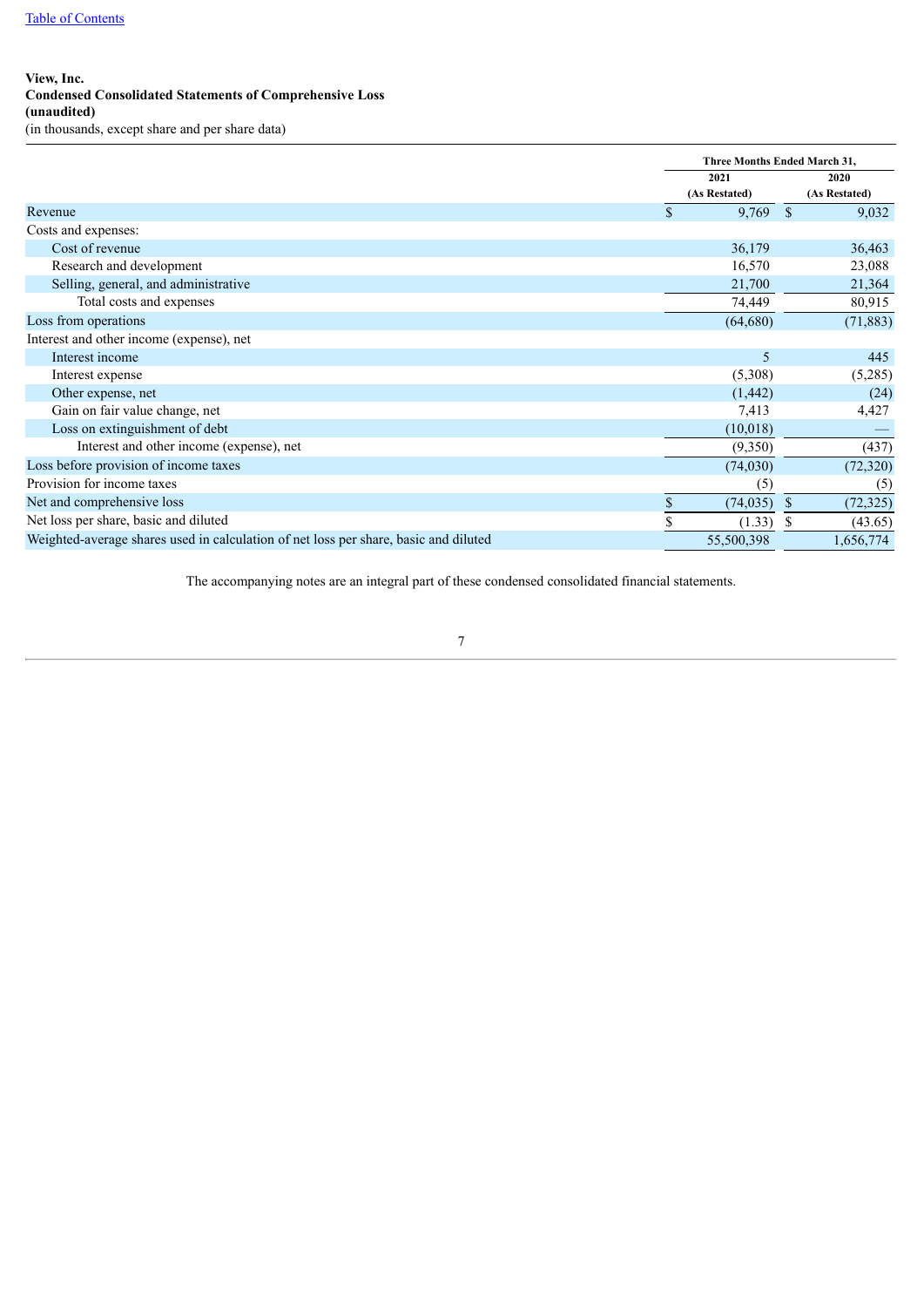**View, Inc.**
**Condensed Consolidated Statements of Comprehensive Loss**
**(unaudited)**
(in thousands, except share and per share data)

| | Three Months Ended March 31, | |
|---|---|---|
| | 2021 (As Restated) | 2020 (As Restated) |
| Revenue | $ 9,769 | $ 9,032 |
| Costs and expenses: | | |
| Cost of revenue | 36,179 | 36,463 |
| Research and development | 16,570 | 23,088 |
| Selling, general, and administrative | 21,700 | 21,364 |
| Total costs and expenses | 74,449 | 80,915 |
| Loss from operations | (64,680) | (71,883) |
| Interest and other income (expense), net | | |
| Interest income | 5 | 445 |
| Interest expense | (5,308) | (5,285) |
| Other expense, net | (1,442) | (24) |
| Gain on fair value change, net | 7,413 | 4,427 |
| Loss on extinguishment of debt | (10,018) | — |
| Interest and other income (expense), net | (9,350) | (437) |
| Loss before provision of income taxes | (74,030) | (72,320) |
| Provision for income taxes | (5) | (5) |
| Net and comprehensive loss | $ (74,035) | $ (72,325) |
| Net loss per share, basic and diluted | $ (1.33) | $ (43.65) |
| Weighted-average shares used in calculation of net loss per share, basic and diluted | 55,500,398 | 1,656,774 |

The accompanying notes are an integral part of these condensed consolidated financial statements.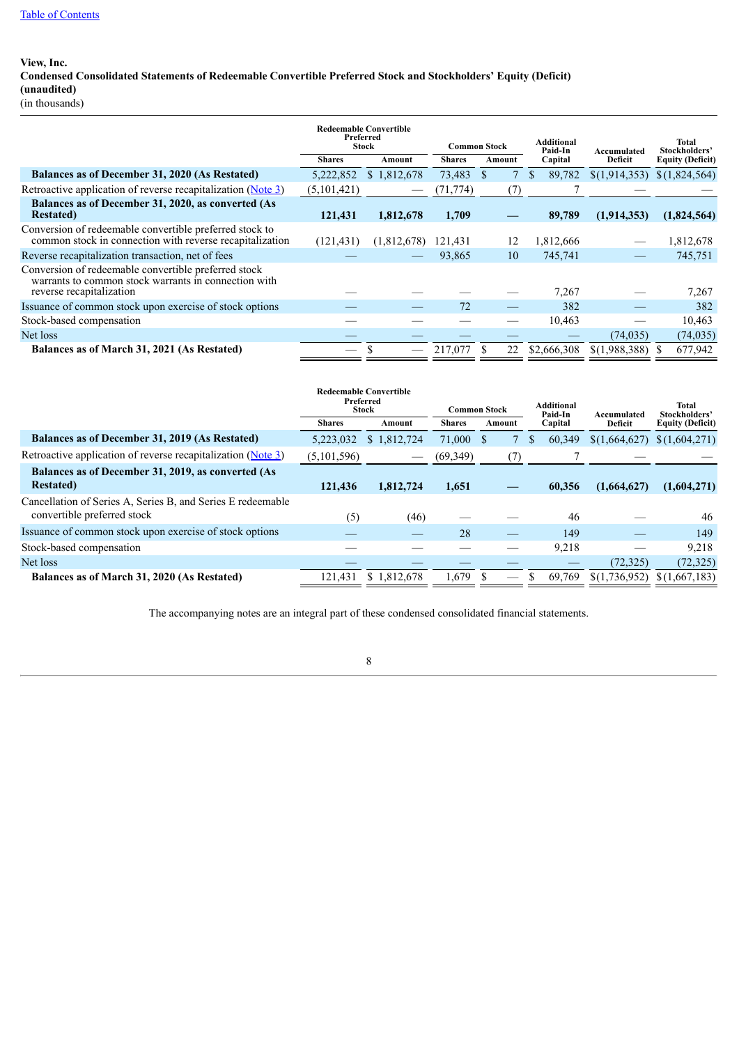[Table of Contents](#)

**View, Inc.**
**Condensed Consolidated Statements of Redeemable Convertible Preferred Stock and Stockholders' Equity (Deficit)**
**(unaudited)**
(in thousands)

| | Redeemable Convertible Preferred Stock | | Common Stock | | Additional Paid-In Capital | Accumulated Deficit | Total Stockholders' Equity (Deficit) |
|---|---|---|---|---|---|---|---|
| | Shares | Amount | Shares | Amount | | | |
| **Balances as of December 31, 2020 (As Restated)** | 5,222,852 | $ 1,812,678 | 73,483 | $ 7 | $ 89,782 | $(1,914,353) | $(1,824,564) |
| Retroactive application of reverse recapitalization ([Note 3](#)) | (5,101,421) | — | (71,774) | (7) | 7 | — | — |
| **Balances as of December 31, 2020, as converted (As Restated)** | **121,431** | **1,812,678** | **1,709** | **—** | **89,789** | **(1,914,353)** | **(1,824,564)** |
| Conversion of redeemable convertible preferred stock to common stock in connection with reverse recapitalization | (121,431) | (1,812,678) | 121,431 | 12 | 1,812,666 | — | 1,812,678 |
| Reverse recapitalization transaction, net of fees | — | — | 93,865 | 10 | 745,741 | — | 745,751 |
| Conversion of redeemable convertible preferred stock warrants to common stock warrants in connection with reverse recapitalization | — | — | — | — | 7,267 | — | 7,267 |
| Issuance of common stock upon exercise of stock options | — | — | 72 | — | 382 | — | 382 |
| Stock-based compensation | — | — | — | — | 10,463 | — | 10,463 |
| Net loss | — | — | — | — | — | (74,035) | (74,035) |
| **Balances as of March 31, 2021 (As Restated)** | — | $ — | 217,077 | $ 22 | $2,666,308 | $(1,988,388) | $ 677,942 |

| | Redeemable Convertible Preferred Stock | | Common Stock | | Additional Paid-In Capital | Accumulated Deficit | Total Stockholders' Equity (Deficit) |
|---|---|---|---|---|---|---|---|
| | Shares | Amount | Shares | Amount | | | |
| **Balances as of December 31, 2019 (As Restated)** | 5,223,032 | $ 1,812,724 | 71,000 | $ 7 | $ 60,349 | $(1,664,627) | $(1,604,271) |
| Retroactive application of reverse recapitalization ([Note 3](#)) | (5,101,596) | — | (69,349) | (7) | 7 | — | — |
| **Balances as of December 31, 2019, as converted (As Restated)** | **121,436** | **1,812,724** | **1,651** | **—** | **60,356** | **(1,664,627)** | **(1,604,271)** |
| Cancellation of Series A, Series B, and Series E redeemable convertible preferred stock | (5) | (46) | — | — | 46 | — | 46 |
| Issuance of common stock upon exercise of stock options | — | — | 28 | — | 149 | — | 149 |
| Stock-based compensation | — | — | — | — | 9,218 | — | 9,218 |
| Net loss | — | — | — | — | — | (72,325) | (72,325) |
| **Balances as of March 31, 2020 (As Restated)** | 121,431 | $ 1,812,678 | 1,679 | $ — | $ 69,769 | $(1,736,952) | $(1,667,183) |

The accompanying notes are an integral part of these condensed consolidated financial statements.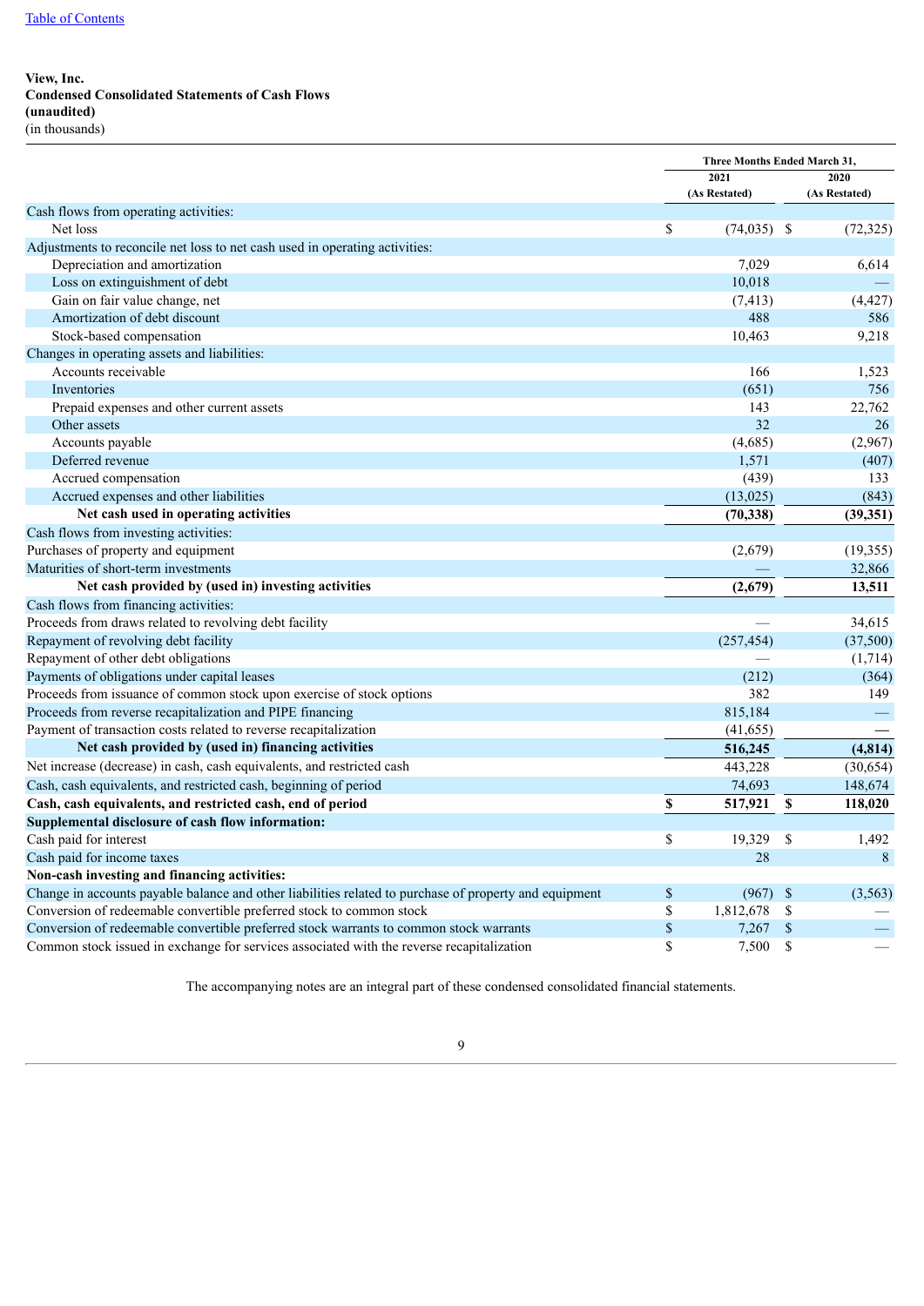[Table of Contents](#)

**View, Inc.**
**Condensed Consolidated Statements of Cash Flows**
**(unaudited)**
(in thousands)

| | Three Months Ended March 31, | |
|---|---|---|
| | 2021 (As Restated) | 2020 (As Restated) |
| Cash flows from operating activities: | | |
| Net loss | $ (74,035) | $ (72,325) |
| Adjustments to reconcile net loss to net cash used in operating activities: | | |
| Depreciation and amortization | 7,029 | 6,614 |
| Loss on extinguishment of debt | 10,018 | — |
| Gain on fair value change, net | (7,413) | (4,427) |
| Amortization of debt discount | 488 | 586 |
| Stock-based compensation | 10,463 | 9,218 |
| Changes in operating assets and liabilities: | | |
| Accounts receivable | 166 | 1,523 |
| Inventories | (651) | 756 |
| Prepaid expenses and other current assets | 143 | 22,762 |
| Other assets | 32 | 26 |
| Accounts payable | (4,685) | (2,967) |
| Deferred revenue | 1,571 | (407) |
| Accrued compensation | (439) | 133 |
| Accrued expenses and other liabilities | (13,025) | (843) |
| **Net cash used in operating activities** | **(70,338)** | **(39,351)** |
| Cash flows from investing activities: | | |
| Purchases of property and equipment | (2,679) | (19,355) |
| Maturities of short-term investments | — | 32,866 |
| **Net cash provided by (used in) investing activities** | **(2,679)** | **13,511** |
| Cash flows from financing activities: | | |
| Proceeds from draws related to revolving debt facility | — | 34,615 |
| Repayment of revolving debt facility | (257,454) | (37,500) |
| Repayment of other debt obligations | — | (1,714) |
| Payments of obligations under capital leases | (212) | (364) |
| Proceeds from issuance of common stock upon exercise of stock options | 382 | 149 |
| Proceeds from reverse recapitalization and PIPE financing | 815,184 | — |
| Payment of transaction costs related to reverse recapitalization | (41,655) | — |
| **Net cash provided by (used in) financing activities** | **516,245** | **(4,814)** |
| Net increase (decrease) in cash, cash equivalents, and restricted cash | 443,228 | (30,654) |
| Cash, cash equivalents, and restricted cash, beginning of period | 74,693 | 148,674 |
| **Cash, cash equivalents, and restricted cash, end of period** | **$ 517,921** | **$ 118,020** |
| **Supplemental disclosure of cash flow information:** | | |
| Cash paid for interest | $ 19,329 | $ 1,492 |
| Cash paid for income taxes | 28 | 8 |
| **Non-cash investing and financing activities:** | | |
| Change in accounts payable balance and other liabilities related to purchase of property and equipment | $ (967) | $ (3,563) |
| Conversion of redeemable convertible preferred stock to common stock | $ 1,812,678 | $ — |
| Conversion of redeemable convertible preferred stock warrants to common stock warrants | $ 7,267 | $ — |
| Common stock issued in exchange for services associated with the reverse recapitalization | $ 7,500 | $ — |

The accompanying notes are an integral part of these condensed consolidated financial statements.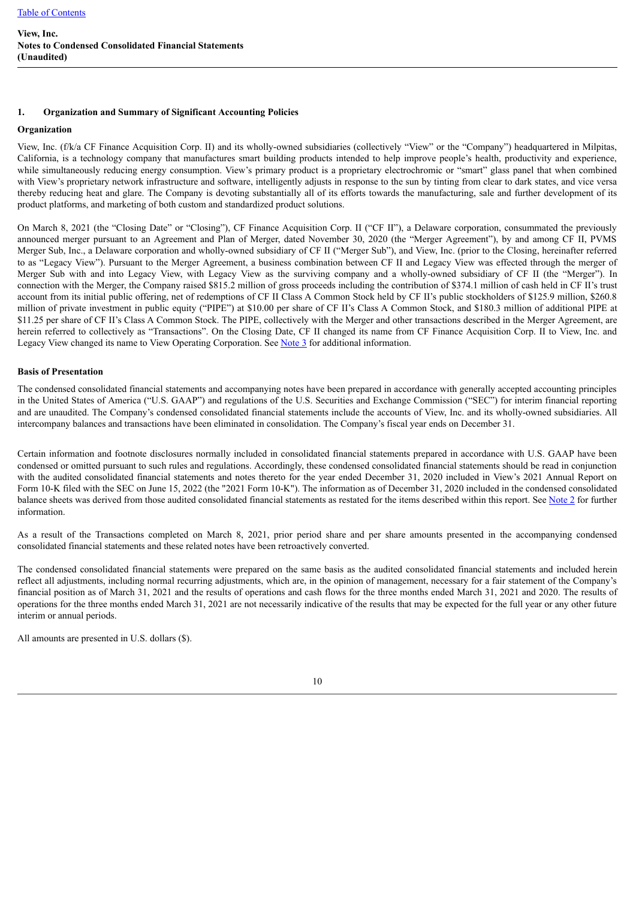## 1. Organization and Summary of Significant Accounting Policies

### Organization

View, Inc. (f/k/a CF Finance Acquisition Corp. II) and its wholly-owned subsidiaries (collectively "View" or the "Company") headquartered in Milpitas, California, is a technology company that manufactures smart building products intended to help improve people's health, productivity and experience, while simultaneously reducing energy consumption. View's primary product is a proprietary electrochromic or "smart" glass panel that when combined with View's proprietary network infrastructure and software, intelligently adjusts in response to the sun by tinting from clear to dark states, and vice versa thereby reducing heat and glare. The Company is devoting substantially all of its efforts towards the manufacturing, sale and further development of its product platforms, and marketing of both custom and standardized product solutions.

On March 8, 2021 (the "Closing Date" or "Closing"), CF Finance Acquisition Corp. II ("CF II"), a Delaware corporation, consummated the previously announced merger pursuant to an Agreement and Plan of Merger, dated November 30, 2020 (the "Merger Agreement"), by and among CF II, PVMS Merger Sub, Inc., a Delaware corporation and wholly-owned subsidiary of CF II ("Merger Sub"), and View, Inc. (prior to the Closing, hereinafter referred to as "Legacy View"). Pursuant to the Merger Agreement, a business combination between CF II and Legacy View was effected through the merger of Merger Sub with and into Legacy View, with Legacy View as the surviving company and a wholly-owned subsidiary of CF II (the "Merger"). In connection with the Merger, the Company raised $815.2 million of gross proceeds including the contribution of $374.1 million of cash held in CF II's trust account from its initial public offering, net of redemptions of CF II Class A Common Stock held by CF II's public stockholders of $125.9 million, $260.8 million of private investment in public equity ("PIPE") at $10.00 per share of CF II's Class A Common Stock, and $180.3 million of additional PIPE at $11.25 per share of CF II's Class A Common Stock. The PIPE, collectively with the Merger and other transactions described in the Merger Agreement, are herein referred to collectively as "Transactions". On the Closing Date, CF II changed its name from CF Finance Acquisition Corp. II to View, Inc. and Legacy View changed its name to View Operating Corporation. See Note 3 for additional information.

### Basis of Presentation

The condensed consolidated financial statements and accompanying notes have been prepared in accordance with generally accepted accounting principles in the United States of America ("U.S. GAAP") and regulations of the U.S. Securities and Exchange Commission ("SEC") for interim financial reporting and are unaudited. The Company's condensed consolidated financial statements include the accounts of View, Inc. and its wholly-owned subsidiaries. All intercompany balances and transactions have been eliminated in consolidation. The Company's fiscal year ends on December 31.

Certain information and footnote disclosures normally included in consolidated financial statements prepared in accordance with U.S. GAAP have been condensed or omitted pursuant to such rules and regulations. Accordingly, these condensed consolidated financial statements should be read in conjunction with the audited consolidated financial statements and notes thereto for the year ended December 31, 2020 included in View's 2021 Annual Report on Form 10-K filed with the SEC on June 15, 2022 (the "2021 Form 10-K"). The information as of December 31, 2020 included in the condensed consolidated balance sheets was derived from those audited consolidated financial statements as restated for the items described within this report. See Note 2 for further information.

As a result of the Transactions completed on March 8, 2021, prior period share and per share amounts presented in the accompanying condensed consolidated financial statements and these related notes have been retroactively converted.

The condensed consolidated financial statements were prepared on the same basis as the audited consolidated financial statements and included herein reflect all adjustments, including normal recurring adjustments, which are, in the opinion of management, necessary for a fair statement of the Company's financial position as of March 31, 2021 and the results of operations and cash flows for the three months ended March 31, 2021 and 2020. The results of operations for the three months ended March 31, 2021 are not necessarily indicative of the results that may be expected for the full year or any other future interim or annual periods.

All amounts are presented in U.S. dollars ($).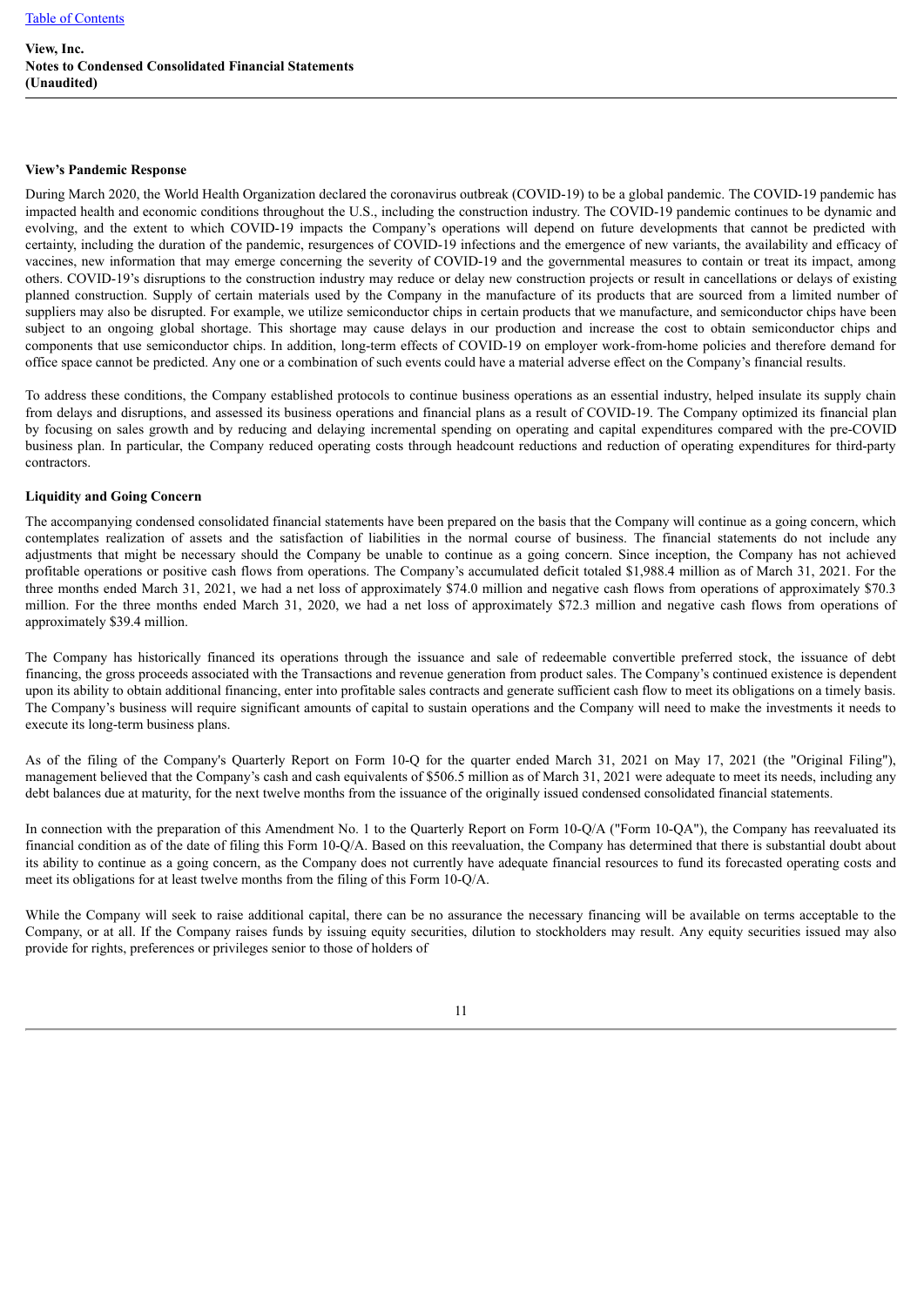**View, Inc.**
**Notes to Condensed Consolidated Financial Statements**
**(Unaudited)**

**View's Pandemic Response**

During March 2020, the World Health Organization declared the coronavirus outbreak (COVID-19) to be a global pandemic. The COVID-19 pandemic has impacted health and economic conditions throughout the U.S., including the construction industry. The COVID-19 pandemic continues to be dynamic and evolving, and the extent to which COVID-19 impacts the Company's operations will depend on future developments that cannot be predicted with certainty, including the duration of the pandemic, resurgences of COVID-19 infections and the emergence of new variants, the availability and efficacy of vaccines, new information that may emerge concerning the severity of COVID-19 and the governmental measures to contain or treat its impact, among others. COVID-19's disruptions to the construction industry may reduce or delay new construction projects or result in cancellations or delays of existing planned construction. Supply of certain materials used by the Company in the manufacture of its products that are sourced from a limited number of suppliers may also be disrupted. For example, we utilize semiconductor chips in certain products that we manufacture, and semiconductor chips have been subject to an ongoing global shortage. This shortage may cause delays in our production and increase the cost to obtain semiconductor chips and components that use semiconductor chips. In addition, long-term effects of COVID-19 on employer work-from-home policies and therefore demand for office space cannot be predicted. Any one or a combination of such events could have a material adverse effect on the Company's financial results.

To address these conditions, the Company established protocols to continue business operations as an essential industry, helped insulate its supply chain from delays and disruptions, and assessed its business operations and financial plans as a result of COVID-19. The Company optimized its financial plan by focusing on sales growth and by reducing and delaying incremental spending on operating and capital expenditures compared with the pre-COVID business plan. In particular, the Company reduced operating costs through headcount reductions and reduction of operating expenditures for third-party contractors.

**Liquidity and Going Concern**

The accompanying condensed consolidated financial statements have been prepared on the basis that the Company will continue as a going concern, which contemplates realization of assets and the satisfaction of liabilities in the normal course of business. The financial statements do not include any adjustments that might be necessary should the Company be unable to continue as a going concern. Since inception, the Company has not achieved profitable operations or positive cash flows from operations. The Company's accumulated deficit totaled $1,988.4 million as of March 31, 2021. For the three months ended March 31, 2021, we had a net loss of approximately $74.0 million and negative cash flows from operations of approximately $70.3 million. For the three months ended March 31, 2020, we had a net loss of approximately $72.3 million and negative cash flows from operations of approximately $39.4 million.

The Company has historically financed its operations through the issuance and sale of redeemable convertible preferred stock, the issuance of debt financing, the gross proceeds associated with the Transactions and revenue generation from product sales. The Company's continued existence is dependent upon its ability to obtain additional financing, enter into profitable sales contracts and generate sufficient cash flow to meet its obligations on a timely basis. The Company's business will require significant amounts of capital to sustain operations and the Company will need to make the investments it needs to execute its long-term business plans.

As of the filing of the Company's Quarterly Report on Form 10-Q for the quarter ended March 31, 2021 on May 17, 2021 (the "Original Filing"), management believed that the Company's cash and cash equivalents of $506.5 million as of March 31, 2021 were adequate to meet its needs, including any debt balances due at maturity, for the next twelve months from the issuance of the originally issued condensed consolidated financial statements.

In connection with the preparation of this Amendment No. 1 to the Quarterly Report on Form 10-Q/A ("Form 10-QA"), the Company has reevaluated its financial condition as of the date of filing this Form 10-Q/A. Based on this reevaluation, the Company has determined that there is substantial doubt about its ability to continue as a going concern, as the Company does not currently have adequate financial resources to fund its forecasted operating costs and meet its obligations for at least twelve months from the filing of this Form 10-Q/A.

While the Company will seek to raise additional capital, there can be no assurance the necessary financing will be available on terms acceptable to the Company, or at all. If the Company raises funds by issuing equity securities, dilution to stockholders may result. Any equity securities issued may also provide for rights, preferences or privileges senior to those of holders of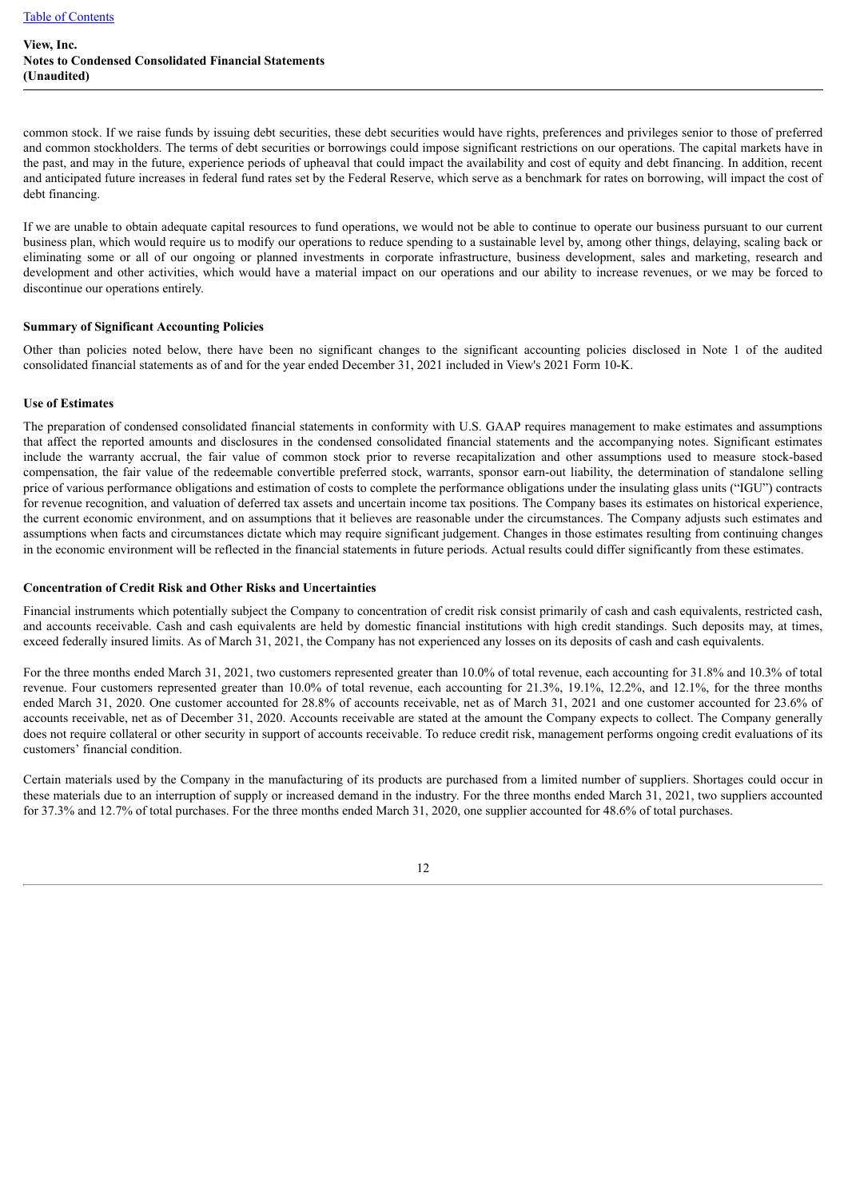common stock. If we raise funds by issuing debt securities, these debt securities would have rights, preferences and privileges senior to those of preferred and common stockholders. The terms of debt securities or borrowings could impose significant restrictions on our operations. The capital markets have in the past, and may in the future, experience periods of upheaval that could impact the availability and cost of equity and debt financing. In addition, recent and anticipated future increases in federal fund rates set by the Federal Reserve, which serve as a benchmark for rates on borrowing, will impact the cost of debt financing.

If we are unable to obtain adequate capital resources to fund operations, we would not be able to continue to operate our business pursuant to our current business plan, which would require us to modify our operations to reduce spending to a sustainable level by, among other things, delaying, scaling back or eliminating some or all of our ongoing or planned investments in corporate infrastructure, business development, sales and marketing, research and development and other activities, which would have a material impact on our operations and our ability to increase revenues, or we may be forced to discontinue our operations entirely.

**Summary of Significant Accounting Policies**

Other than policies noted below, there have been no significant changes to the significant accounting policies disclosed in Note 1 of the audited consolidated financial statements as of and for the year ended December 31, 2021 included in View's 2021 Form 10-K.

**Use of Estimates**

The preparation of condensed consolidated financial statements in conformity with U.S. GAAP requires management to make estimates and assumptions that affect the reported amounts and disclosures in the condensed consolidated financial statements and the accompanying notes. Significant estimates include the warranty accrual, the fair value of common stock prior to reverse recapitalization and other assumptions used to measure stock-based compensation, the fair value of the redeemable convertible preferred stock, warrants, sponsor earn-out liability, the determination of standalone selling price of various performance obligations and estimation of costs to complete the performance obligations under the insulating glass units ("IGU") contracts for revenue recognition, and valuation of deferred tax assets and uncertain income tax positions. The Company bases its estimates on historical experience, the current economic environment, and on assumptions that it believes are reasonable under the circumstances. The Company adjusts such estimates and assumptions when facts and circumstances dictate which may require significant judgement. Changes in those estimates resulting from continuing changes in the economic environment will be reflected in the financial statements in future periods. Actual results could differ significantly from these estimates.

**Concentration of Credit Risk and Other Risks and Uncertainties**

Financial instruments which potentially subject the Company to concentration of credit risk consist primarily of cash and cash equivalents, restricted cash, and accounts receivable. Cash and cash equivalents are held by domestic financial institutions with high credit standings. Such deposits may, at times, exceed federally insured limits. As of March 31, 2021, the Company has not experienced any losses on its deposits of cash and cash equivalents.

For the three months ended March 31, 2021, two customers represented greater than 10.0% of total revenue, each accounting for 31.8% and 10.3% of total revenue. Four customers represented greater than 10.0% of total revenue, each accounting for 21.3%, 19.1%, 12.2%, and 12.1%, for the three months ended March 31, 2020. One customer accounted for 28.8% of accounts receivable, net as of March 31, 2021 and one customer accounted for 23.6% of accounts receivable, net as of December 31, 2020. Accounts receivable are stated at the amount the Company expects to collect. The Company generally does not require collateral or other security in support of accounts receivable. To reduce credit risk, management performs ongoing credit evaluations of its customers' financial condition.

Certain materials used by the Company in the manufacturing of its products are purchased from a limited number of suppliers. Shortages could occur in these materials due to an interruption of supply or increased demand in the industry. For the three months ended March 31, 2021, two suppliers accounted for 37.3% and 12.7% of total purchases. For the three months ended March 31, 2020, one supplier accounted for 48.6% of total purchases.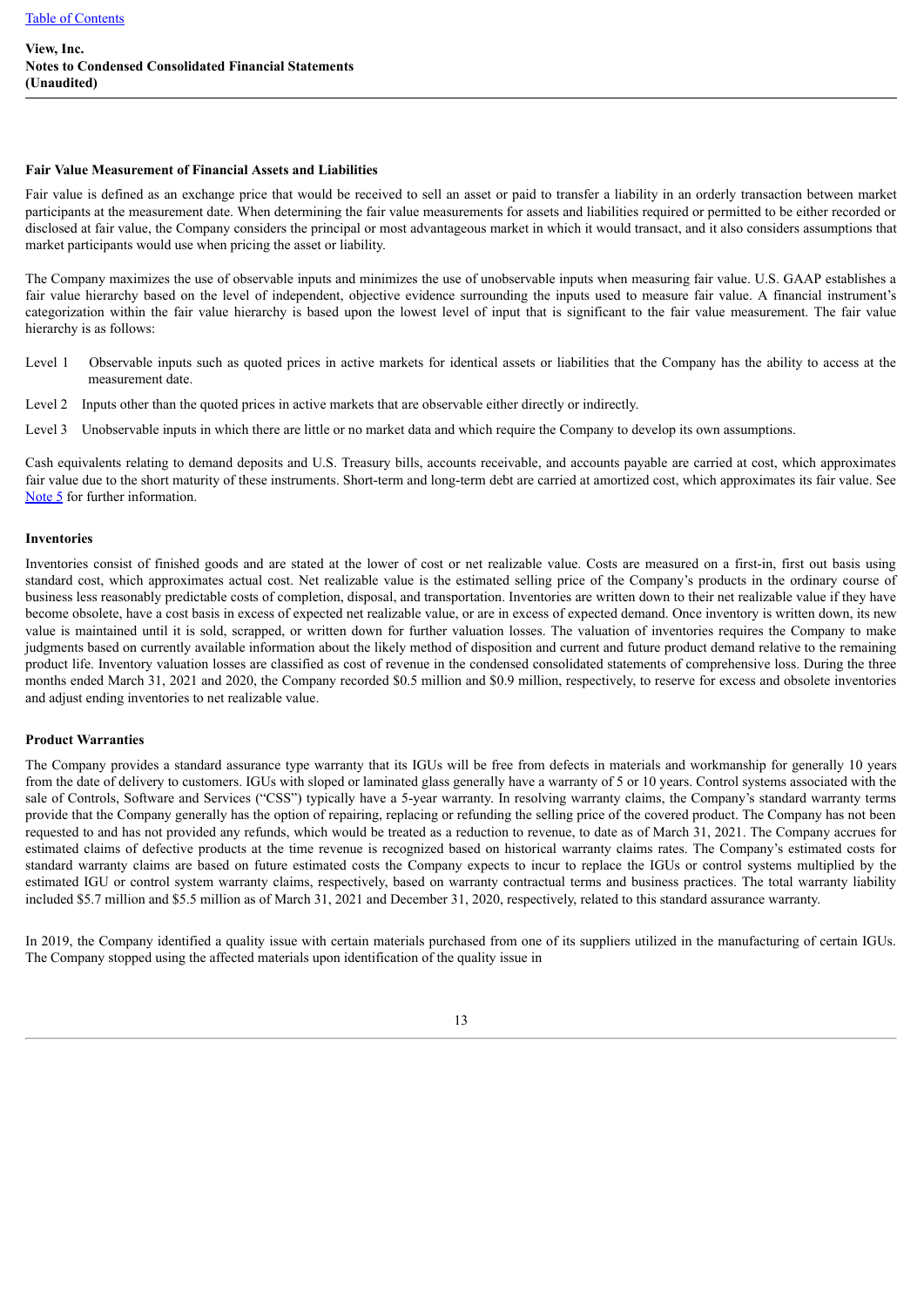**Fair Value Measurement of Financial Assets and Liabilities**

Fair value is defined as an exchange price that would be received to sell an asset or paid to transfer a liability in an orderly transaction between market participants at the measurement date. When determining the fair value measurements for assets and liabilities required or permitted to be either recorded or disclosed at fair value, the Company considers the principal or most advantageous market in which it would transact, and it also considers assumptions that market participants would use when pricing the asset or liability.

The Company maximizes the use of observable inputs and minimizes the use of unobservable inputs when measuring fair value. U.S. GAAP establishes a fair value hierarchy based on the level of independent, objective evidence surrounding the inputs used to measure fair value. A financial instrument's categorization within the fair value hierarchy is based upon the lowest level of input that is significant to the fair value measurement. The fair value hierarchy is as follows:

- Level 1 Observable inputs such as quoted prices in active markets for identical assets or liabilities that the Company has the ability to access at the measurement date.
- Level 2 Inputs other than the quoted prices in active markets that are observable either directly or indirectly.
- Level 3 Unobservable inputs in which there are little or no market data and which require the Company to develop its own assumptions.

Cash equivalents relating to demand deposits and U.S. Treasury bills, accounts receivable, and accounts payable are carried at cost, which approximates fair value due to the short maturity of these instruments. Short-term and long-term debt are carried at amortized cost, which approximates its fair value. See Note 5 for further information.

**Inventories**

Inventories consist of finished goods and are stated at the lower of cost or net realizable value. Costs are measured on a first-in, first out basis using standard cost, which approximates actual cost. Net realizable value is the estimated selling price of the Company's products in the ordinary course of business less reasonably predictable costs of completion, disposal, and transportation. Inventories are written down to their net realizable value if they have become obsolete, have a cost basis in excess of expected net realizable value, or are in excess of expected demand. Once inventory is written down, its new value is maintained until it is sold, scrapped, or written down for further valuation losses. The valuation of inventories requires the Company to make judgments based on currently available information about the likely method of disposition and current and future product demand relative to the remaining product life. Inventory valuation losses are classified as cost of revenue in the condensed consolidated statements of comprehensive loss. During the three months ended March 31, 2021 and 2020, the Company recorded $0.5 million and $0.9 million, respectively, to reserve for excess and obsolete inventories and adjust ending inventories to net realizable value.

**Product Warranties**

The Company provides a standard assurance type warranty that its IGUs will be free from defects in materials and workmanship for generally 10 years from the date of delivery to customers. IGUs with sloped or laminated glass generally have a warranty of 5 or 10 years. Control systems associated with the sale of Controls, Software and Services ("CSS") typically have a 5-year warranty. In resolving warranty claims, the Company's standard warranty terms provide that the Company generally has the option of repairing, replacing or refunding the selling price of the covered product. The Company has not been requested to and has not provided any refunds, which would be treated as a reduction to revenue, to date as of March 31, 2021. The Company accrues for estimated claims of defective products at the time revenue is recognized based on historical warranty claims rates. The Company's estimated costs for standard warranty claims are based on future estimated costs the Company expects to incur to replace the IGUs or control systems multiplied by the estimated IGU or control system warranty claims, respectively, based on warranty contractual terms and business practices. The total warranty liability included $5.7 million and $5.5 million as of March 31, 2021 and December 31, 2020, respectively, related to this standard assurance warranty.

In 2019, the Company identified a quality issue with certain materials purchased from one of its suppliers utilized in the manufacturing of certain IGUs. The Company stopped using the affected materials upon identification of the quality issue in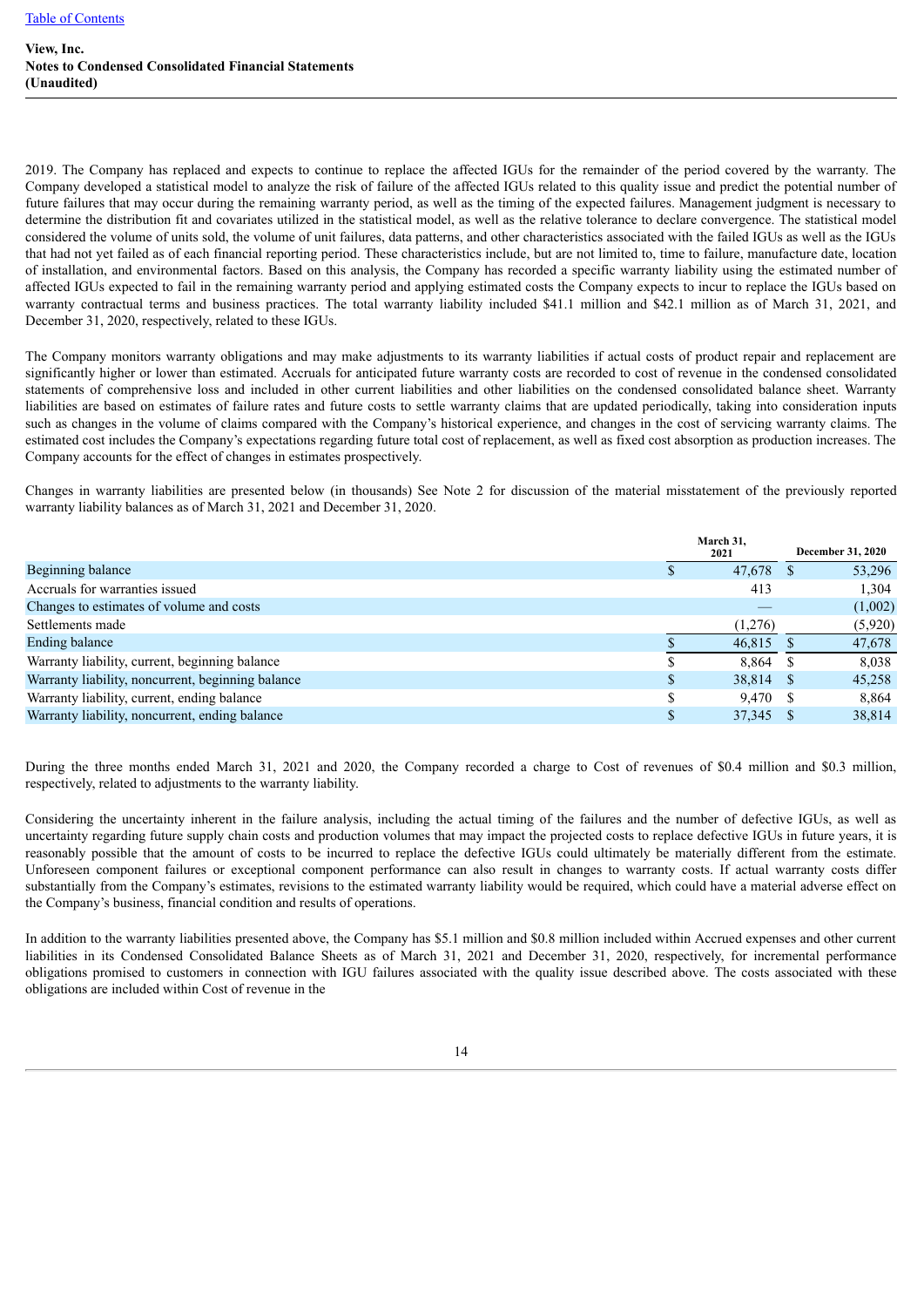2019. The Company has replaced and expects to continue to replace the affected IGUs for the remainder of the period covered by the warranty. The Company developed a statistical model to analyze the risk of failure of the affected IGUs related to this quality issue and predict the potential number of future failures that may occur during the remaining warranty period, as well as the timing of the expected failures. Management judgment is necessary to determine the distribution fit and covariates utilized in the statistical model, as well as the relative tolerance to declare convergence. The statistical model considered the volume of units sold, the volume of unit failures, data patterns, and other characteristics associated with the failed IGUs as well as the IGUs that had not yet failed as of each financial reporting period. These characteristics include, but are not limited to, time to failure, manufacture date, location of installation, and environmental factors. Based on this analysis, the Company has recorded a specific warranty liability using the estimated number of affected IGUs expected to fail in the remaining warranty period and applying estimated costs the Company expects to incur to replace the IGUs based on warranty contractual terms and business practices. The total warranty liability included $41.1 million and $42.1 million as of March 31, 2021, and December 31, 2020, respectively, related to these IGUs.

The Company monitors warranty obligations and may make adjustments to its warranty liabilities if actual costs of product repair and replacement are significantly higher or lower than estimated. Accruals for anticipated future warranty costs are recorded to cost of revenue in the condensed consolidated statements of comprehensive loss and included in other current liabilities and other liabilities on the condensed consolidated balance sheet. Warranty liabilities are based on estimates of failure rates and future costs to settle warranty claims that are updated periodically, taking into consideration inputs such as changes in the volume of claims compared with the Company's historical experience, and changes in the cost of servicing warranty claims. The estimated cost includes the Company's expectations regarding future total cost of replacement, as well as fixed cost absorption as production increases. The Company accounts for the effect of changes in estimates prospectively.

Changes in warranty liabilities are presented below (in thousands) See Note 2 for discussion of the material misstatement of the previously reported warranty liability balances as of March 31, 2021 and December 31, 2020.

| | March 31, 2021 | December 31, 2020 |
|---|---|---|
| Beginning balance | $ 47,678 | $ 53,296 |
| Accruals for warranties issued | 413 | 1,304 |
| Changes to estimates of volume and costs | — | (1,002) |
| Settlements made | (1,276) | (5,920) |
| Ending balance | $ 46,815 | $ 47,678 |
| Warranty liability, current, beginning balance | $ 8,864 | $ 8,038 |
| Warranty liability, noncurrent, beginning balance | $ 38,814 | $ 45,258 |
| Warranty liability, current, ending balance | $ 9,470 | $ 8,864 |
| Warranty liability, noncurrent, ending balance | $ 37,345 | $ 38,814 |

During the three months ended March 31, 2021 and 2020, the Company recorded a charge to Cost of revenues of $0.4 million and $0.3 million, respectively, related to adjustments to the warranty liability.

Considering the uncertainty inherent in the failure analysis, including the actual timing of the failures and the number of defective IGUs, as well as uncertainty regarding future supply chain costs and production volumes that may impact the projected costs to replace defective IGUs in future years, it is reasonably possible that the amount of costs to be incurred to replace the defective IGUs could ultimately be materially different from the estimate. Unforeseen component failures or exceptional component performance can also result in changes to warranty costs. If actual warranty costs differ substantially from the Company's estimates, revisions to the estimated warranty liability would be required, which could have a material adverse effect on the Company's business, financial condition and results of operations.

In addition to the warranty liabilities presented above, the Company has $5.1 million and $0.8 million included within Accrued expenses and other current liabilities in its Condensed Consolidated Balance Sheets as of March 31, 2021 and December 31, 2020, respectively, for incremental performance obligations promised to customers in connection with IGU failures associated with the quality issue described above. The costs associated with these obligations are included within Cost of revenue in the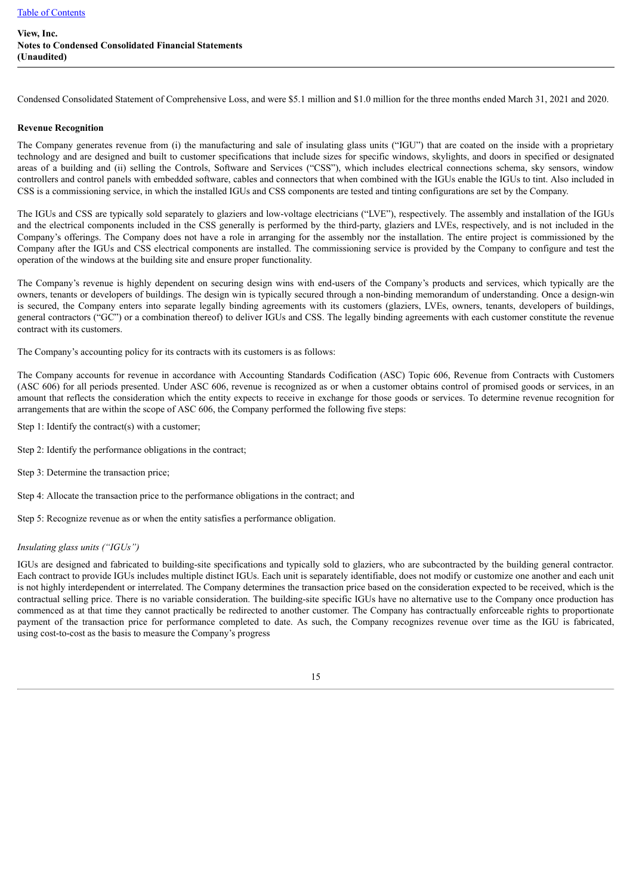Condensed Consolidated Statement of Comprehensive Loss, and were $5.1 million and $1.0 million for the three months ended March 31, 2021 and 2020.

**Revenue Recognition**

The Company generates revenue from (i) the manufacturing and sale of insulating glass units ("IGU") that are coated on the inside with a proprietary technology and are designed and built to customer specifications that include sizes for specific windows, skylights, and doors in specified or designated areas of a building and (ii) selling the Controls, Software and Services ("CSS"), which includes electrical connections schema, sky sensors, window controllers and control panels with embedded software, cables and connectors that when combined with the IGUs enable the IGUs to tint. Also included in CSS is a commissioning service, in which the installed IGUs and CSS components are tested and tinting configurations are set by the Company.

The IGUs and CSS are typically sold separately to glaziers and low-voltage electricians ("LVE"), respectively. The assembly and installation of the IGUs and the electrical components included in the CSS generally is performed by the third-party, glaziers and LVEs, respectively, and is not included in the Company's offerings. The Company does not have a role in arranging for the assembly nor the installation. The entire project is commissioned by the Company after the IGUs and CSS electrical components are installed. The commissioning service is provided by the Company to configure and test the operation of the windows at the building site and ensure proper functionality.

The Company's revenue is highly dependent on securing design wins with end-users of the Company's products and services, which typically are the owners, tenants or developers of buildings. The design win is typically secured through a non-binding memorandum of understanding. Once a design-win is secured, the Company enters into separate legally binding agreements with its customers (glaziers, LVEs, owners, tenants, developers of buildings, general contractors ("GC") or a combination thereof) to deliver IGUs and CSS. The legally binding agreements with each customer constitute the revenue contract with its customers.

The Company's accounting policy for its contracts with its customers is as follows:

The Company accounts for revenue in accordance with Accounting Standards Codification (ASC) Topic 606, Revenue from Contracts with Customers (ASC 606) for all periods presented. Under ASC 606, revenue is recognized as or when a customer obtains control of promised goods or services, in an amount that reflects the consideration which the entity expects to receive in exchange for those goods or services. To determine revenue recognition for arrangements that are within the scope of ASC 606, the Company performed the following five steps:

Step 1: Identify the contract(s) with a customer;

Step 2: Identify the performance obligations in the contract;

Step 3: Determine the transaction price;

Step 4: Allocate the transaction price to the performance obligations in the contract; and

Step 5: Recognize revenue as or when the entity satisfies a performance obligation.

*Insulating glass units ("IGUs")*

IGUs are designed and fabricated to building-site specifications and typically sold to glaziers, who are subcontracted by the building general contractor. Each contract to provide IGUs includes multiple distinct IGUs. Each unit is separately identifiable, does not modify or customize one another and each unit is not highly interdependent or interrelated. The Company determines the transaction price based on the consideration expected to be received, which is the contractual selling price. There is no variable consideration. The building-site specific IGUs have no alternative use to the Company once production has commenced as at that time they cannot practically be redirected to another customer. The Company has contractually enforceable rights to proportionate payment of the transaction price for performance completed to date. As such, the Company recognizes revenue over time as the IGU is fabricated, using cost-to-cost as the basis to measure the Company's progress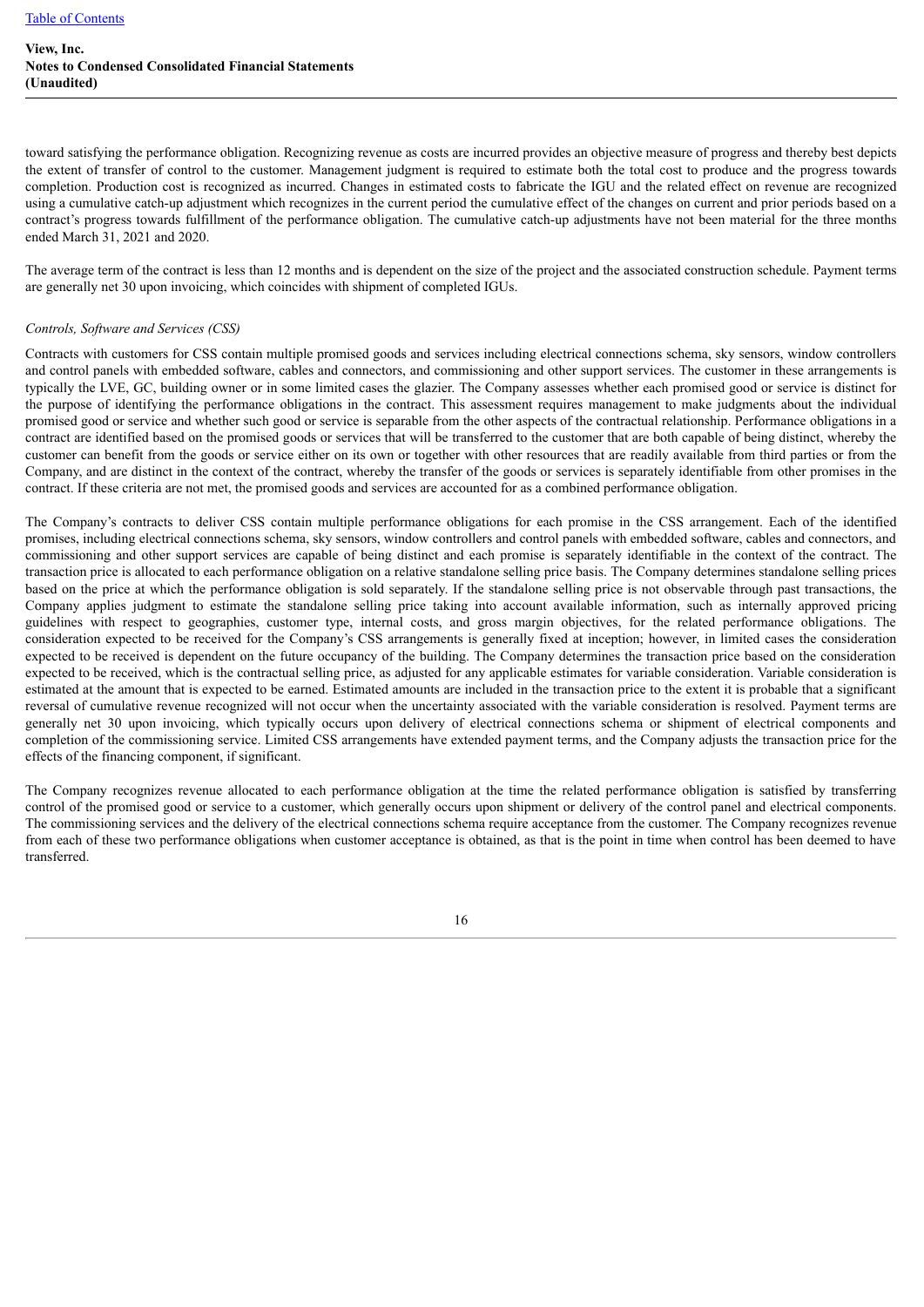toward satisfying the performance obligation. Recognizing revenue as costs are incurred provides an objective measure of progress and thereby best depicts the extent of transfer of control to the customer. Management judgment is required to estimate both the total cost to produce and the progress towards completion. Production cost is recognized as incurred. Changes in estimated costs to fabricate the IGU and the related effect on revenue are recognized using a cumulative catch-up adjustment which recognizes in the current period the cumulative effect of the changes on current and prior periods based on a contract's progress towards fulfillment of the performance obligation. The cumulative catch-up adjustments have not been material for the three months ended March 31, 2021 and 2020.

The average term of the contract is less than 12 months and is dependent on the size of the project and the associated construction schedule. Payment terms are generally net 30 upon invoicing, which coincides with shipment of completed IGUs.

*Controls, Software and Services (CSS)*

Contracts with customers for CSS contain multiple promised goods and services including electrical connections schema, sky sensors, window controllers and control panels with embedded software, cables and connectors, and commissioning and other support services. The customer in these arrangements is typically the LVE, GC, building owner or in some limited cases the glazier. The Company assesses whether each promised good or service is distinct for the purpose of identifying the performance obligations in the contract. This assessment requires management to make judgments about the individual promised good or service and whether such good or service is separable from the other aspects of the contractual relationship. Performance obligations in a contract are identified based on the promised goods or services that will be transferred to the customer that are both capable of being distinct, whereby the customer can benefit from the goods or service either on its own or together with other resources that are readily available from third parties or from the Company, and are distinct in the context of the contract, whereby the transfer of the goods or services is separately identifiable from other promises in the contract. If these criteria are not met, the promised goods and services are accounted for as a combined performance obligation.

The Company's contracts to deliver CSS contain multiple performance obligations for each promise in the CSS arrangement. Each of the identified promises, including electrical connections schema, sky sensors, window controllers and control panels with embedded software, cables and connectors, and commissioning and other support services are capable of being distinct and each promise is separately identifiable in the context of the contract. The transaction price is allocated to each performance obligation on a relative standalone selling price basis. The Company determines standalone selling prices based on the price at which the performance obligation is sold separately. If the standalone selling price is not observable through past transactions, the Company applies judgment to estimate the standalone selling price taking into account available information, such as internally approved pricing guidelines with respect to geographies, customer type, internal costs, and gross margin objectives, for the related performance obligations. The consideration expected to be received for the Company's CSS arrangements is generally fixed at inception; however, in limited cases the consideration expected to be received is dependent on the future occupancy of the building. The Company determines the transaction price based on the consideration expected to be received, which is the contractual selling price, as adjusted for any applicable estimates for variable consideration. Variable consideration is estimated at the amount that is expected to be earned. Estimated amounts are included in the transaction price to the extent it is probable that a significant reversal of cumulative revenue recognized will not occur when the uncertainty associated with the variable consideration is resolved. Payment terms are generally net 30 upon invoicing, which typically occurs upon delivery of electrical connections schema or shipment of electrical components and completion of the commissioning service. Limited CSS arrangements have extended payment terms, and the Company adjusts the transaction price for the effects of the financing component, if significant.

The Company recognizes revenue allocated to each performance obligation at the time the related performance obligation is satisfied by transferring control of the promised good or service to a customer, which generally occurs upon shipment or delivery of the control panel and electrical components. The commissioning services and the delivery of the electrical connections schema require acceptance from the customer. The Company recognizes revenue from each of these two performance obligations when customer acceptance is obtained, as that is the point in time when control has been deemed to have transferred.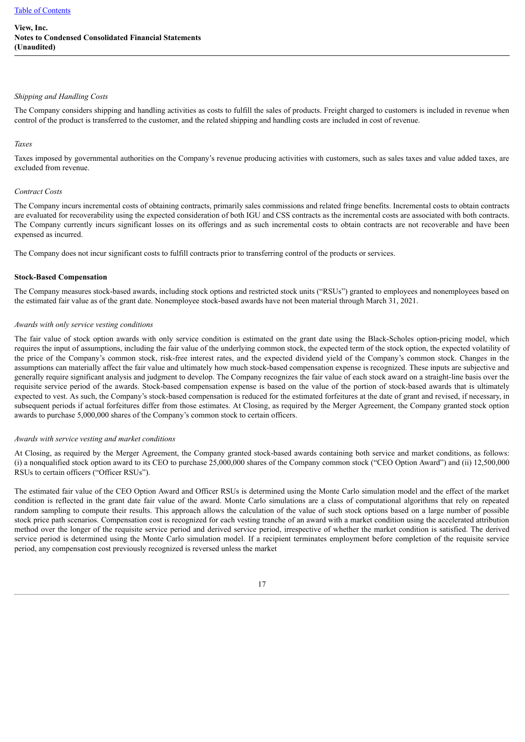*Shipping and Handling Costs*

The Company considers shipping and handling activities as costs to fulfill the sales of products. Freight charged to customers is included in revenue when control of the product is transferred to the customer, and the related shipping and handling costs are included in cost of revenue.

*Taxes*

Taxes imposed by governmental authorities on the Company's revenue producing activities with customers, such as sales taxes and value added taxes, are excluded from revenue.

*Contract Costs*

The Company incurs incremental costs of obtaining contracts, primarily sales commissions and related fringe benefits. Incremental costs to obtain contracts are evaluated for recoverability using the expected consideration of both IGU and CSS contracts as the incremental costs are associated with both contracts. The Company currently incurs significant losses on its offerings and as such incremental costs to obtain contracts are not recoverable and have been expensed as incurred.

The Company does not incur significant costs to fulfill contracts prior to transferring control of the products or services.

**Stock-Based Compensation**

The Company measures stock-based awards, including stock options and restricted stock units ("RSUs") granted to employees and nonemployees based on the estimated fair value as of the grant date. Nonemployee stock-based awards have not been material through March 31, 2021.

*Awards with only service vesting conditions*

The fair value of stock option awards with only service condition is estimated on the grant date using the Black-Scholes option-pricing model, which requires the input of assumptions, including the fair value of the underlying common stock, the expected term of the stock option, the expected volatility of the price of the Company's common stock, risk-free interest rates, and the expected dividend yield of the Company's common stock. Changes in the assumptions can materially affect the fair value and ultimately how much stock-based compensation expense is recognized. These inputs are subjective and generally require significant analysis and judgment to develop. The Company recognizes the fair value of each stock award on a straight-line basis over the requisite service period of the awards. Stock-based compensation expense is based on the value of the portion of stock-based awards that is ultimately expected to vest. As such, the Company's stock-based compensation is reduced for the estimated forfeitures at the date of grant and revised, if necessary, in subsequent periods if actual forfeitures differ from those estimates. At Closing, as required by the Merger Agreement, the Company granted stock option awards to purchase 5,000,000 shares of the Company's common stock to certain officers.

*Awards with service vesting and market conditions*

At Closing, as required by the Merger Agreement, the Company granted stock-based awards containing both service and market conditions, as follows: (i) a nonqualified stock option award to its CEO to purchase 25,000,000 shares of the Company common stock ("CEO Option Award") and (ii) 12,500,000 RSUs to certain officers ("Officer RSUs").

The estimated fair value of the CEO Option Award and Officer RSUs is determined using the Monte Carlo simulation model and the effect of the market condition is reflected in the grant date fair value of the award. Monte Carlo simulations are a class of computational algorithms that rely on repeated random sampling to compute their results. This approach allows the calculation of the value of such stock options based on a large number of possible stock price path scenarios. Compensation cost is recognized for each vesting tranche of an award with a market condition using the accelerated attribution method over the longer of the requisite service period and derived service period, irrespective of whether the market condition is satisfied. The derived service period is determined using the Monte Carlo simulation model. If a recipient terminates employment before completion of the requisite service period, any compensation cost previously recognized is reversed unless the market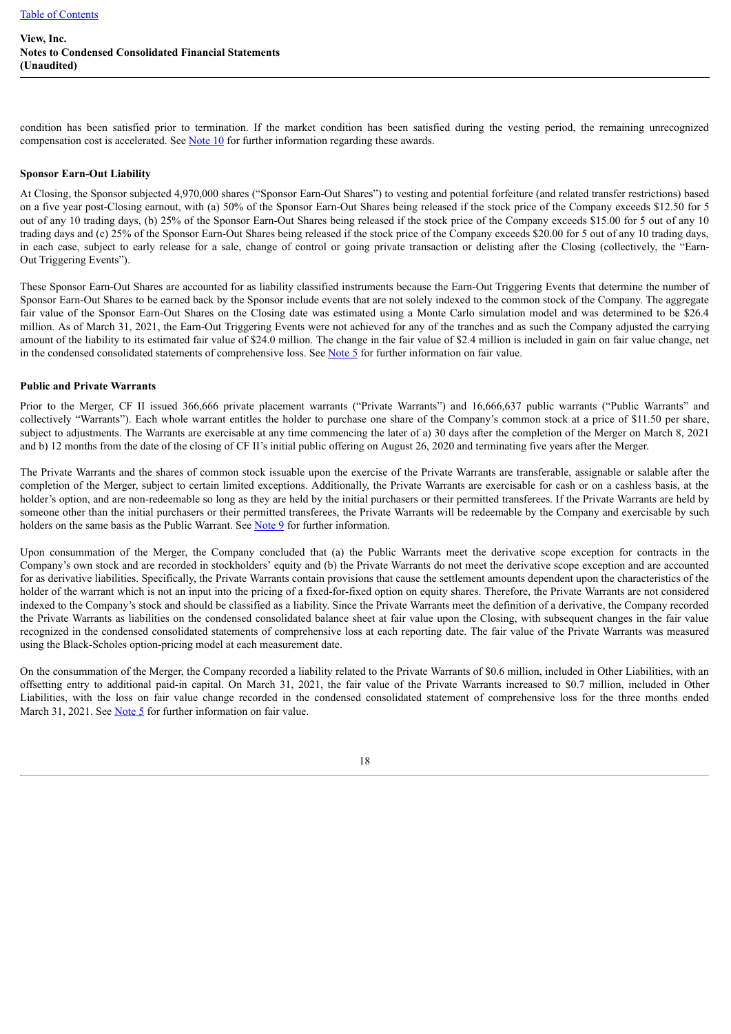condition has been satisfied prior to termination. If the market condition has been satisfied during the vesting period, the remaining unrecognized compensation cost is accelerated. See Note 10 for further information regarding these awards.

**Sponsor Earn-Out Liability**

At Closing, the Sponsor subjected 4,970,000 shares ("Sponsor Earn-Out Shares") to vesting and potential forfeiture (and related transfer restrictions) based on a five year post-Closing earnout, with (a) 50% of the Sponsor Earn-Out Shares being released if the stock price of the Company exceeds $12.50 for 5 out of any 10 trading days, (b) 25% of the Sponsor Earn-Out Shares being released if the stock price of the Company exceeds $15.00 for 5 out of any 10 trading days and (c) 25% of the Sponsor Earn-Out Shares being released if the stock price of the Company exceeds $20.00 for 5 out of any 10 trading days, in each case, subject to early release for a sale, change of control or going private transaction or delisting after the Closing (collectively, the "Earn-Out Triggering Events").

These Sponsor Earn-Out Shares are accounted for as liability classified instruments because the Earn-Out Triggering Events that determine the number of Sponsor Earn-Out Shares to be earned back by the Sponsor include events that are not solely indexed to the common stock of the Company. The aggregate fair value of the Sponsor Earn-Out Shares on the Closing date was estimated using a Monte Carlo simulation model and was determined to be $26.4 million. As of March 31, 2021, the Earn-Out Triggering Events were not achieved for any of the tranches and as such the Company adjusted the carrying amount of the liability to its estimated fair value of $24.0 million. The change in the fair value of $2.4 million is included in gain on fair value change, net in the condensed consolidated statements of comprehensive loss. See Note 5 for further information on fair value.

**Public and Private Warrants**

Prior to the Merger, CF II issued 366,666 private placement warrants ("Private Warrants") and 16,666,637 public warrants ("Public Warrants" and collectively "Warrants"). Each whole warrant entitles the holder to purchase one share of the Company's common stock at a price of $11.50 per share, subject to adjustments. The Warrants are exercisable at any time commencing the later of a) 30 days after the completion of the Merger on March 8, 2021 and b) 12 months from the date of the closing of CF II's initial public offering on August 26, 2020 and terminating five years after the Merger.

The Private Warrants and the shares of common stock issuable upon the exercise of the Private Warrants are transferable, assignable or salable after the completion of the Merger, subject to certain limited exceptions. Additionally, the Private Warrants are exercisable for cash or on a cashless basis, at the holder's option, and are non-redeemable so long as they are held by the initial purchasers or their permitted transferees. If the Private Warrants are held by someone other than the initial purchasers or their permitted transferees, the Private Warrants will be redeemable by the Company and exercisable by such holders on the same basis as the Public Warrant. See Note 9 for further information.

Upon consummation of the Merger, the Company concluded that (a) the Public Warrants meet the derivative scope exception for contracts in the Company's own stock and are recorded in stockholders' equity and (b) the Private Warrants do not meet the derivative scope exception and are accounted for as derivative liabilities. Specifically, the Private Warrants contain provisions that cause the settlement amounts dependent upon the characteristics of the holder of the warrant which is not an input into the pricing of a fixed-for-fixed option on equity shares. Therefore, the Private Warrants are not considered indexed to the Company's stock and should be classified as a liability. Since the Private Warrants meet the definition of a derivative, the Company recorded the Private Warrants as liabilities on the condensed consolidated balance sheet at fair value upon the Closing, with subsequent changes in the fair value recognized in the condensed consolidated statements of comprehensive loss at each reporting date. The fair value of the Private Warrants was measured using the Black-Scholes option-pricing model at each measurement date.

On the consummation of the Merger, the Company recorded a liability related to the Private Warrants of $0.6 million, included in Other Liabilities, with an offsetting entry to additional paid-in capital. On March 31, 2021, the fair value of the Private Warrants increased to $0.7 million, included in Other Liabilities, with the loss on fair value change recorded in the condensed consolidated statement of comprehensive loss for the three months ended March 31, 2021. See Note 5 for further information on fair value.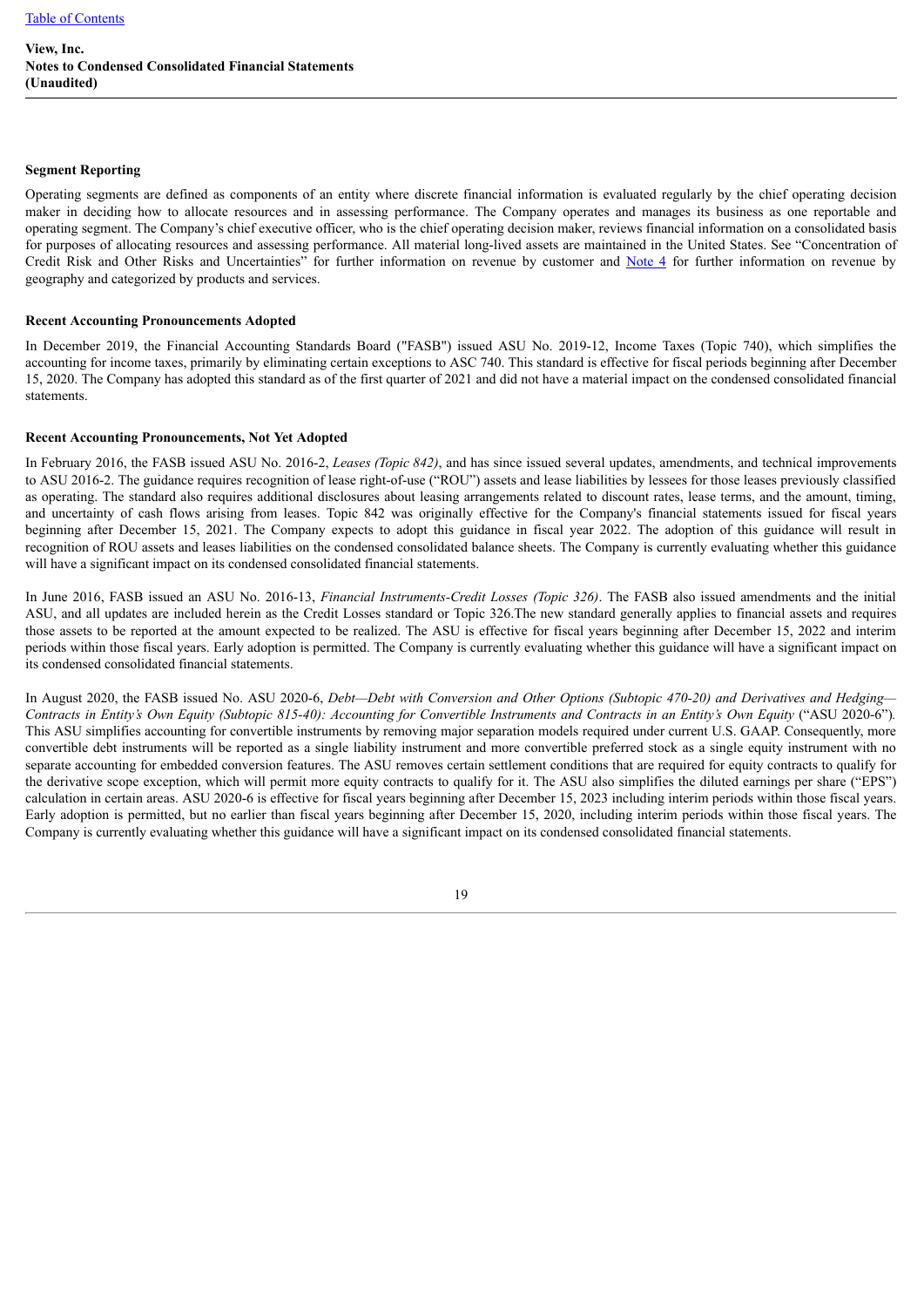**Segment Reporting**

Operating segments are defined as components of an entity where discrete financial information is evaluated regularly by the chief operating decision maker in deciding how to allocate resources and in assessing performance. The Company operates and manages its business as one reportable and operating segment. The Company's chief executive officer, who is the chief operating decision maker, reviews financial information on a consolidated basis for purposes of allocating resources and assessing performance. All material long-lived assets are maintained in the United States. See "Concentration of Credit Risk and Other Risks and Uncertainties" for further information on revenue by customer and Note 4 for further information on revenue by geography and categorized by products and services.

**Recent Accounting Pronouncements Adopted**

In December 2019, the Financial Accounting Standards Board ("FASB") issued ASU No. 2019-12, Income Taxes (Topic 740), which simplifies the accounting for income taxes, primarily by eliminating certain exceptions to ASC 740. This standard is effective for fiscal periods beginning after December 15, 2020. The Company has adopted this standard as of the first quarter of 2021 and did not have a material impact on the condensed consolidated financial statements.

**Recent Accounting Pronouncements, Not Yet Adopted**

In February 2016, the FASB issued ASU No. 2016-2, *Leases (Topic 842)*, and has since issued several updates, amendments, and technical improvements to ASU 2016-2. The guidance requires recognition of lease right-of-use ("ROU") assets and lease liabilities by lessees for those leases previously classified as operating. The standard also requires additional disclosures about leasing arrangements related to discount rates, lease terms, and the amount, timing, and uncertainty of cash flows arising from leases. Topic 842 was originally effective for the Company's financial statements issued for fiscal years beginning after December 15, 2021. The Company expects to adopt this guidance in fiscal year 2022. The adoption of this guidance will result in recognition of ROU assets and leases liabilities on the condensed consolidated balance sheets. The Company is currently evaluating whether this guidance will have a significant impact on its condensed consolidated financial statements.

In June 2016, FASB issued an ASU No. 2016-13, *Financial Instruments-Credit Losses (Topic 326)*. The FASB also issued amendments and the initial ASU, and all updates are included herein as the Credit Losses standard or Topic 326.The new standard generally applies to financial assets and requires those assets to be reported at the amount expected to be realized. The ASU is effective for fiscal years beginning after December 15, 2022 and interim periods within those fiscal years. Early adoption is permitted. The Company is currently evaluating whether this guidance will have a significant impact on its condensed consolidated financial statements.

In August 2020, the FASB issued No. ASU 2020-6, *Debt—Debt with Conversion and Other Options (Subtopic 470-20) and Derivatives and Hedging—Contracts in Entity's Own Equity (Subtopic 815-40): Accounting for Convertible Instruments and Contracts in an Entity's Own Equity* ("ASU 2020-6"). This ASU simplifies accounting for convertible instruments by removing major separation models required under current U.S. GAAP. Consequently, more convertible debt instruments will be reported as a single liability instrument and more convertible preferred stock as a single equity instrument with no separate accounting for embedded conversion features. The ASU removes certain settlement conditions that are required for equity contracts to qualify for the derivative scope exception, which will permit more equity contracts to qualify for it. The ASU also simplifies the diluted earnings per share ("EPS") calculation in certain areas. ASU 2020-6 is effective for fiscal years beginning after December 15, 2023 including interim periods within those fiscal years. Early adoption is permitted, but no earlier than fiscal years beginning after December 15, 2020, including interim periods within those fiscal years. The Company is currently evaluating whether this guidance will have a significant impact on its condensed consolidated financial statements.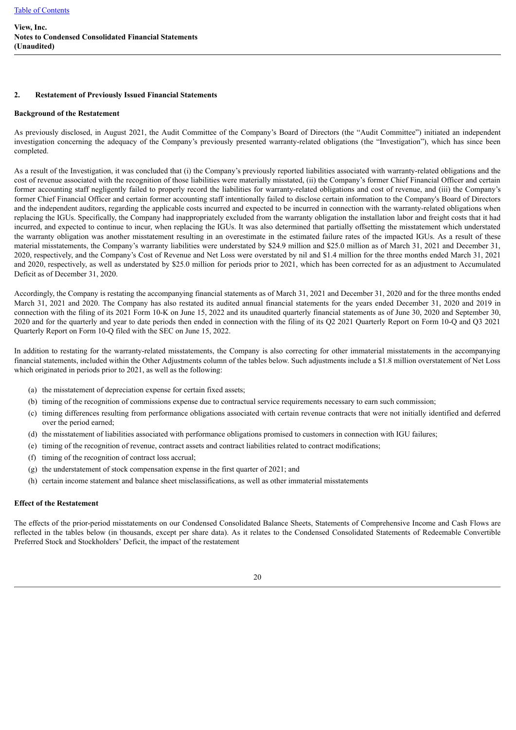**View, Inc.**
**Notes to Condensed Consolidated Financial Statements**
**(Unaudited)**

## 2. Restatement of Previously Issued Financial Statements

### Background of the Restatement

As previously disclosed, in August 2021, the Audit Committee of the Company's Board of Directors (the "Audit Committee") initiated an independent investigation concerning the adequacy of the Company's previously presented warranty-related obligations (the "Investigation"), which has since been completed.

As a result of the Investigation, it was concluded that (i) the Company's previously reported liabilities associated with warranty-related obligations and the cost of revenue associated with the recognition of those liabilities were materially misstated, (ii) the Company's former Chief Financial Officer and certain former accounting staff negligently failed to properly record the liabilities for warranty-related obligations and cost of revenue, and (iii) the Company's former Chief Financial Officer and certain former accounting staff intentionally failed to disclose certain information to the Company's Board of Directors and the independent auditors, regarding the applicable costs incurred and expected to be incurred in connection with the warranty-related obligations when replacing the IGUs. Specifically, the Company had inappropriately excluded from the warranty obligation the installation labor and freight costs that it had incurred, and expected to continue to incur, when replacing the IGUs. It was also determined that partially offsetting the misstatement which understated the warranty obligation was another misstatement resulting in an overestimate in the estimated failure rates of the impacted IGUs. As a result of these material misstatements, the Company's warranty liabilities were understated by $24.9 million and $25.0 million as of March 31, 2021 and December 31, 2020, respectively, and the Company's Cost of Revenue and Net Loss were overstated by nil and $1.4 million for the three months ended March 31, 2021 and 2020, respectively, as well as understated by $25.0 million for periods prior to 2021, which has been corrected for as an adjustment to Accumulated Deficit as of December 31, 2020.

Accordingly, the Company is restating the accompanying financial statements as of March 31, 2021 and December 31, 2020 and for the three months ended March 31, 2021 and 2020. The Company has also restated its audited annual financial statements for the years ended December 31, 2020 and 2019 in connection with the filing of its 2021 Form 10-K on June 15, 2022 and its unaudited quarterly financial statements as of June 30, 2020 and September 30, 2020 and for the quarterly and year to date periods then ended in connection with the filing of its Q2 2021 Quarterly Report on Form 10-Q and Q3 2021 Quarterly Report on Form 10-Q filed with the SEC on June 15, 2022.

In addition to restating for the warranty-related misstatements, the Company is also correcting for other immaterial misstatements in the accompanying financial statements, included within the Other Adjustments column of the tables below. Such adjustments include a $1.8 million overstatement of Net Loss which originated in periods prior to 2021, as well as the following:

(a) the misstatement of depreciation expense for certain fixed assets;
(b) timing of the recognition of commissions expense due to contractual service requirements necessary to earn such commission;
(c) timing differences resulting from performance obligations associated with certain revenue contracts that were not initially identified and deferred over the period earned;
(d) the misstatement of liabilities associated with performance obligations promised to customers in connection with IGU failures;
(e) timing of the recognition of revenue, contract assets and contract liabilities related to contract modifications;
(f) timing of the recognition of contract loss accrual;
(g) the understatement of stock compensation expense in the first quarter of 2021; and
(h) certain income statement and balance sheet misclassifications, as well as other immaterial misstatements

### Effect of the Restatement

The effects of the prior-period misstatements on our Condensed Consolidated Balance Sheets, Statements of Comprehensive Income and Cash Flows are reflected in the tables below (in thousands, except per share data). As it relates to the Condensed Consolidated Statements of Redeemable Convertible Preferred Stock and Stockholders' Deficit, the impact of the restatement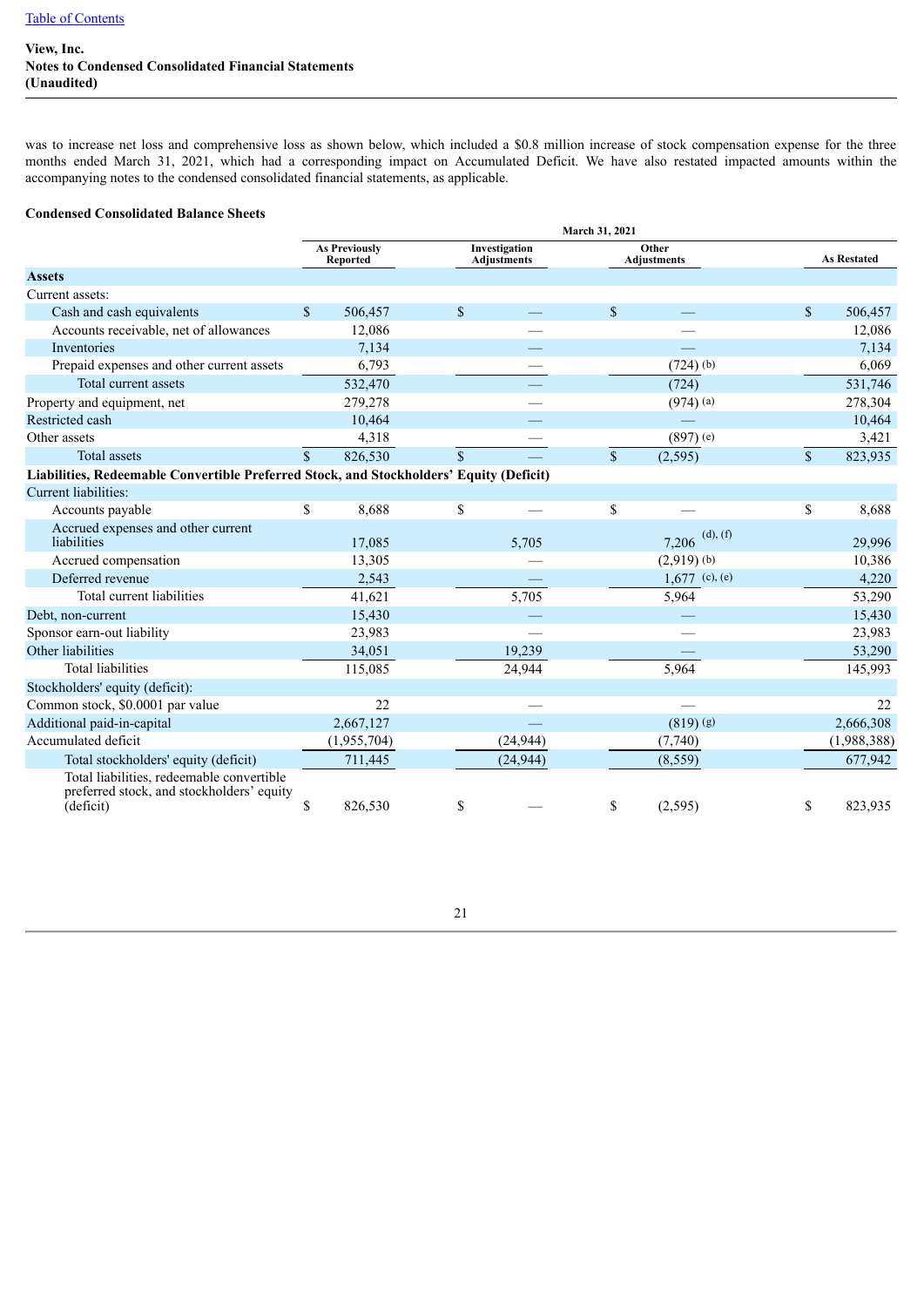was to increase net loss and comprehensive loss as shown below, which included a $0.8 million increase of stock compensation expense for the three months ended March 31, 2021, which had a corresponding impact on Accumulated Deficit. We have also restated impacted amounts within the accompanying notes to the condensed consolidated financial statements, as applicable.

**Condensed Consolidated Balance Sheets**

| | March 31, 2021 | | | |
|---|---|---|---|---|
| | As Previously Reported | Investigation Adjustments | Other Adjustments | As Restated |
| **Assets** | | | | |
| Current assets: | | | | |
| Cash and cash equivalents | $ 506,457 | $ — | $ — | $ 506,457 |
| Accounts receivable, net of allowances | 12,086 | — | — | 12,086 |
| Inventories | 7,134 | — | — | 7,134 |
| Prepaid expenses and other current assets | 6,793 | — | (724) (b) | 6,069 |
| Total current assets | 532,470 | — | (724) | 531,746 |
| Property and equipment, net | 279,278 | — | (974) (a) | 278,304 |
| Restricted cash | 10,464 | — | — | 10,464 |
| Other assets | 4,318 | — | (897) (e) | 3,421 |
| Total assets | $ 826,530 | $ — | $ (2,595) | $ 823,935 |
| **Liabilities, Redeemable Convertible Preferred Stock, and Stockholders' Equity (Deficit)** | | | | |
| Current liabilities: | | | | |
| Accounts payable | $ 8,688 | $ — | $ — | $ 8,688 |
| Accrued expenses and other current liabilities | 17,085 | 5,705 | 7,206 (d), (f) | 29,996 |
| Accrued compensation | 13,305 | — | (2,919) (b) | 10,386 |
| Deferred revenue | 2,543 | — | 1,677 (c), (e) | 4,220 |
| Total current liabilities | 41,621 | 5,705 | 5,964 | 53,290 |
| Debt, non-current | 15,430 | — | — | 15,430 |
| Sponsor earn-out liability | 23,983 | — | — | 23,983 |
| Other liabilities | 34,051 | 19,239 | — | 53,290 |
| Total liabilities | 115,085 | 24,944 | 5,964 | 145,993 |
| Stockholders' equity (deficit): | | | | |
| Common stock, $0.0001 par value | 22 | — | — | 22 |
| Additional paid-in-capital | 2,667,127 | — | (819) (g) | 2,666,308 |
| Accumulated deficit | (1,955,704) | (24,944) | (7,740) | (1,988,388) |
| Total stockholders' equity (deficit) | 711,445 | (24,944) | (8,559) | 677,942 |
| Total liabilities, redeemable convertible preferred stock, and stockholders' equity (deficit) | $ 826,530 | $ — | $ (2,595) | $ 823,935 |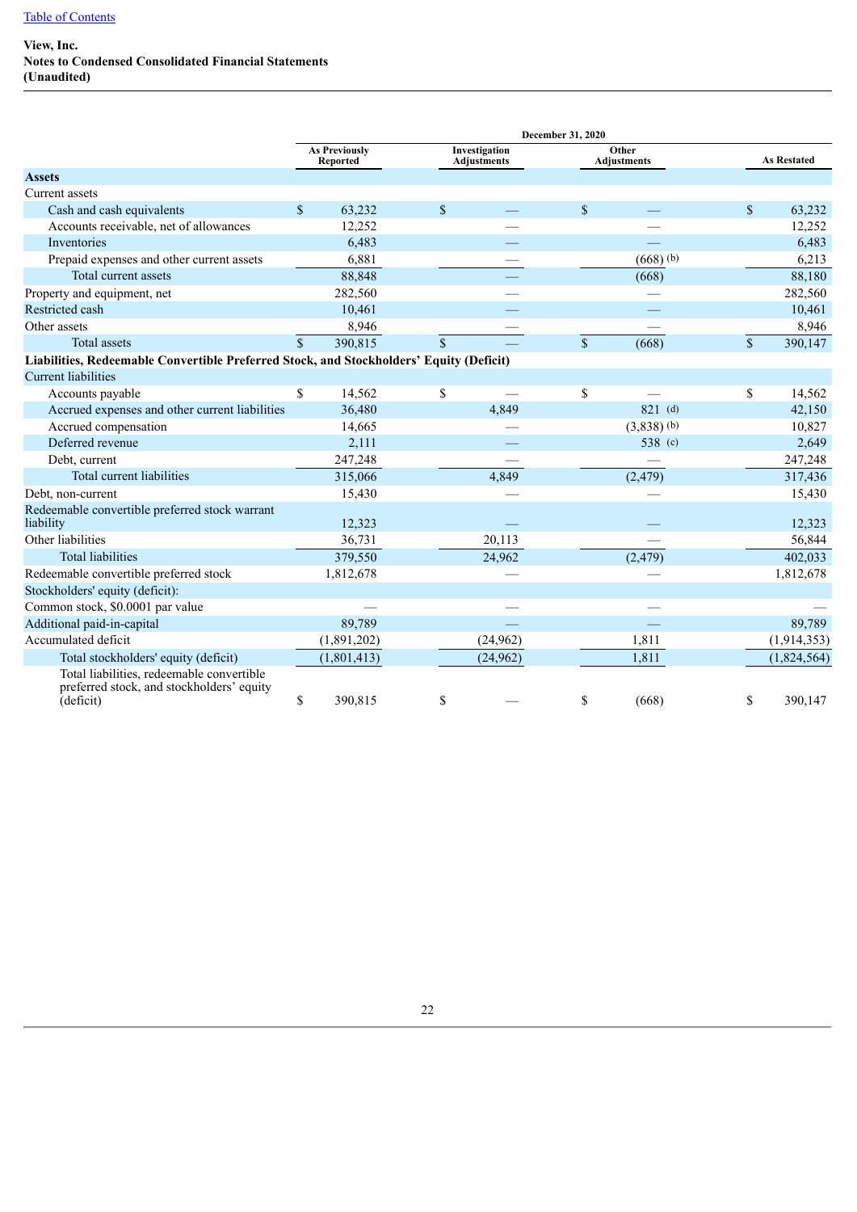View, Inc.
**Notes to Condensed Consolidated Financial Statements**
**(Unaudited)**

| | December 31, 2020 | | | |
|---|---|---|---|---|
| | As Previously Reported | Investigation Adjustments | Other Adjustments | As Restated |
| **Assets** | | | | |
| Current assets | | | | |
| Cash and cash equivalents | $ 63,232 | $ — | $ — | $ 63,232 |
| Accounts receivable, net of allowances | 12,252 | — | — | 12,252 |
| Inventories | 6,483 | — | — | 6,483 |
| Prepaid expenses and other current assets | 6,881 | — | (668) (b) | 6,213 |
| Total current assets | 88,848 | — | (668) | 88,180 |
| Property and equipment, net | 282,560 | — | — | 282,560 |
| Restricted cash | 10,461 | — | — | 10,461 |
| Other assets | 8,946 | — | — | 8,946 |
| Total assets | $ 390,815 | $ — | $ (668) | $ 390,147 |
| **Liabilities, Redeemable Convertible Preferred Stock, and Stockholders' Equity (Deficit)** | | | | |
| Current liabilities | | | | |
| Accounts payable | $ 14,562 | $ — | $ — | $ 14,562 |
| Accrued expenses and other current liabilities | 36,480 | 4,849 | 821 (d) | 42,150 |
| Accrued compensation | 14,665 | — | (3,838) (b) | 10,827 |
| Deferred revenue | 2,111 | — | 538 (c) | 2,649 |
| Debt, current | 247,248 | — | — | 247,248 |
| Total current liabilities | 315,066 | 4,849 | (2,479) | 317,436 |
| Debt, non-current | 15,430 | — | — | 15,430 |
| Redeemable convertible preferred stock warrant liability | 12,323 | — | — | 12,323 |
| Other liabilities | 36,731 | 20,113 | — | 56,844 |
| Total liabilities | 379,550 | 24,962 | (2,479) | 402,033 |
| Redeemable convertible preferred stock | 1,812,678 | — | — | 1,812,678 |
| Stockholders' equity (deficit): | | | | |
| Common stock, $0.0001 par value | — | — | — | — |
| Additional paid-in-capital | 89,789 | — | — | 89,789 |
| Accumulated deficit | (1,891,202) | (24,962) | 1,811 | (1,914,353) |
| Total stockholders' equity (deficit) | (1,801,413) | (24,962) | 1,811 | (1,824,564) |
| Total liabilities, redeemable convertible preferred stock, and stockholders' equity (deficit) | $ 390,815 | $ — | $ (668) | $ 390,147 |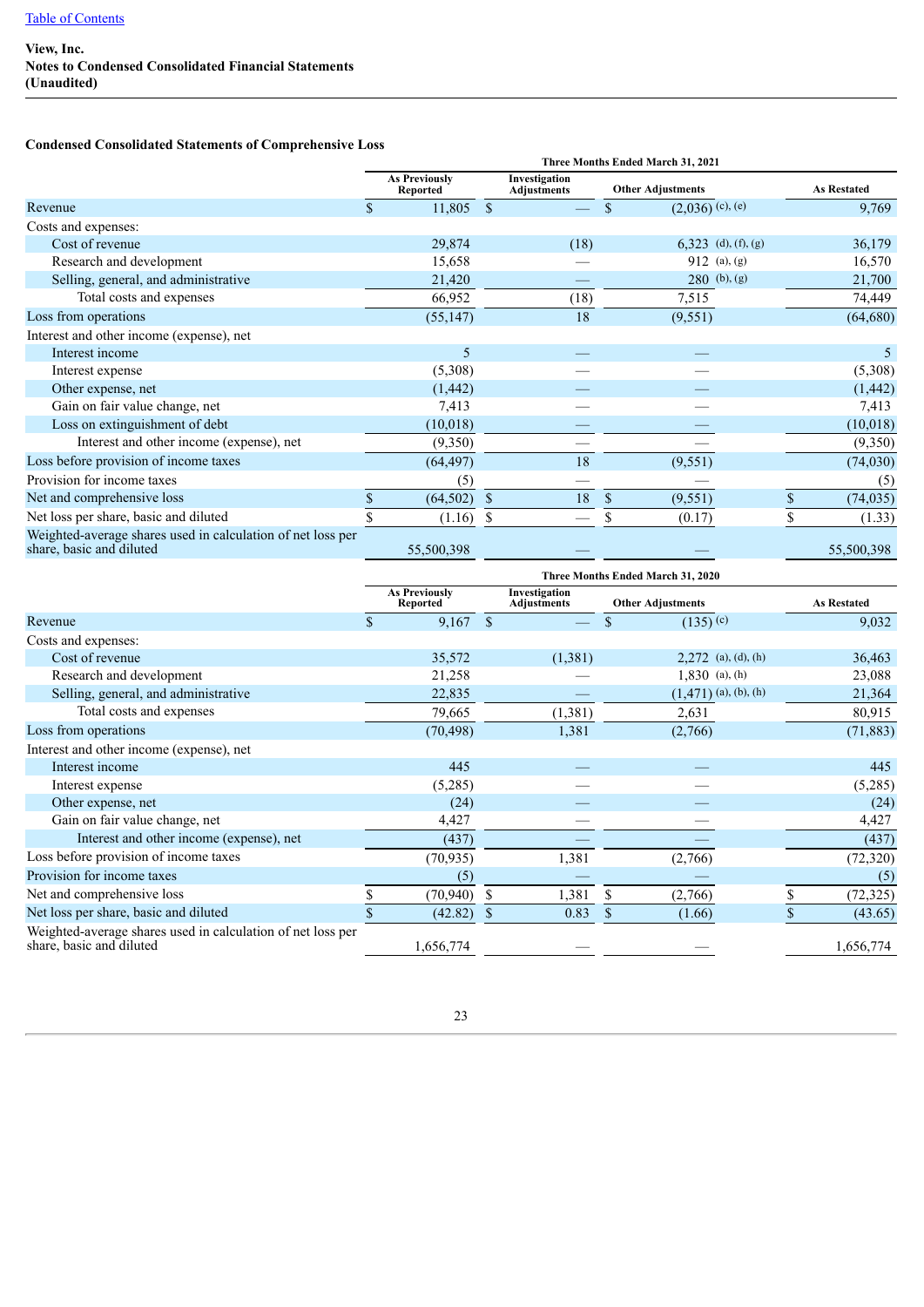View, Inc.
**Notes to Condensed Consolidated Financial Statements**
**(Unaudited)**

**Condensed Consolidated Statements of Comprehensive Loss**

| | Three Months Ended March 31, 2021 | | | |
|---|---|---|---|---|
| | As Previously Reported | Investigation Adjustments | Other Adjustments | As Restated |
| Revenue | $ 11,805 | $ — | $ (2,036) (c), (e) | 9,769 |
| Costs and expenses: | | | | |
| Cost of revenue | 29,874 | (18) | 6,323 (d), (f), (g) | 36,179 |
| Research and development | 15,658 | — | 912 (a), (g) | 16,570 |
| Selling, general, and administrative | 21,420 | — | 280 (b), (g) | 21,700 |
| Total costs and expenses | 66,952 | (18) | 7,515 | 74,449 |
| Loss from operations | (55,147) | 18 | (9,551) | (64,680) |
| Interest and other income (expense), net | | | | |
| Interest income | 5 | — | — | 5 |
| Interest expense | (5,308) | — | — | (5,308) |
| Other expense, net | (1,442) | — | — | (1,442) |
| Gain on fair value change, net | 7,413 | — | — | 7,413 |
| Loss on extinguishment of debt | (10,018) | — | — | (10,018) |
| Interest and other income (expense), net | (9,350) | — | — | (9,350) |
| Loss before provision of income taxes | (64,497) | 18 | (9,551) | (74,030) |
| Provision for income taxes | (5) | — | — | (5) |
| Net and comprehensive loss | $ (64,502) | $ 18 | $ (9,551) | $ (74,035) |
| Net loss per share, basic and diluted | $ (1.16) | $ — | $ (0.17) | $ (1.33) |
| Weighted-average shares used in calculation of net loss per share, basic and diluted | 55,500,398 | — | — | 55,500,398 |

| | Three Months Ended March 31, 2020 | | | |
|---|---|---|---|---|
| | As Previously Reported | Investigation Adjustments | Other Adjustments | As Restated |
| Revenue | $ 9,167 | $ — | $ (135) (c) | 9,032 |
| Costs and expenses: | | | | |
| Cost of revenue | 35,572 | (1,381) | 2,272 (a), (d), (h) | 36,463 |
| Research and development | 21,258 | — | 1,830 (a), (h) | 23,088 |
| Selling, general, and administrative | 22,835 | — | (1,471) (a), (b), (h) | 21,364 |
| Total costs and expenses | 79,665 | (1,381) | 2,631 | 80,915 |
| Loss from operations | (70,498) | 1,381 | (2,766) | (71,883) |
| Interest and other income (expense), net | | | | |
| Interest income | 445 | — | — | 445 |
| Interest expense | (5,285) | — | — | (5,285) |
| Other expense, net | (24) | — | — | (24) |
| Gain on fair value change, net | 4,427 | — | — | 4,427 |
| Interest and other income (expense), net | (437) | — | — | (437) |
| Loss before provision of income taxes | (70,935) | 1,381 | (2,766) | (72,320) |
| Provision for income taxes | (5) | — | — | (5) |
| Net and comprehensive loss | $ (70,940) | $ 1,381 | $ (2,766) | $ (72,325) |
| Net loss per share, basic and diluted | $ (42.82) | $ 0.83 | $ (1.66) | $ (43.65) |
| Weighted-average shares used in calculation of net loss per share, basic and diluted | 1,656,774 | — | — | 1,656,774 |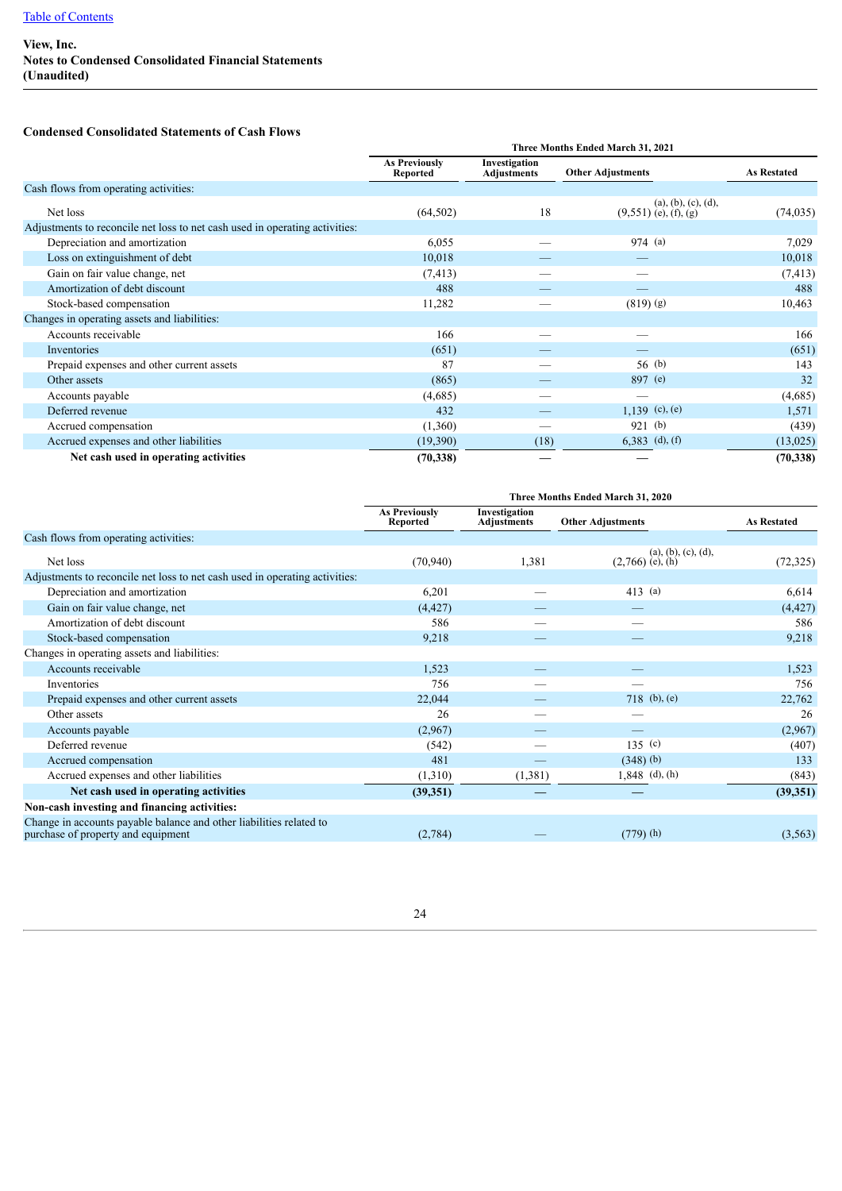View, Inc.
Notes to Condensed Consolidated Financial Statements
(Unaudited)

**Condensed Consolidated Statements of Cash Flows**

| | Three Months Ended March 31, 2021 | | | |
|---|---|---|---|---|
| | As Previously Reported | Investigation Adjustments | Other Adjustments | As Restated |
| Cash flows from operating activities: | | | | |
| Net loss | (64,502) | 18 | (9,551) (a), (b), (c), (d), (e), (f), (g) | (74,035) |
| Adjustments to reconcile net loss to net cash used in operating activities: | | | | |
| Depreciation and amortization | 6,055 | — | 974 (a) | 7,029 |
| Loss on extinguishment of debt | 10,018 | — | — | 10,018 |
| Gain on fair value change, net | (7,413) | — | — | (7,413) |
| Amortization of debt discount | 488 | — | — | 488 |
| Stock-based compensation | 11,282 | — | (819) (g) | 10,463 |
| Changes in operating assets and liabilities: | | | | |
| Accounts receivable | 166 | — | — | 166 |
| Inventories | (651) | — | — | (651) |
| Prepaid expenses and other current assets | 87 | — | 56 (b) | 143 |
| Other assets | (865) | — | 897 (e) | 32 |
| Accounts payable | (4,685) | — | — | (4,685) |
| Deferred revenue | 432 | — | 1,139 (c), (e) | 1,571 |
| Accrued compensation | (1,360) | — | 921 (b) | (439) |
| Accrued expenses and other liabilities | (19,390) | (18) | 6,383 (d), (f) | (13,025) |
| **Net cash used in operating activities** | **(70,338)** | **—** | **—** | **(70,338)** |

| | Three Months Ended March 31, 2020 | | | |
|---|---|---|---|---|
| | As Previously Reported | Investigation Adjustments | Other Adjustments | As Restated |
| Cash flows from operating activities: | | | | |
| Net loss | (70,940) | 1,381 | (2,766) (a), (b), (c), (d), (e), (h) | (72,325) |
| Adjustments to reconcile net loss to net cash used in operating activities: | | | | |
| Depreciation and amortization | 6,201 | — | 413 (a) | 6,614 |
| Gain on fair value change, net | (4,427) | — | — | (4,427) |
| Amortization of debt discount | 586 | — | — | 586 |
| Stock-based compensation | 9,218 | — | — | 9,218 |
| Changes in operating assets and liabilities: | | | | |
| Accounts receivable | 1,523 | — | — | 1,523 |
| Inventories | 756 | — | — | 756 |
| Prepaid expenses and other current assets | 22,044 | — | 718 (b), (e) | 22,762 |
| Other assets | 26 | — | — | 26 |
| Accounts payable | (2,967) | — | — | (2,967) |
| Deferred revenue | (542) | — | 135 (c) | (407) |
| Accrued compensation | 481 | — | (348) (b) | 133 |
| Accrued expenses and other liabilities | (1,310) | (1,381) | 1,848 (d), (h) | (843) |
| **Net cash used in operating activities** | **(39,351)** | **—** | **—** | **(39,351)** |
| **Non-cash investing and financing activities:** | | | | |
| Change in accounts payable balance and other liabilities related to purchase of property and equipment | (2,784) | — | (779) (h) | (3,563) |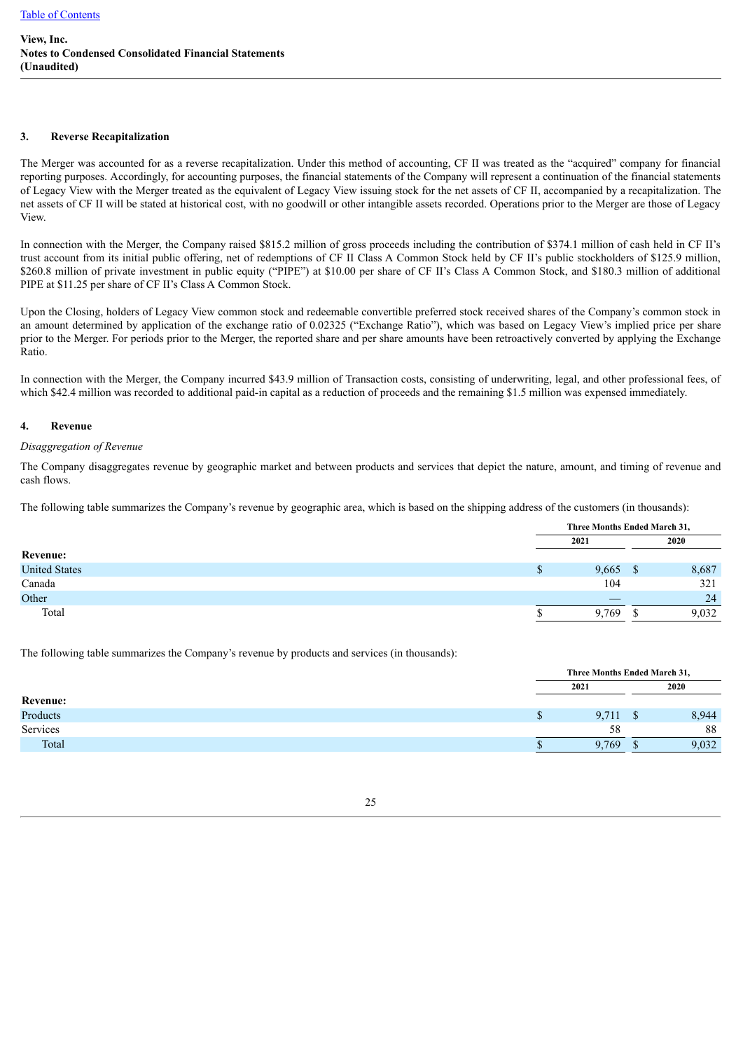**View, Inc.**
**Notes to Condensed Consolidated Financial Statements**
**(Unaudited)**

## 3. Reverse Recapitalization

The Merger was accounted for as a reverse recapitalization. Under this method of accounting, CF II was treated as the "acquired" company for financial reporting purposes. Accordingly, for accounting purposes, the financial statements of the Company will represent a continuation of the financial statements of Legacy View with the Merger treated as the equivalent of Legacy View issuing stock for the net assets of CF II, accompanied by a recapitalization. The net assets of CF II will be stated at historical cost, with no goodwill or other intangible assets recorded. Operations prior to the Merger are those of Legacy View.

In connection with the Merger, the Company raised $815.2 million of gross proceeds including the contribution of $374.1 million of cash held in CF II's trust account from its initial public offering, net of redemptions of CF II Class A Common Stock held by CF II's public stockholders of $125.9 million, $260.8 million of private investment in public equity ("PIPE") at $10.00 per share of CF II's Class A Common Stock, and $180.3 million of additional PIPE at $11.25 per share of CF II's Class A Common Stock.

Upon the Closing, holders of Legacy View common stock and redeemable convertible preferred stock received shares of the Company's common stock in an amount determined by application of the exchange ratio of 0.02325 ("Exchange Ratio"), which was based on Legacy View's implied price per share prior to the Merger. For periods prior to the Merger, the reported share and per share amounts have been retroactively converted by applying the Exchange Ratio.

In connection with the Merger, the Company incurred $43.9 million of Transaction costs, consisting of underwriting, legal, and other professional fees, of which $42.4 million was recorded to additional paid-in capital as a reduction of proceeds and the remaining $1.5 million was expensed immediately.

## 4. Revenue

*Disaggregation of Revenue*

The Company disaggregates revenue by geographic market and between products and services that depict the nature, amount, and timing of revenue and cash flows.

The following table summarizes the Company's revenue by geographic area, which is based on the shipping address of the customers (in thousands):

| | Three Months Ended March 31, | |
|---|---|---|
| | 2021 | 2020 |
| **Revenue:** | | |
| United States | $ 9,665 | $ 8,687 |
| Canada | 104 | 321 |
| Other | — | 24 |
| Total | $ 9,769 | $ 9,032 |

The following table summarizes the Company's revenue by products and services (in thousands):

| | Three Months Ended March 31, | |
|---|---|---|
| | 2021 | 2020 |
| **Revenue:** | | |
| Products | $ 9,711 | $ 8,944 |
| Services | 58 | 88 |
| Total | $ 9,769 | $ 9,032 |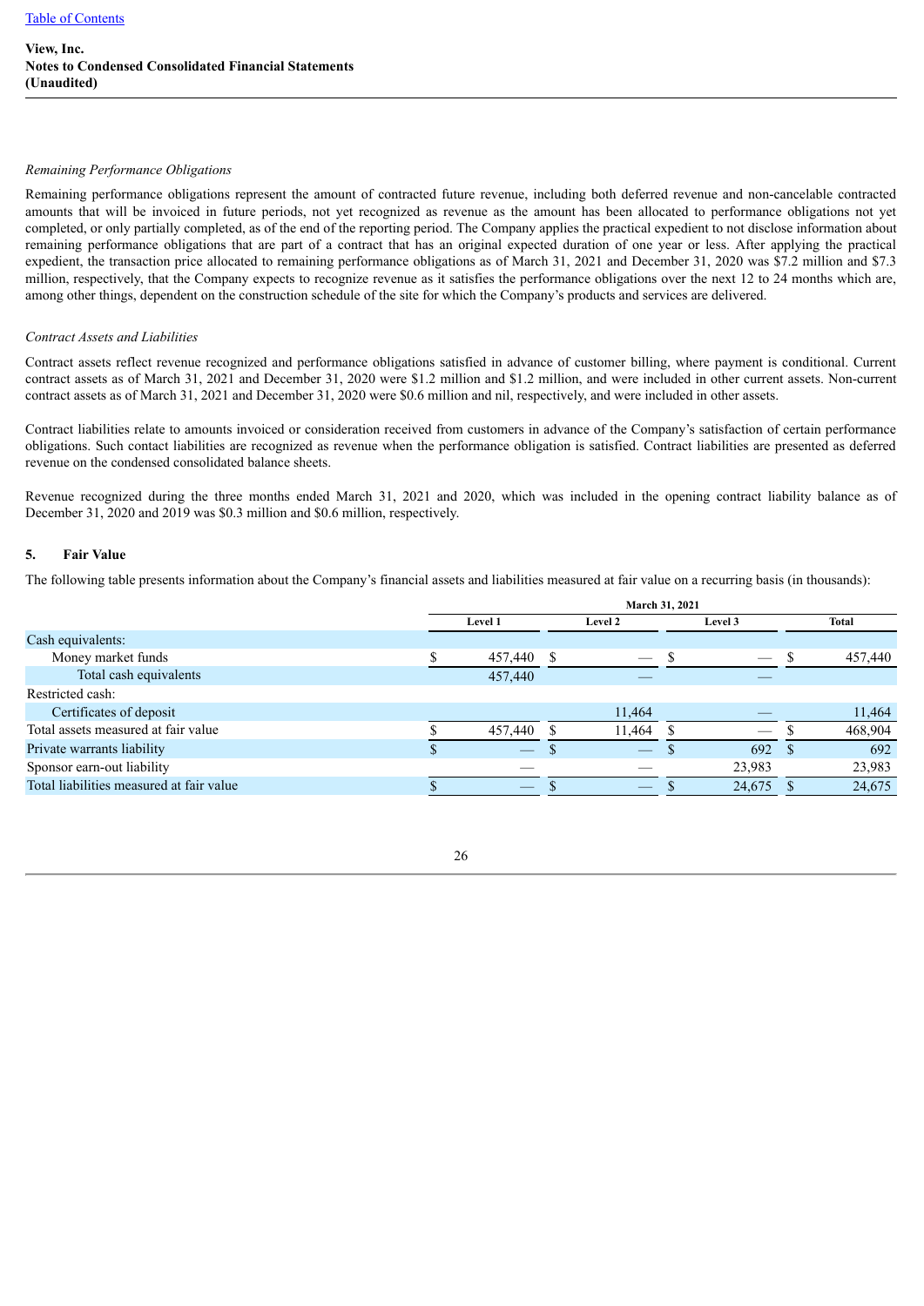*Remaining Performance Obligations*

Remaining performance obligations represent the amount of contracted future revenue, including both deferred revenue and non-cancelable contracted amounts that will be invoiced in future periods, not yet recognized as revenue as the amount has been allocated to performance obligations not yet completed, or only partially completed, as of the end of the reporting period. The Company applies the practical expedient to not disclose information about remaining performance obligations that are part of a contract that has an original expected duration of one year or less. After applying the practical expedient, the transaction price allocated to remaining performance obligations as of March 31, 2021 and December 31, 2020 was $7.2 million and $7.3 million, respectively, that the Company expects to recognize revenue as it satisfies the performance obligations over the next 12 to 24 months which are, among other things, dependent on the construction schedule of the site for which the Company's products and services are delivered.

*Contract Assets and Liabilities*

Contract assets reflect revenue recognized and performance obligations satisfied in advance of customer billing, where payment is conditional. Current contract assets as of March 31, 2021 and December 31, 2020 were $1.2 million and $1.2 million, and were included in other current assets. Non-current contract assets as of March 31, 2021 and December 31, 2020 were $0.6 million and nil, respectively, and were included in other assets.

Contract liabilities relate to amounts invoiced or consideration received from customers in advance of the Company's satisfaction of certain performance obligations. Such contact liabilities are recognized as revenue when the performance obligation is satisfied. Contract liabilities are presented as deferred revenue on the condensed consolidated balance sheets.

Revenue recognized during the three months ended March 31, 2021 and 2020, which was included in the opening contract liability balance as of December 31, 2020 and 2019 was $0.3 million and $0.6 million, respectively.

## 5. Fair Value

The following table presents information about the Company's financial assets and liabilities measured at fair value on a recurring basis (in thousands):

| | March 31, 2021 | | | |
|---|---|---|---|---|
| | Level 1 | Level 2 | Level 3 | Total |
| Cash equivalents: | | | | |
| Money market funds | $ 457,440 | $ — | $ — | $ 457,440 |
| Total cash equivalents | 457,440 | — | — | |
| Restricted cash: | | | | |
| Certificates of deposit | | 11,464 | — | 11,464 |
| Total assets measured at fair value | $ 457,440 | $ 11,464 | $ — | $ 468,904 |
| Private warrants liability | $ — | $ — | $ 692 | $ 692 |
| Sponsor earn-out liability | — | — | 23,983 | 23,983 |
| Total liabilities measured at fair value | $ — | $ — | $ 24,675 | $ 24,675 |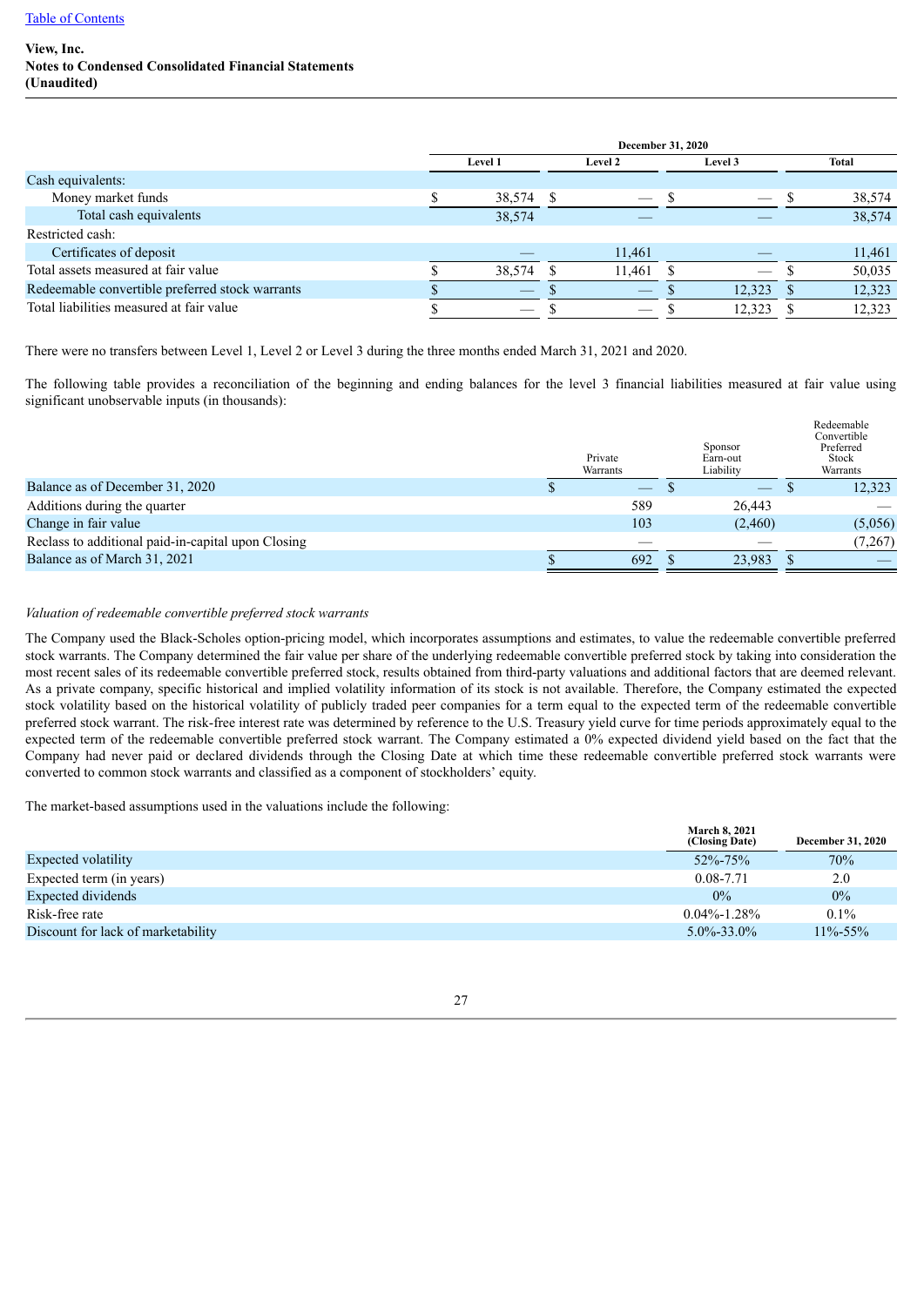**View, Inc.**
**Notes to Condensed Consolidated Financial Statements**
**(Unaudited)**

| | December 31, 2020 | | | |
|---|---|---|---|---|
| | Level 1 | Level 2 | Level 3 | Total |
| Cash equivalents: | | | | |
| Money market funds | $ 38,574 | $ — | $ — | $ 38,574 |
| Total cash equivalents | 38,574 | — | — | 38,574 |
| Restricted cash: | | | | |
| Certificates of deposit | — | 11,461 | — | 11,461 |
| Total assets measured at fair value | $ 38,574 | $ 11,461 | $ — | $ 50,035 |
| Redeemable convertible preferred stock warrants | $ — | $ — | $ 12,323 | $ 12,323 |
| Total liabilities measured at fair value | $ — | $ — | $ 12,323 | $ 12,323 |

There were no transfers between Level 1, Level 2 or Level 3 during the three months ended March 31, 2021 and 2020.

The following table provides a reconciliation of the beginning and ending balances for the level 3 financial liabilities measured at fair value using significant unobservable inputs (in thousands):

| | Private Warrants | Sponsor Earn-out Liability | Redeemable Convertible Preferred Stock Warrants |
|---|---|---|---|
| Balance as of December 31, 2020 | $ — | $ — | $ 12,323 |
| Additions during the quarter | 589 | 26,443 | — |
| Change in fair value | 103 | (2,460) | (5,056) |
| Reclass to additional paid-in-capital upon Closing | — | — | (7,267) |
| Balance as of March 31, 2021 | $ 692 | $ 23,983 | $ — |

*Valuation of redeemable convertible preferred stock warrants*

The Company used the Black-Scholes option-pricing model, which incorporates assumptions and estimates, to value the redeemable convertible preferred stock warrants. The Company determined the fair value per share of the underlying redeemable convertible preferred stock by taking into consideration the most recent sales of its redeemable convertible preferred stock, results obtained from third-party valuations and additional factors that are deemed relevant. As a private company, specific historical and implied volatility information of its stock is not available. Therefore, the Company estimated the expected stock volatility based on the historical volatility of publicly traded peer companies for a term equal to the expected term of the redeemable convertible preferred stock warrant. The risk-free interest rate was determined by reference to the U.S. Treasury yield curve for time periods approximately equal to the expected term of the redeemable convertible preferred stock warrant. The Company estimated a 0% expected dividend yield based on the fact that the Company had never paid or declared dividends through the Closing Date at which time these redeemable convertible preferred stock warrants were converted to common stock warrants and classified as a component of stockholders' equity.

The market-based assumptions used in the valuations include the following:

| | March 8, 2021 (Closing Date) | December 31, 2020 |
|---|---|---|
| Expected volatility | 52%-75% | 70% |
| Expected term (in years) | 0.08-7.71 | 2.0 |
| Expected dividends | 0% | 0% |
| Risk-free rate | 0.04%-1.28% | 0.1% |
| Discount for lack of marketability | 5.0%-33.0% | 11%-55% |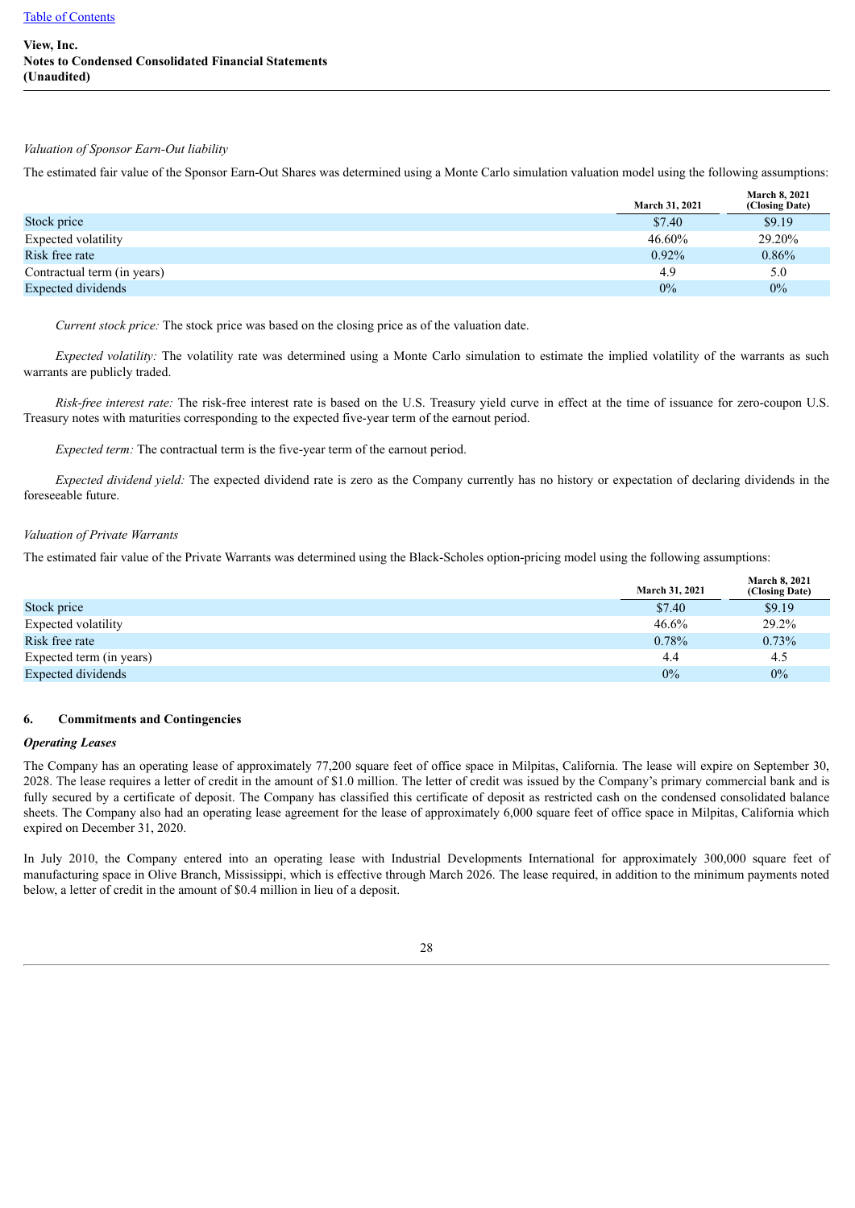*Valuation of Sponsor Earn-Out liability*

The estimated fair value of the Sponsor Earn-Out Shares was determined using a Monte Carlo simulation valuation model using the following assumptions:

| | March 31, 2021 | March 8, 2021 (Closing Date) |
|---|---|---|
| Stock price | $7.40 | $9.19 |
| Expected volatility | 46.60% | 29.20% |
| Risk free rate | 0.92% | 0.86% |
| Contractual term (in years) | 4.9 | 5.0 |
| Expected dividends | 0% | 0% |

*Current stock price:* The stock price was based on the closing price as of the valuation date.

*Expected volatility:* The volatility rate was determined using a Monte Carlo simulation to estimate the implied volatility of the warrants as such warrants are publicly traded.

*Risk-free interest rate:* The risk-free interest rate is based on the U.S. Treasury yield curve in effect at the time of issuance for zero-coupon U.S. Treasury notes with maturities corresponding to the expected five-year term of the earnout period.

*Expected term:* The contractual term is the five-year term of the earnout period.

*Expected dividend yield:* The expected dividend rate is zero as the Company currently has no history or expectation of declaring dividends in the foreseeable future.

*Valuation of Private Warrants*

The estimated fair value of the Private Warrants was determined using the Black-Scholes option-pricing model using the following assumptions:

| | March 31, 2021 | March 8, 2021 (Closing Date) |
|---|---|---|
| Stock price | $7.40 | $9.19 |
| Expected volatility | 46.6% | 29.2% |
| Risk free rate | 0.78% | 0.73% |
| Expected term (in years) | 4.4 | 4.5 |
| Expected dividends | 0% | 0% |

## 6. Commitments and Contingencies

***Operating Leases***

The Company has an operating lease of approximately 77,200 square feet of office space in Milpitas, California. The lease will expire on September 30, 2028. The lease requires a letter of credit in the amount of $1.0 million. The letter of credit was issued by the Company's primary commercial bank and is fully secured by a certificate of deposit. The Company has classified this certificate of deposit as restricted cash on the condensed consolidated balance sheets. The Company also had an operating lease agreement for the lease of approximately 6,000 square feet of office space in Milpitas, California which expired on December 31, 2020.

In July 2010, the Company entered into an operating lease with Industrial Developments International for approximately 300,000 square feet of manufacturing space in Olive Branch, Mississippi, which is effective through March 2026. The lease required, in addition to the minimum payments noted below, a letter of credit in the amount of $0.4 million in lieu of a deposit.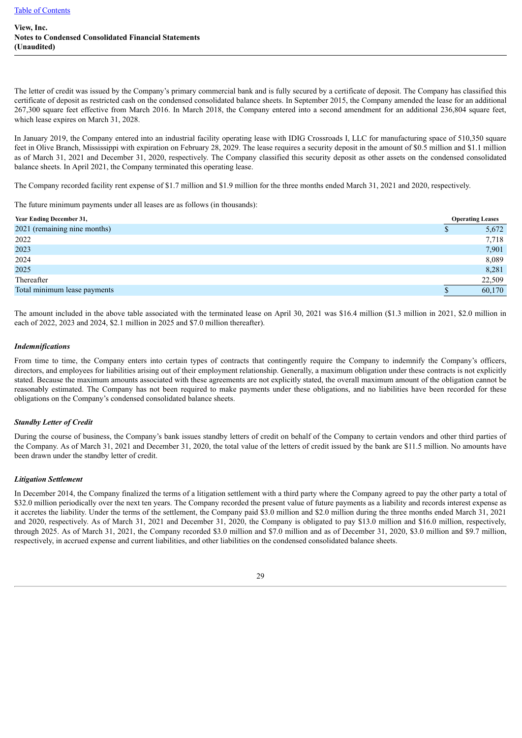**View, Inc.**
**Notes to Condensed Consolidated Financial Statements**
**(Unaudited)**

The letter of credit was issued by the Company's primary commercial bank and is fully secured by a certificate of deposit. The Company has classified this certificate of deposit as restricted cash on the condensed consolidated balance sheets. In September 2015, the Company amended the lease for an additional 267,300 square feet effective from March 2016. In March 2018, the Company entered into a second amendment for an additional 236,804 square feet, which lease expires on March 31, 2028.

In January 2019, the Company entered into an industrial facility operating lease with IDIG Crossroads I, LLC for manufacturing space of 510,350 square feet in Olive Branch, Mississippi with expiration on February 28, 2029. The lease requires a security deposit in the amount of $0.5 million and $1.1 million as of March 31, 2021 and December 31, 2020, respectively. The Company classified this security deposit as other assets on the condensed consolidated balance sheets. In April 2021, the Company terminated this operating lease.

The Company recorded facility rent expense of $1.7 million and $1.9 million for the three months ended March 31, 2021 and 2020, respectively.

The future minimum payments under all leases are as follows (in thousands):

| Year Ending December 31, | Operating Leases |
|---|---|
| 2021 (remaining nine months) | $ 5,672 |
| 2022 | 7,718 |
| 2023 | 7,901 |
| 2024 | 8,089 |
| 2025 | 8,281 |
| Thereafter | 22,509 |
| Total minimum lease payments | $ 60,170 |

The amount included in the above table associated with the terminated lease on April 30, 2021 was $16.4 million ($1.3 million in 2021, $2.0 million in each of 2022, 2023 and 2024, $2.1 million in 2025 and $7.0 million thereafter).

***Indemnifications***

From time to time, the Company enters into certain types of contracts that contingently require the Company to indemnify the Company's officers, directors, and employees for liabilities arising out of their employment relationship. Generally, a maximum obligation under these contracts is not explicitly stated. Because the maximum amounts associated with these agreements are not explicitly stated, the overall maximum amount of the obligation cannot be reasonably estimated. The Company has not been required to make payments under these obligations, and no liabilities have been recorded for these obligations on the Company's condensed consolidated balance sheets.

***Standby Letter of Credit***

During the course of business, the Company's bank issues standby letters of credit on behalf of the Company to certain vendors and other third parties of the Company. As of March 31, 2021 and December 31, 2020, the total value of the letters of credit issued by the bank are $11.5 million. No amounts have been drawn under the standby letter of credit.

***Litigation Settlement***

In December 2014, the Company finalized the terms of a litigation settlement with a third party where the Company agreed to pay the other party a total of $32.0 million periodically over the next ten years. The Company recorded the present value of future payments as a liability and records interest expense as it accretes the liability. Under the terms of the settlement, the Company paid $3.0 million and $2.0 million during the three months ended March 31, 2021 and 2020, respectively. As of March 31, 2021 and December 31, 2020, the Company is obligated to pay $13.0 million and $16.0 million, respectively, through 2025. As of March 31, 2021, the Company recorded $3.0 million and $7.0 million and as of December 31, 2020, $3.0 million and $9.7 million, respectively, in accrued expense and current liabilities, and other liabilities on the condensed consolidated balance sheets.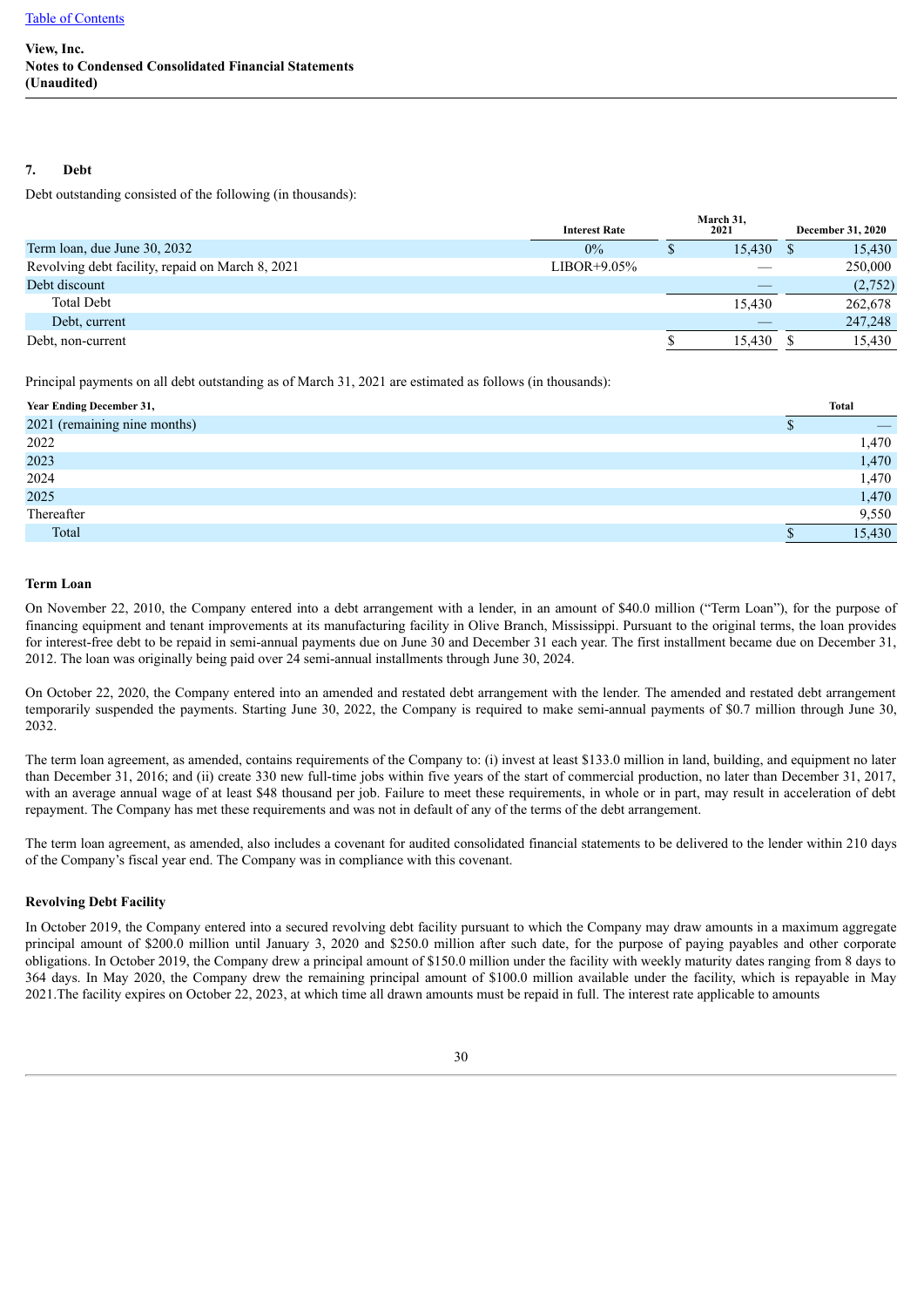View, Inc.
Notes to Condensed Consolidated Financial Statements
(Unaudited)

## 7. Debt

Debt outstanding consisted of the following (in thousands):

| | Interest Rate | March 31, 2021 | December 31, 2020 |
|---|---|---|---|
| Term loan, due June 30, 2032 | 0% | $ 15,430 | $ 15,430 |
| Revolving debt facility, repaid on March 8, 2021 | LIBOR+9.05% | — | 250,000 |
| Debt discount | | — | (2,752) |
| Total Debt | | 15,430 | 262,678 |
| Debt, current | | — | 247,248 |
| Debt, non-current | | $ 15,430 | $ 15,430 |

Principal payments on all debt outstanding as of March 31, 2021 are estimated as follows (in thousands):

| Year Ending December 31, | Total |
|---|---|
| 2021 (remaining nine months) | $ — |
| 2022 | 1,470 |
| 2023 | 1,470 |
| 2024 | 1,470 |
| 2025 | 1,470 |
| Thereafter | 9,550 |
| Total | $ 15,430 |

### Term Loan

On November 22, 2010, the Company entered into a debt arrangement with a lender, in an amount of $40.0 million ("Term Loan"), for the purpose of financing equipment and tenant improvements at its manufacturing facility in Olive Branch, Mississippi. Pursuant to the original terms, the loan provides for interest-free debt to be repaid in semi-annual payments due on June 30 and December 31 each year. The first installment became due on December 31, 2012. The loan was originally being paid over 24 semi-annual installments through June 30, 2024.

On October 22, 2020, the Company entered into an amended and restated debt arrangement with the lender. The amended and restated debt arrangement temporarily suspended the payments. Starting June 30, 2022, the Company is required to make semi-annual payments of $0.7 million through June 30, 2032.

The term loan agreement, as amended, contains requirements of the Company to: (i) invest at least $133.0 million in land, building, and equipment no later than December 31, 2016; and (ii) create 330 new full-time jobs within five years of the start of commercial production, no later than December 31, 2017, with an average annual wage of at least $48 thousand per job. Failure to meet these requirements, in whole or in part, may result in acceleration of debt repayment. The Company has met these requirements and was not in default of any of the terms of the debt arrangement.

The term loan agreement, as amended, also includes a covenant for audited consolidated financial statements to be delivered to the lender within 210 days of the Company's fiscal year end. The Company was in compliance with this covenant.

### Revolving Debt Facility

In October 2019, the Company entered into a secured revolving debt facility pursuant to which the Company may draw amounts in a maximum aggregate principal amount of $200.0 million until January 3, 2020 and $250.0 million after such date, for the purpose of paying payables and other corporate obligations. In October 2019, the Company drew a principal amount of $150.0 million under the facility with weekly maturity dates ranging from 8 days to 364 days. In May 2020, the Company drew the remaining principal amount of $100.0 million available under the facility, which is repayable in May 2021.The facility expires on October 22, 2023, at which time all drawn amounts must be repaid in full. The interest rate applicable to amounts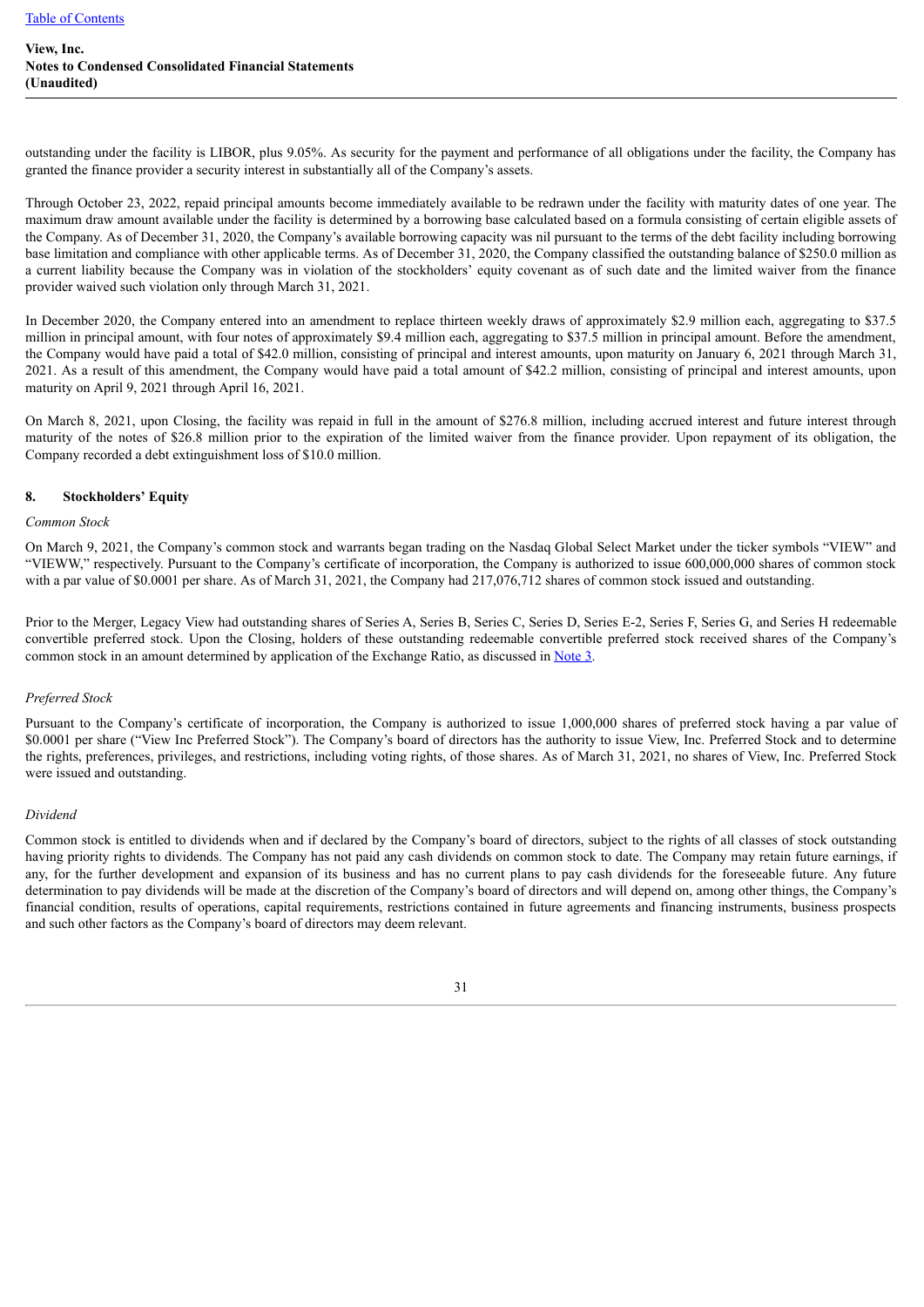outstanding under the facility is LIBOR, plus 9.05%. As security for the payment and performance of all obligations under the facility, the Company has granted the finance provider a security interest in substantially all of the Company's assets.

Through October 23, 2022, repaid principal amounts become immediately available to be redrawn under the facility with maturity dates of one year. The maximum draw amount available under the facility is determined by a borrowing base calculated based on a formula consisting of certain eligible assets of the Company. As of December 31, 2020, the Company's available borrowing capacity was nil pursuant to the terms of the debt facility including borrowing base limitation and compliance with other applicable terms. As of December 31, 2020, the Company classified the outstanding balance of $250.0 million as a current liability because the Company was in violation of the stockholders' equity covenant as of such date and the limited waiver from the finance provider waived such violation only through March 31, 2021.

In December 2020, the Company entered into an amendment to replace thirteen weekly draws of approximately $2.9 million each, aggregating to $37.5 million in principal amount, with four notes of approximately $9.4 million each, aggregating to $37.5 million in principal amount. Before the amendment, the Company would have paid a total of $42.0 million, consisting of principal and interest amounts, upon maturity on January 6, 2021 through March 31, 2021. As a result of this amendment, the Company would have paid a total amount of $42.2 million, consisting of principal and interest amounts, upon maturity on April 9, 2021 through April 16, 2021.

On March 8, 2021, upon Closing, the facility was repaid in full in the amount of $276.8 million, including accrued interest and future interest through maturity of the notes of $26.8 million prior to the expiration of the limited waiver from the finance provider. Upon repayment of its obligation, the Company recorded a debt extinguishment loss of $10.0 million.

## 8. Stockholders' Equity

*Common Stock*

On March 9, 2021, the Company's common stock and warrants began trading on the Nasdaq Global Select Market under the ticker symbols "VIEW" and "VIEWW," respectively. Pursuant to the Company's certificate of incorporation, the Company is authorized to issue 600,000,000 shares of common stock with a par value of $0.0001 per share. As of March 31, 2021, the Company had 217,076,712 shares of common stock issued and outstanding.

Prior to the Merger, Legacy View had outstanding shares of Series A, Series B, Series C, Series D, Series E-2, Series F, Series G, and Series H redeemable convertible preferred stock. Upon the Closing, holders of these outstanding redeemable convertible preferred stock received shares of the Company's common stock in an amount determined by application of the Exchange Ratio, as discussed in Note 3.

*Preferred Stock*

Pursuant to the Company's certificate of incorporation, the Company is authorized to issue 1,000,000 shares of preferred stock having a par value of $0.0001 per share ("View Inc Preferred Stock"). The Company's board of directors has the authority to issue View, Inc. Preferred Stock and to determine the rights, preferences, privileges, and restrictions, including voting rights, of those shares. As of March 31, 2021, no shares of View, Inc. Preferred Stock were issued and outstanding.

*Dividend*

Common stock is entitled to dividends when and if declared by the Company's board of directors, subject to the rights of all classes of stock outstanding having priority rights to dividends. The Company has not paid any cash dividends on common stock to date. The Company may retain future earnings, if any, for the further development and expansion of its business and has no current plans to pay cash dividends for the foreseeable future. Any future determination to pay dividends will be made at the discretion of the Company's board of directors and will depend on, among other things, the Company's financial condition, results of operations, capital requirements, restrictions contained in future agreements and financing instruments, business prospects and such other factors as the Company's board of directors may deem relevant.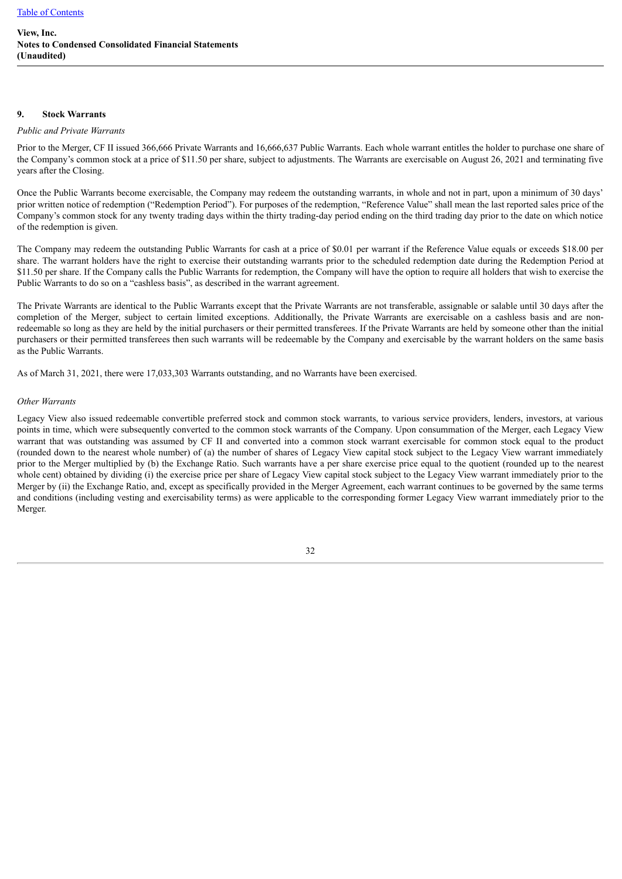## 9. Stock Warrants

*Public and Private Warrants*

Prior to the Merger, CF II issued 366,666 Private Warrants and 16,666,637 Public Warrants. Each whole warrant entitles the holder to purchase one share of the Company's common stock at a price of $11.50 per share, subject to adjustments. The Warrants are exercisable on August 26, 2021 and terminating five years after the Closing.

Once the Public Warrants become exercisable, the Company may redeem the outstanding warrants, in whole and not in part, upon a minimum of 30 days' prior written notice of redemption ("Redemption Period"). For purposes of the redemption, "Reference Value" shall mean the last reported sales price of the Company's common stock for any twenty trading days within the thirty trading-day period ending on the third trading day prior to the date on which notice of the redemption is given.

The Company may redeem the outstanding Public Warrants for cash at a price of $0.01 per warrant if the Reference Value equals or exceeds $18.00 per share. The warrant holders have the right to exercise their outstanding warrants prior to the scheduled redemption date during the Redemption Period at $11.50 per share. If the Company calls the Public Warrants for redemption, the Company will have the option to require all holders that wish to exercise the Public Warrants to do so on a "cashless basis", as described in the warrant agreement.

The Private Warrants are identical to the Public Warrants except that the Private Warrants are not transferable, assignable or salable until 30 days after the completion of the Merger, subject to certain limited exceptions. Additionally, the Private Warrants are exercisable on a cashless basis and are non-redeemable so long as they are held by the initial purchasers or their permitted transferees. If the Private Warrants are held by someone other than the initial purchasers or their permitted transferees then such warrants will be redeemable by the Company and exercisable by the warrant holders on the same basis as the Public Warrants.

As of March 31, 2021, there were 17,033,303 Warrants outstanding, and no Warrants have been exercised.

*Other Warrants*

Legacy View also issued redeemable convertible preferred stock and common stock warrants, to various service providers, lenders, investors, at various points in time, which were subsequently converted to the common stock warrants of the Company. Upon consummation of the Merger, each Legacy View warrant that was outstanding was assumed by CF II and converted into a common stock warrant exercisable for common stock equal to the product (rounded down to the nearest whole number) of (a) the number of shares of Legacy View capital stock subject to the Legacy View warrant immediately prior to the Merger multiplied by (b) the Exchange Ratio. Such warrants have a per share exercise price equal to the quotient (rounded up to the nearest whole cent) obtained by dividing (i) the exercise price per share of Legacy View capital stock subject to the Legacy View warrant immediately prior to the Merger by (ii) the Exchange Ratio, and, except as specifically provided in the Merger Agreement, each warrant continues to be governed by the same terms and conditions (including vesting and exercisability terms) as were applicable to the corresponding former Legacy View warrant immediately prior to the Merger.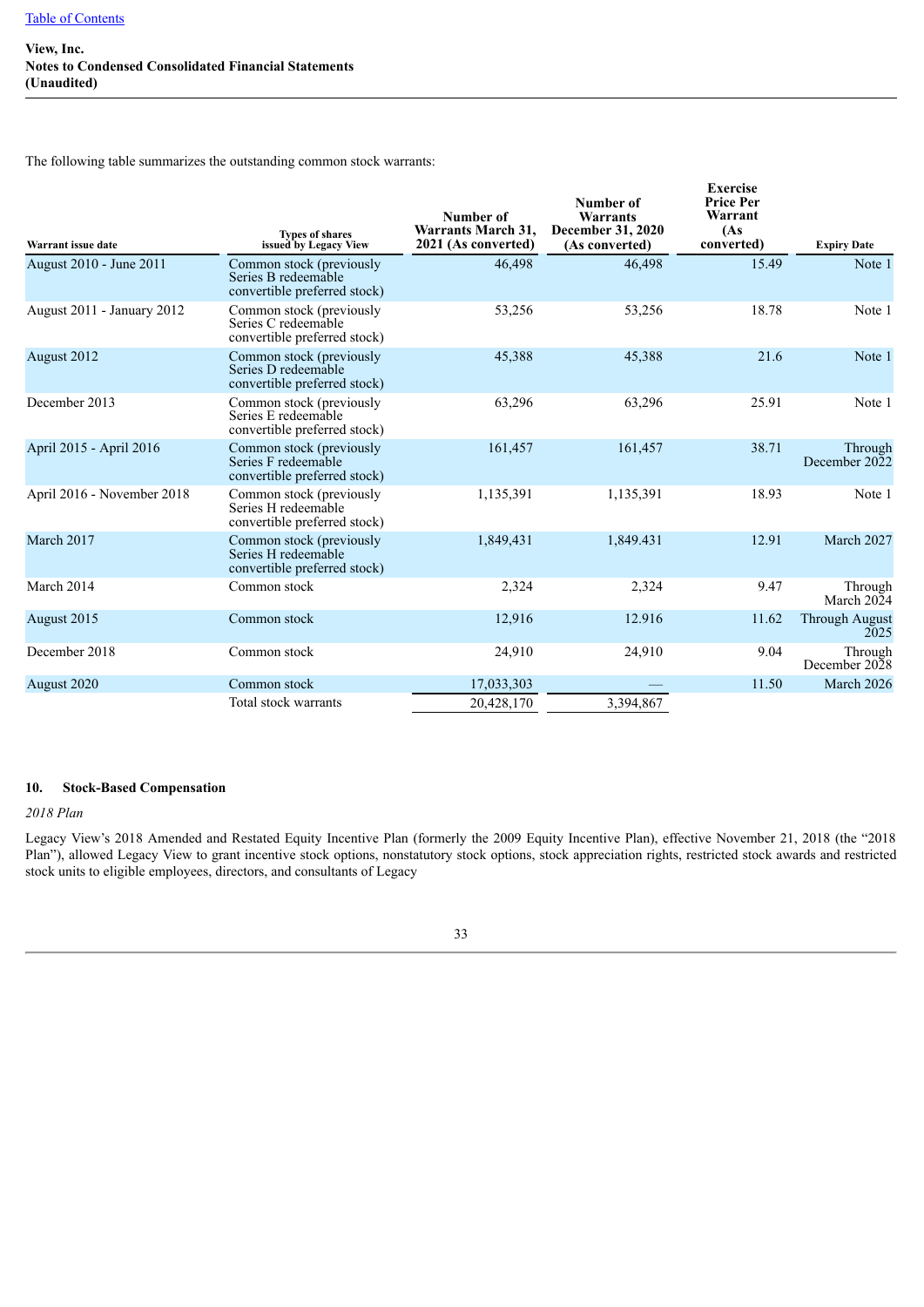View, Inc.
Notes to Condensed Consolidated Financial Statements
(Unaudited)

The following table summarizes the outstanding common stock warrants:

| Warrant issue date | Types of shares issued by Legacy View | Number of Warrants March 31, 2021 (As converted) | Number of Warrants December 31, 2020 (As converted) | Exercise Price Per Warrant (As converted) | Expiry Date |
|---|---|---|---|---|---|
| August 2010 - June 2011 | Common stock (previously Series B redeemable convertible preferred stock) | 46,498 | 46,498 | 15.49 | Note 1 |
| August 2011 - January 2012 | Common stock (previously Series C redeemable convertible preferred stock) | 53,256 | 53,256 | 18.78 | Note 1 |
| August 2012 | Common stock (previously Series D redeemable convertible preferred stock) | 45,388 | 45,388 | 21.6 | Note 1 |
| December 2013 | Common stock (previously Series E redeemable convertible preferred stock) | 63,296 | 63,296 | 25.91 | Note 1 |
| April 2015 - April 2016 | Common stock (previously Series F redeemable convertible preferred stock) | 161,457 | 161,457 | 38.71 | Through December 2022 |
| April 2016 - November 2018 | Common stock (previously Series H redeemable convertible preferred stock) | 1,135,391 | 1,135,391 | 18.93 | Note 1 |
| March 2017 | Common stock (previously Series H redeemable convertible preferred stock) | 1,849,431 | 1,849.431 | 12.91 | March 2027 |
| March 2014 | Common stock | 2,324 | 2,324 | 9.47 | Through March 2024 |
| August 2015 | Common stock | 12,916 | 12.916 | 11.62 | Through August 2025 |
| December 2018 | Common stock | 24,910 | 24,910 | 9.04 | Through December 2028 |
| August 2020 | Common stock | 17,033,303 | — | 11.50 | March 2026 |
| | Total stock warrants | 20,428,170 | 3,394,867 | | |

## 10. Stock-Based Compensation

*2018 Plan*

Legacy View's 2018 Amended and Restated Equity Incentive Plan (formerly the 2009 Equity Incentive Plan), effective November 21, 2018 (the "2018 Plan"), allowed Legacy View to grant incentive stock options, nonstatutory stock options, stock appreciation rights, restricted stock awards and restricted stock units to eligible employees, directors, and consultants of Legacy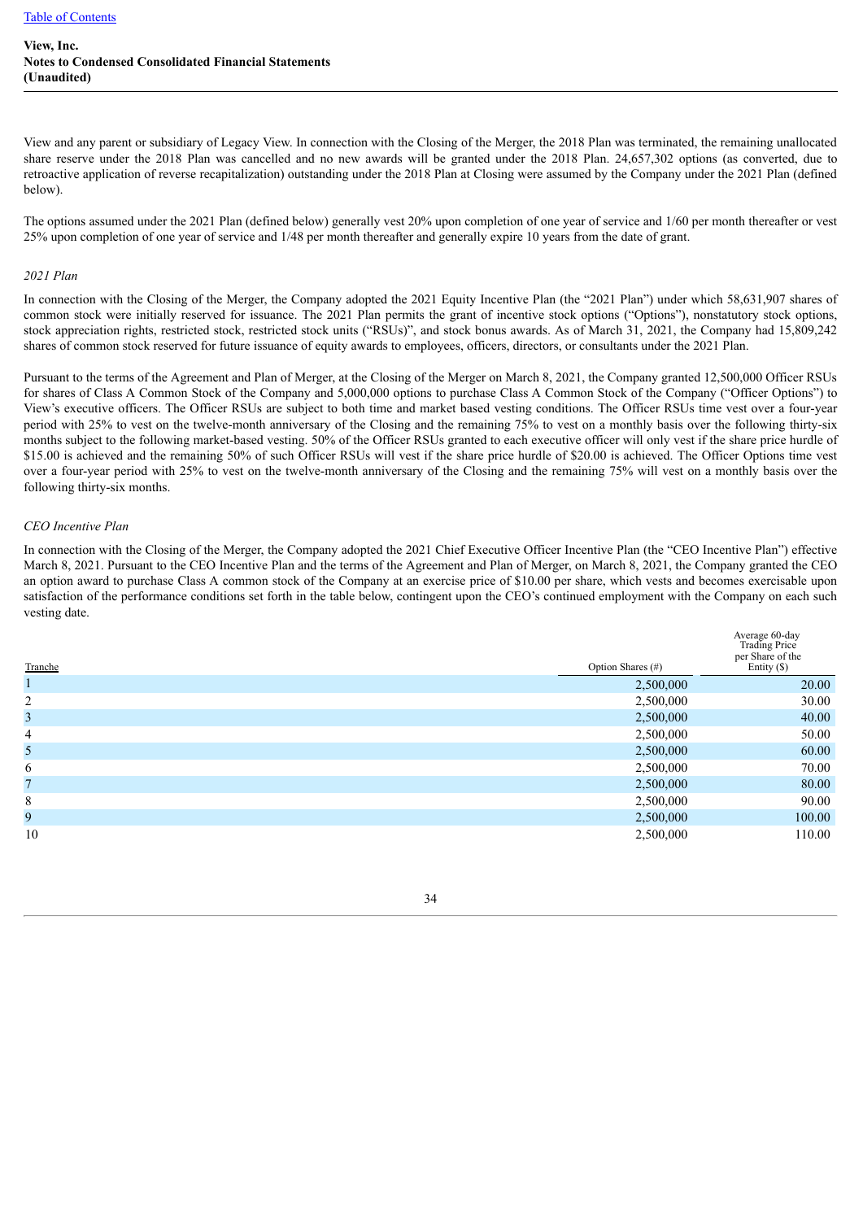View and any parent or subsidiary of Legacy View. In connection with the Closing of the Merger, the 2018 Plan was terminated, the remaining unallocated share reserve under the 2018 Plan was cancelled and no new awards will be granted under the 2018 Plan. 24,657,302 options (as converted, due to retroactive application of reverse recapitalization) outstanding under the 2018 Plan at Closing were assumed by the Company under the 2021 Plan (defined below).

The options assumed under the 2021 Plan (defined below) generally vest 20% upon completion of one year of service and 1/60 per month thereafter or vest 25% upon completion of one year of service and 1/48 per month thereafter and generally expire 10 years from the date of grant.

*2021 Plan*

In connection with the Closing of the Merger, the Company adopted the 2021 Equity Incentive Plan (the "2021 Plan") under which 58,631,907 shares of common stock were initially reserved for issuance. The 2021 Plan permits the grant of incentive stock options ("Options"), nonstatutory stock options, stock appreciation rights, restricted stock, restricted stock units ("RSUs)", and stock bonus awards. As of March 31, 2021, the Company had 15,809,242 shares of common stock reserved for future issuance of equity awards to employees, officers, directors, or consultants under the 2021 Plan.

Pursuant to the terms of the Agreement and Plan of Merger, at the Closing of the Merger on March 8, 2021, the Company granted 12,500,000 Officer RSUs for shares of Class A Common Stock of the Company and 5,000,000 options to purchase Class A Common Stock of the Company ("Officer Options") to View's executive officers. The Officer RSUs are subject to both time and market based vesting conditions. The Officer RSUs time vest over a four-year period with 25% to vest on the twelve-month anniversary of the Closing and the remaining 75% to vest on a monthly basis over the following thirty-six months subject to the following market-based vesting. 50% of the Officer RSUs granted to each executive officer will only vest if the share price hurdle of $15.00 is achieved and the remaining 50% of such Officer RSUs will vest if the share price hurdle of $20.00 is achieved. The Officer Options time vest over a four-year period with 25% to vest on the twelve-month anniversary of the Closing and the remaining 75% will vest on a monthly basis over the following thirty-six months.

*CEO Incentive Plan*

In connection with the Closing of the Merger, the Company adopted the 2021 Chief Executive Officer Incentive Plan (the "CEO Incentive Plan") effective March 8, 2021. Pursuant to the CEO Incentive Plan and the terms of the Agreement and Plan of Merger, on March 8, 2021, the Company granted the CEO an option award to purchase Class A common stock of the Company at an exercise price of $10.00 per share, which vests and becomes exercisable upon satisfaction of the performance conditions set forth in the table below, contingent upon the CEO's continued employment with the Company on each such vesting date.

| Tranche | Option Shares (#) | Average 60-day Trading Price per Share of the Entity ($) |
|---|---|---|
| 1 | 2,500,000 | 20.00 |
| 2 | 2,500,000 | 30.00 |
| 3 | 2,500,000 | 40.00 |
| 4 | 2,500,000 | 50.00 |
| 5 | 2,500,000 | 60.00 |
| 6 | 2,500,000 | 70.00 |
| 7 | 2,500,000 | 80.00 |
| 8 | 2,500,000 | 90.00 |
| 9 | 2,500,000 | 100.00 |
| 10 | 2,500,000 | 110.00 |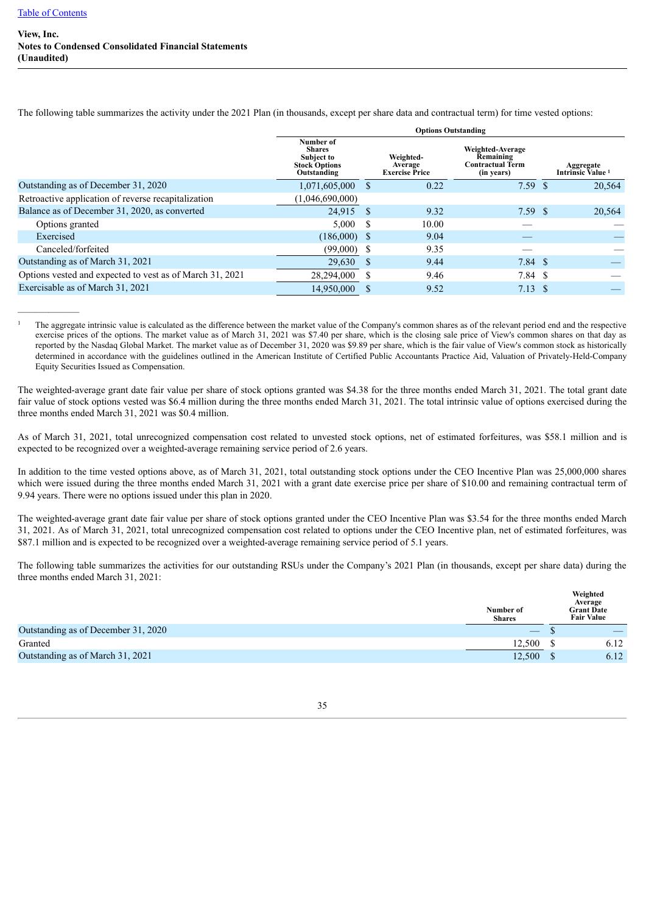View, Inc.
**Notes to Condensed Consolidated Financial Statements**
**(Unaudited)**

The following table summarizes the activity under the 2021 Plan (in thousands, except per share data and contractual term) for time vested options:

| | Options Outstanding | | | |
|---|---|---|---|---|
| | Number of Shares Subject to Stock Options Outstanding | Weighted-Average Exercise Price | Weighted-Average Remaining Contractual Term (in years) | Aggregate Intrinsic Value [1] |
| Outstanding as of December 31, 2020 | 1,071,605,000 | $ 0.22 | 7.59 | $ 20,564 |
| Retroactive application of reverse recapitalization | (1,046,690,000) | | | |
| Balance as of December 31, 2020, as converted | 24,915 | $ 9.32 | 7.59 | $ 20,564 |
| Options granted | 5,000 | $ 10.00 | — | — |
| Exercised | (186,000) | $ 9.04 | — | — |
| Canceled/forfeited | (99,000) | $ 9.35 | — | — |
| Outstanding as of March 31, 2021 | 29,630 | $ 9.44 | 7.84 | $ — |
| Options vested and expected to vest as of March 31, 2021 | 28,294,000 | $ 9.46 | 7.84 | $ — |
| Exercisable as of March 31, 2021 | 14,950,000 | $ 9.52 | 7.13 | $ — |

[1] The aggregate intrinsic value is calculated as the difference between the market value of the Company's common shares as of the relevant period end and the respective exercise prices of the options. The market value as of March 31, 2021 was $7.40 per share, which is the closing sale price of View's common shares on that day as reported by the Nasdaq Global Market. The market value as of December 31, 2020 was $9.89 per share, which is the fair value of View's common stock as historically determined in accordance with the guidelines outlined in the American Institute of Certified Public Accountants Practice Aid, Valuation of Privately-Held-Company Equity Securities Issued as Compensation.

The weighted-average grant date fair value per share of stock options granted was $4.38 for the three months ended March 31, 2021. The total grant date fair value of stock options vested was $6.4 million during the three months ended March 31, 2021. The total intrinsic value of options exercised during the three months ended March 31, 2021 was $0.4 million.

As of March 31, 2021, total unrecognized compensation cost related to unvested stock options, net of estimated forfeitures, was $58.1 million and is expected to be recognized over a weighted-average remaining service period of 2.6 years.

In addition to the time vested options above, as of March 31, 2021, total outstanding stock options under the CEO Incentive Plan was 25,000,000 shares which were issued during the three months ended March 31, 2021 with a grant date exercise price per share of $10.00 and remaining contractual term of 9.94 years. There were no options issued under this plan in 2020.

The weighted-average grant date fair value per share of stock options granted under the CEO Incentive Plan was $3.54 for the three months ended March 31, 2021. As of March 31, 2021, total unrecognized compensation cost related to options under the CEO Incentive plan, net of estimated forfeitures, was $87.1 million and is expected to be recognized over a weighted-average remaining service period of 5.1 years.

The following table summarizes the activities for our outstanding RSUs under the Company's 2021 Plan (in thousands, except per share data) during the three months ended March 31, 2021:

| | Number of Shares | Weighted Average Grant Date Fair Value |
|---|---|---|
| Outstanding as of December 31, 2020 | — | $ — |
| Granted | 12,500 | $ 6.12 |
| Outstanding as of March 31, 2021 | 12,500 | $ 6.12 |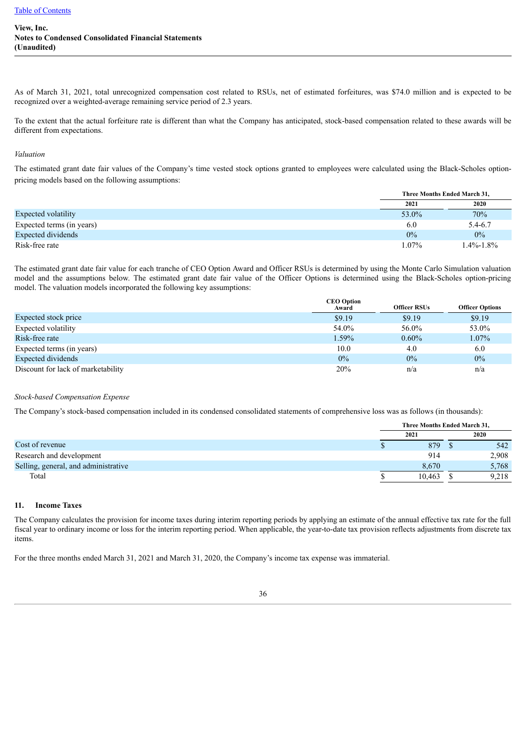As of March 31, 2021, total unrecognized compensation cost related to RSUs, net of estimated forfeitures, was $74.0 million and is expected to be recognized over a weighted-average remaining service period of 2.3 years.

To the extent that the actual forfeiture rate is different than what the Company has anticipated, stock-based compensation related to these awards will be different from expectations.

*Valuation*

The estimated grant date fair values of the Company's time vested stock options granted to employees were calculated using the Black-Scholes option-pricing models based on the following assumptions:

| | Three Months Ended March 31, | |
|---|---|---|
| | 2021 | 2020 |
| Expected volatility | 53.0% | 70% |
| Expected terms (in years) | 6.0 | 5.4-6.7 |
| Expected dividends | 0% | 0% |
| Risk-free rate | 1.07% | 1.4%-1.8% |

The estimated grant date fair value for each tranche of CEO Option Award and Officer RSUs is determined by using the Monte Carlo Simulation valuation model and the assumptions below. The estimated grant date fair value of the Officer Options is determined using the Black-Scholes option-pricing model. The valuation models incorporated the following key assumptions:

| | CEO Option Award | Officer RSUs | Officer Options |
|---|---|---|---|
| Expected stock price | $9.19 | $9.19 | $9.19 |
| Expected volatility | 54.0% | 56.0% | 53.0% |
| Risk-free rate | 1.59% | 0.60% | 1.07% |
| Expected terms (in years) | 10.0 | 4.0 | 6.0 |
| Expected dividends | 0% | 0% | 0% |
| Discount for lack of marketability | 20% | n/a | n/a |

*Stock-based Compensation Expense*

The Company's stock-based compensation included in its condensed consolidated statements of comprehensive loss was as follows (in thousands):

| | Three Months Ended March 31, | |
|---|---|---|
| | 2021 | 2020 |
| Cost of revenue | $ 879 | $ 542 |
| Research and development | 914 | 2,908 |
| Selling, general, and administrative | 8,670 | 5,768 |
| Total | $ 10,463 | $ 9,218 |

## 11. Income Taxes

The Company calculates the provision for income taxes during interim reporting periods by applying an estimate of the annual effective tax rate for the full fiscal year to ordinary income or loss for the interim reporting period. When applicable, the year-to-date tax provision reflects adjustments from discrete tax items.

For the three months ended March 31, 2021 and March 31, 2020, the Company's income tax expense was immaterial.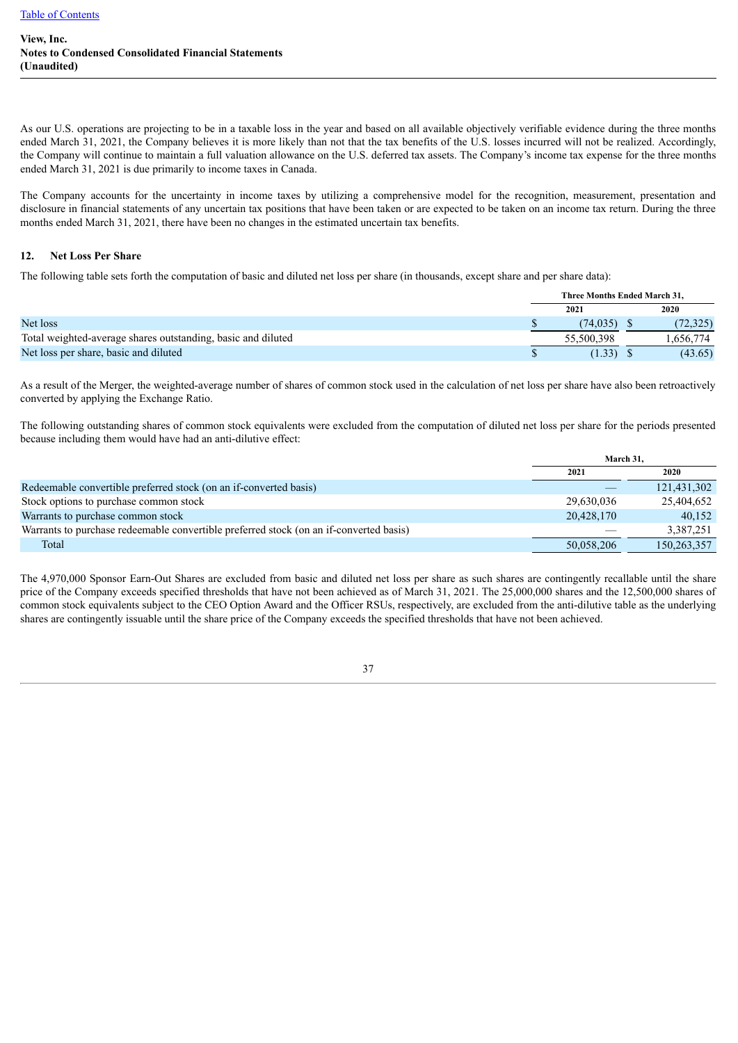As our U.S. operations are projecting to be in a taxable loss in the year and based on all available objectively verifiable evidence during the three months ended March 31, 2021, the Company believes it is more likely than not that the tax benefits of the U.S. losses incurred will not be realized. Accordingly, the Company will continue to maintain a full valuation allowance on the U.S. deferred tax assets. The Company's income tax expense for the three months ended March 31, 2021 is due primarily to income taxes in Canada.

The Company accounts for the uncertainty in income taxes by utilizing a comprehensive model for the recognition, measurement, presentation and disclosure in financial statements of any uncertain tax positions that have been taken or are expected to be taken on an income tax return. During the three months ended March 31, 2021, there have been no changes in the estimated uncertain tax benefits.

## 12. Net Loss Per Share

The following table sets forth the computation of basic and diluted net loss per share (in thousands, except share and per share data):

| | Three Months Ended March 31, | |
|---|---|---|
| | 2021 | 2020 |
| Net loss | $ (74,035) | $ (72,325) |
| Total weighted-average shares outstanding, basic and diluted | 55,500,398 | 1,656,774 |
| Net loss per share, basic and diluted | $ (1.33) | $ (43.65) |

As a result of the Merger, the weighted-average number of shares of common stock used in the calculation of net loss per share have also been retroactively converted by applying the Exchange Ratio.

The following outstanding shares of common stock equivalents were excluded from the computation of diluted net loss per share for the periods presented because including them would have had an anti-dilutive effect:

| | March 31, | |
|---|---|---|
| | 2021 | 2020 |
| Redeemable convertible preferred stock (on an if-converted basis) | — | 121,431,302 |
| Stock options to purchase common stock | 29,630,036 | 25,404,652 |
| Warrants to purchase common stock | 20,428,170 | 40,152 |
| Warrants to purchase redeemable convertible preferred stock (on an if-converted basis) | — | 3,387,251 |
| Total | 50,058,206 | 150,263,357 |

The 4,970,000 Sponsor Earn-Out Shares are excluded from basic and diluted net loss per share as such shares are contingently recallable until the share price of the Company exceeds specified thresholds that have not been achieved as of March 31, 2021. The 25,000,000 shares and the 12,500,000 shares of common stock equivalents subject to the CEO Option Award and the Officer RSUs, respectively, are excluded from the anti-dilutive table as the underlying shares are contingently issuable until the share price of the Company exceeds the specified thresholds that have not been achieved.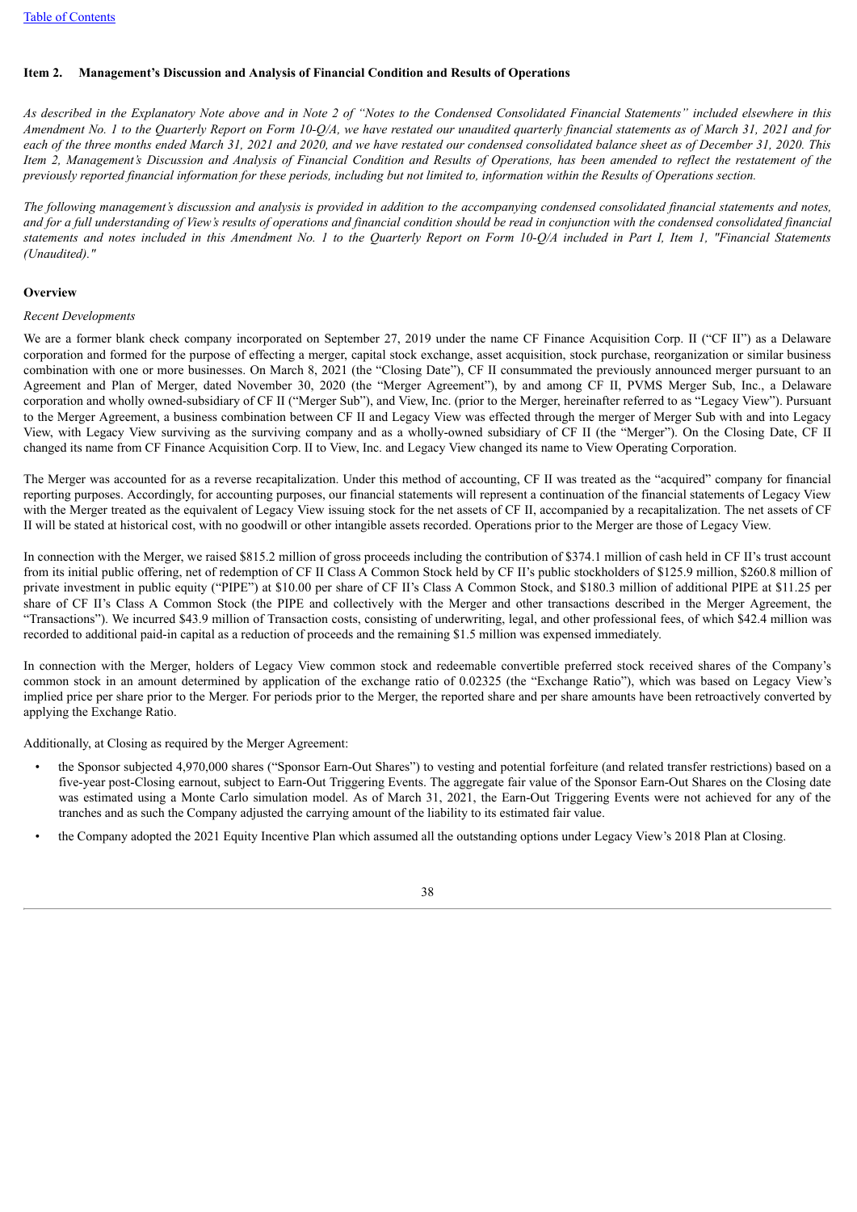**Item 2. Management's Discussion and Analysis of Financial Condition and Results of Operations**

*As described in the Explanatory Note above and in Note 2 of "Notes to the Condensed Consolidated Financial Statements" included elsewhere in this Amendment No. 1 to the Quarterly Report on Form 10-Q/A, we have restated our unaudited quarterly financial statements as of March 31, 2021 and for each of the three months ended March 31, 2021 and 2020, and we have restated our condensed consolidated balance sheet as of December 31, 2020. This Item 2, Management's Discussion and Analysis of Financial Condition and Results of Operations, has been amended to reflect the restatement of the previously reported financial information for these periods, including but not limited to, information within the Results of Operations section.*

*The following management's discussion and analysis is provided in addition to the accompanying condensed consolidated financial statements and notes, and for a full understanding of View's results of operations and financial condition should be read in conjunction with the condensed consolidated financial statements and notes included in this Amendment No. 1 to the Quarterly Report on Form 10-Q/A included in Part I, Item 1, "Financial Statements (Unaudited)."*

**Overview**

*Recent Developments*

We are a former blank check company incorporated on September 27, 2019 under the name CF Finance Acquisition Corp. II ("CF II") as a Delaware corporation and formed for the purpose of effecting a merger, capital stock exchange, asset acquisition, stock purchase, reorganization or similar business combination with one or more businesses. On March 8, 2021 (the "Closing Date"), CF II consummated the previously announced merger pursuant to an Agreement and Plan of Merger, dated November 30, 2020 (the "Merger Agreement"), by and among CF II, PVMS Merger Sub, Inc., a Delaware corporation and wholly owned-subsidiary of CF II ("Merger Sub"), and View, Inc. (prior to the Merger, hereinafter referred to as "Legacy View"). Pursuant to the Merger Agreement, a business combination between CF II and Legacy View was effected through the merger of Merger Sub with and into Legacy View, with Legacy View surviving as the surviving company and as a wholly-owned subsidiary of CF II (the "Merger"). On the Closing Date, CF II changed its name from CF Finance Acquisition Corp. II to View, Inc. and Legacy View changed its name to View Operating Corporation.

The Merger was accounted for as a reverse recapitalization. Under this method of accounting, CF II was treated as the "acquired" company for financial reporting purposes. Accordingly, for accounting purposes, our financial statements will represent a continuation of the financial statements of Legacy View with the Merger treated as the equivalent of Legacy View issuing stock for the net assets of CF II, accompanied by a recapitalization. The net assets of CF II will be stated at historical cost, with no goodwill or other intangible assets recorded. Operations prior to the Merger are those of Legacy View.

In connection with the Merger, we raised $815.2 million of gross proceeds including the contribution of $374.1 million of cash held in CF II's trust account from its initial public offering, net of redemption of CF II Class A Common Stock held by CF II's public stockholders of $125.9 million, $260.8 million of private investment in public equity ("PIPE") at $10.00 per share of CF II's Class A Common Stock, and $180.3 million of additional PIPE at $11.25 per share of CF II's Class A Common Stock (the PIPE and collectively with the Merger and other transactions described in the Merger Agreement, the "Transactions"). We incurred $43.9 million of Transaction costs, consisting of underwriting, legal, and other professional fees, of which $42.4 million was recorded to additional paid-in capital as a reduction of proceeds and the remaining $1.5 million was expensed immediately.

In connection with the Merger, holders of Legacy View common stock and redeemable convertible preferred stock received shares of the Company's common stock in an amount determined by application of the exchange ratio of 0.02325 (the "Exchange Ratio"), which was based on Legacy View's implied price per share prior to the Merger. For periods prior to the Merger, the reported share and per share amounts have been retroactively converted by applying the Exchange Ratio.

Additionally, at Closing as required by the Merger Agreement:

- the Sponsor subjected 4,970,000 shares ("Sponsor Earn-Out Shares") to vesting and potential forfeiture (and related transfer restrictions) based on a five-year post-Closing earnout, subject to Earn-Out Triggering Events. The aggregate fair value of the Sponsor Earn-Out Shares on the Closing date was estimated using a Monte Carlo simulation model. As of March 31, 2021, the Earn-Out Triggering Events were not achieved for any of the tranches and as such the Company adjusted the carrying amount of the liability to its estimated fair value.
- the Company adopted the 2021 Equity Incentive Plan which assumed all the outstanding options under Legacy View's 2018 Plan at Closing.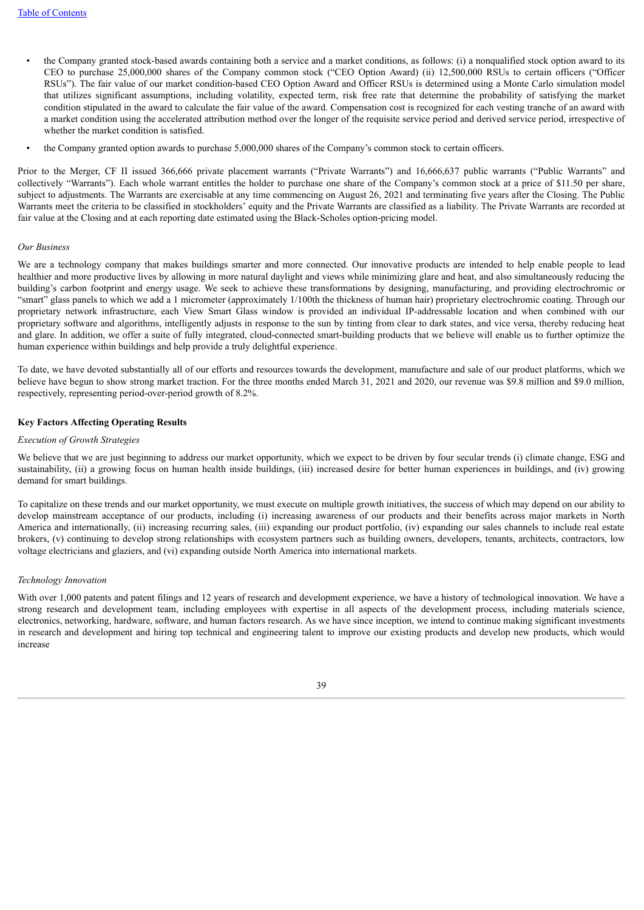- the Company granted stock-based awards containing both a service and a market conditions, as follows: (i) a nonqualified stock option award to its CEO to purchase 25,000,000 shares of the Company common stock ("CEO Option Award) (ii) 12,500,000 RSUs to certain officers ("Officer RSUs"). The fair value of our market condition-based CEO Option Award and Officer RSUs is determined using a Monte Carlo simulation model that utilizes significant assumptions, including volatility, expected term, risk free rate that determine the probability of satisfying the market condition stipulated in the award to calculate the fair value of the award. Compensation cost is recognized for each vesting tranche of an award with a market condition using the accelerated attribution method over the longer of the requisite service period and derived service period, irrespective of whether the market condition is satisfied.
- the Company granted option awards to purchase 5,000,000 shares of the Company's common stock to certain officers.

Prior to the Merger, CF II issued 366,666 private placement warrants ("Private Warrants") and 16,666,637 public warrants ("Public Warrants" and collectively "Warrants"). Each whole warrant entitles the holder to purchase one share of the Company's common stock at a price of $11.50 per share, subject to adjustments. The Warrants are exercisable at any time commencing on August 26, 2021 and terminating five years after the Closing. The Public Warrants meet the criteria to be classified in stockholders' equity and the Private Warrants are classified as a liability. The Private Warrants are recorded at fair value at the Closing and at each reporting date estimated using the Black-Scholes option-pricing model.

*Our Business*

We are a technology company that makes buildings smarter and more connected. Our innovative products are intended to help enable people to lead healthier and more productive lives by allowing in more natural daylight and views while minimizing glare and heat, and also simultaneously reducing the building's carbon footprint and energy usage. We seek to achieve these transformations by designing, manufacturing, and providing electrochromic or "smart" glass panels to which we add a 1 micrometer (approximately 1/100th the thickness of human hair) proprietary electrochromic coating. Through our proprietary network infrastructure, each View Smart Glass window is provided an individual IP-addressable location and when combined with our proprietary software and algorithms, intelligently adjusts in response to the sun by tinting from clear to dark states, and vice versa, thereby reducing heat and glare. In addition, we offer a suite of fully integrated, cloud-connected smart-building products that we believe will enable us to further optimize the human experience within buildings and help provide a truly delightful experience.

To date, we have devoted substantially all of our efforts and resources towards the development, manufacture and sale of our product platforms, which we believe have begun to show strong market traction. For the three months ended March 31, 2021 and 2020, our revenue was $9.8 million and $9.0 million, respectively, representing period-over-period growth of 8.2%.

**Key Factors Affecting Operating Results**

*Execution of Growth Strategies*

We believe that we are just beginning to address our market opportunity, which we expect to be driven by four secular trends (i) climate change, ESG and sustainability, (ii) a growing focus on human health inside buildings, (iii) increased desire for better human experiences in buildings, and (iv) growing demand for smart buildings.

To capitalize on these trends and our market opportunity, we must execute on multiple growth initiatives, the success of which may depend on our ability to develop mainstream acceptance of our products, including (i) increasing awareness of our products and their benefits across major markets in North America and internationally, (ii) increasing recurring sales, (iii) expanding our product portfolio, (iv) expanding our sales channels to include real estate brokers, (v) continuing to develop strong relationships with ecosystem partners such as building owners, developers, tenants, architects, contractors, low voltage electricians and glaziers, and (vi) expanding outside North America into international markets.

*Technology Innovation*

With over 1,000 patents and patent filings and 12 years of research and development experience, we have a history of technological innovation. We have a strong research and development team, including employees with expertise in all aspects of the development process, including materials science, electronics, networking, hardware, software, and human factors research. As we have since inception, we intend to continue making significant investments in research and development and hiring top technical and engineering talent to improve our existing products and develop new products, which would increase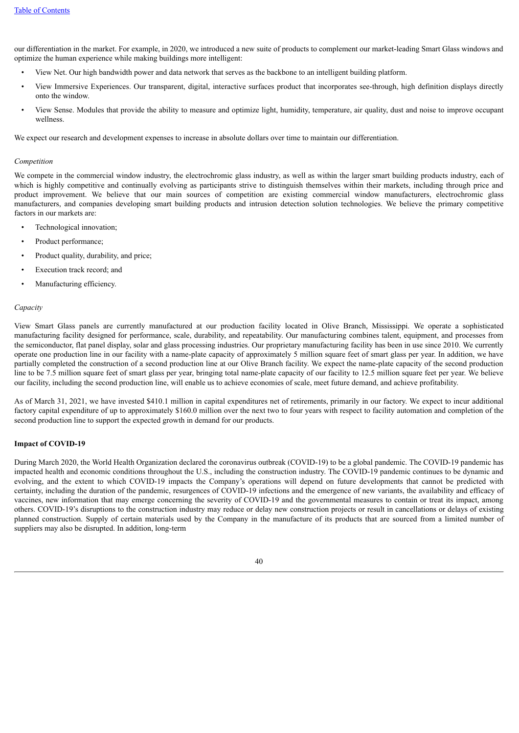our differentiation in the market. For example, in 2020, we introduced a new suite of products to complement our market-leading Smart Glass windows and optimize the human experience while making buildings more intelligent:

- View Net. Our high bandwidth power and data network that serves as the backbone to an intelligent building platform.
- View Immersive Experiences. Our transparent, digital, interactive surfaces product that incorporates see-through, high definition displays directly onto the window.
- View Sense. Modules that provide the ability to measure and optimize light, humidity, temperature, air quality, dust and noise to improve occupant wellness.

We expect our research and development expenses to increase in absolute dollars over time to maintain our differentiation.

*Competition*

We compete in the commercial window industry, the electrochromic glass industry, as well as within the larger smart building products industry, each of which is highly competitive and continually evolving as participants strive to distinguish themselves within their markets, including through price and product improvement. We believe that our main sources of competition are existing commercial window manufacturers, electrochromic glass manufacturers, and companies developing smart building products and intrusion detection solution technologies. We believe the primary competitive factors in our markets are:

- Technological innovation;
- Product performance;
- Product quality, durability, and price;
- Execution track record; and
- Manufacturing efficiency.

*Capacity*

View Smart Glass panels are currently manufactured at our production facility located in Olive Branch, Mississippi. We operate a sophisticated manufacturing facility designed for performance, scale, durability, and repeatability. Our manufacturing combines talent, equipment, and processes from the semiconductor, flat panel display, solar and glass processing industries. Our proprietary manufacturing facility has been in use since 2010. We currently operate one production line in our facility with a name-plate capacity of approximately 5 million square feet of smart glass per year. In addition, we have partially completed the construction of a second production line at our Olive Branch facility. We expect the name-plate capacity of the second production line to be 7.5 million square feet of smart glass per year, bringing total name-plate capacity of our facility to 12.5 million square feet per year. We believe our facility, including the second production line, will enable us to achieve economies of scale, meet future demand, and achieve profitability.

As of March 31, 2021, we have invested $410.1 million in capital expenditures net of retirements, primarily in our factory. We expect to incur additional factory capital expenditure of up to approximately $160.0 million over the next two to four years with respect to facility automation and completion of the second production line to support the expected growth in demand for our products.

**Impact of COVID-19**

During March 2020, the World Health Organization declared the coronavirus outbreak (COVID-19) to be a global pandemic. The COVID-19 pandemic has impacted health and economic conditions throughout the U.S., including the construction industry. The COVID-19 pandemic continues to be dynamic and evolving, and the extent to which COVID-19 impacts the Company's operations will depend on future developments that cannot be predicted with certainty, including the duration of the pandemic, resurgences of COVID-19 infections and the emergence of new variants, the availability and efficacy of vaccines, new information that may emerge concerning the severity of COVID-19 and the governmental measures to contain or treat its impact, among others. COVID-19's disruptions to the construction industry may reduce or delay new construction projects or result in cancellations or delays of existing planned construction. Supply of certain materials used by the Company in the manufacture of its products that are sourced from a limited number of suppliers may also be disrupted. In addition, long-term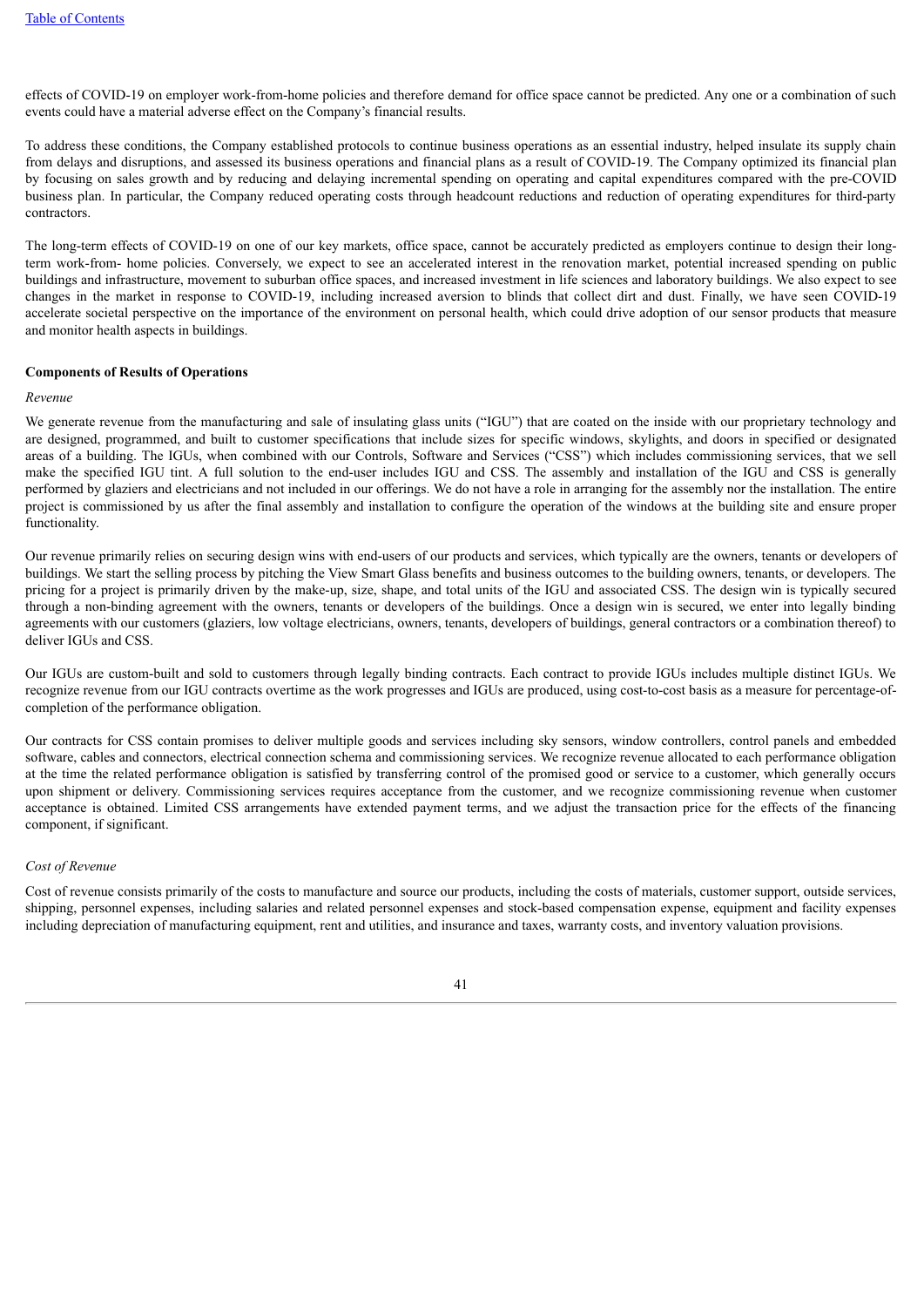effects of COVID-19 on employer work-from-home policies and therefore demand for office space cannot be predicted. Any one or a combination of such events could have a material adverse effect on the Company's financial results.

To address these conditions, the Company established protocols to continue business operations as an essential industry, helped insulate its supply chain from delays and disruptions, and assessed its business operations and financial plans as a result of COVID-19. The Company optimized its financial plan by focusing on sales growth and by reducing and delaying incremental spending on operating and capital expenditures compared with the pre-COVID business plan. In particular, the Company reduced operating costs through headcount reductions and reduction of operating expenditures for third-party contractors.

The long-term effects of COVID-19 on one of our key markets, office space, cannot be accurately predicted as employers continue to design their long-term work-from- home policies. Conversely, we expect to see an accelerated interest in the renovation market, potential increased spending on public buildings and infrastructure, movement to suburban office spaces, and increased investment in life sciences and laboratory buildings. We also expect to see changes in the market in response to COVID-19, including increased aversion to blinds that collect dirt and dust. Finally, we have seen COVID-19 accelerate societal perspective on the importance of the environment on personal health, which could drive adoption of our sensor products that measure and monitor health aspects in buildings.

**Components of Results of Operations**

*Revenue*

We generate revenue from the manufacturing and sale of insulating glass units ("IGU") that are coated on the inside with our proprietary technology and are designed, programmed, and built to customer specifications that include sizes for specific windows, skylights, and doors in specified or designated areas of a building. The IGUs, when combined with our Controls, Software and Services ("CSS") which includes commissioning services, that we sell make the specified IGU tint. A full solution to the end-user includes IGU and CSS. The assembly and installation of the IGU and CSS is generally performed by glaziers and electricians and not included in our offerings. We do not have a role in arranging for the assembly nor the installation. The entire project is commissioned by us after the final assembly and installation to configure the operation of the windows at the building site and ensure proper functionality.

Our revenue primarily relies on securing design wins with end-users of our products and services, which typically are the owners, tenants or developers of buildings. We start the selling process by pitching the View Smart Glass benefits and business outcomes to the building owners, tenants, or developers. The pricing for a project is primarily driven by the make-up, size, shape, and total units of the IGU and associated CSS. The design win is typically secured through a non-binding agreement with the owners, tenants or developers of the buildings. Once a design win is secured, we enter into legally binding agreements with our customers (glaziers, low voltage electricians, owners, tenants, developers of buildings, general contractors or a combination thereof) to deliver IGUs and CSS.

Our IGUs are custom-built and sold to customers through legally binding contracts. Each contract to provide IGUs includes multiple distinct IGUs. We recognize revenue from our IGU contracts overtime as the work progresses and IGUs are produced, using cost-to-cost basis as a measure for percentage-of-completion of the performance obligation.

Our contracts for CSS contain promises to deliver multiple goods and services including sky sensors, window controllers, control panels and embedded software, cables and connectors, electrical connection schema and commissioning services. We recognize revenue allocated to each performance obligation at the time the related performance obligation is satisfied by transferring control of the promised good or service to a customer, which generally occurs upon shipment or delivery. Commissioning services requires acceptance from the customer, and we recognize commissioning revenue when customer acceptance is obtained. Limited CSS arrangements have extended payment terms, and we adjust the transaction price for the effects of the financing component, if significant.

*Cost of Revenue*

Cost of revenue consists primarily of the costs to manufacture and source our products, including the costs of materials, customer support, outside services, shipping, personnel expenses, including salaries and related personnel expenses and stock-based compensation expense, equipment and facility expenses including depreciation of manufacturing equipment, rent and utilities, and insurance and taxes, warranty costs, and inventory valuation provisions.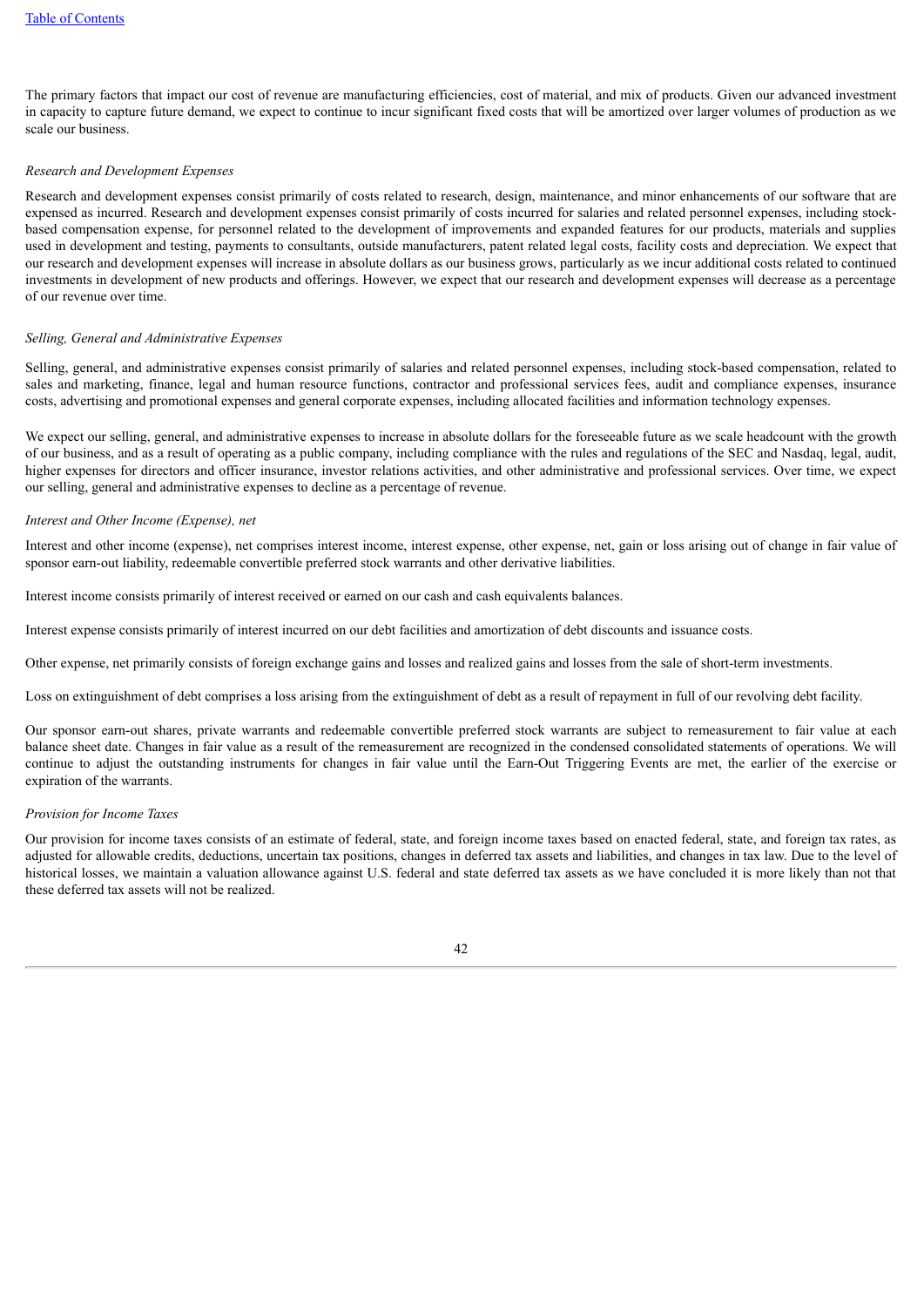The primary factors that impact our cost of revenue are manufacturing efficiencies, cost of material, and mix of products. Given our advanced investment in capacity to capture future demand, we expect to continue to incur significant fixed costs that will be amortized over larger volumes of production as we scale our business.

*Research and Development Expenses*

Research and development expenses consist primarily of costs related to research, design, maintenance, and minor enhancements of our software that are expensed as incurred. Research and development expenses consist primarily of costs incurred for salaries and related personnel expenses, including stock-based compensation expense, for personnel related to the development of improvements and expanded features for our products, materials and supplies used in development and testing, payments to consultants, outside manufacturers, patent related legal costs, facility costs and depreciation. We expect that our research and development expenses will increase in absolute dollars as our business grows, particularly as we incur additional costs related to continued investments in development of new products and offerings. However, we expect that our research and development expenses will decrease as a percentage of our revenue over time.

*Selling, General and Administrative Expenses*

Selling, general, and administrative expenses consist primarily of salaries and related personnel expenses, including stock-based compensation, related to sales and marketing, finance, legal and human resource functions, contractor and professional services fees, audit and compliance expenses, insurance costs, advertising and promotional expenses and general corporate expenses, including allocated facilities and information technology expenses.

We expect our selling, general, and administrative expenses to increase in absolute dollars for the foreseeable future as we scale headcount with the growth of our business, and as a result of operating as a public company, including compliance with the rules and regulations of the SEC and Nasdaq, legal, audit, higher expenses for directors and officer insurance, investor relations activities, and other administrative and professional services. Over time, we expect our selling, general and administrative expenses to decline as a percentage of revenue.

*Interest and Other Income (Expense), net*

Interest and other income (expense), net comprises interest income, interest expense, other expense, net, gain or loss arising out of change in fair value of sponsor earn-out liability, redeemable convertible preferred stock warrants and other derivative liabilities.

Interest income consists primarily of interest received or earned on our cash and cash equivalents balances.

Interest expense consists primarily of interest incurred on our debt facilities and amortization of debt discounts and issuance costs.

Other expense, net primarily consists of foreign exchange gains and losses and realized gains and losses from the sale of short-term investments.

Loss on extinguishment of debt comprises a loss arising from the extinguishment of debt as a result of repayment in full of our revolving debt facility.

Our sponsor earn-out shares, private warrants and redeemable convertible preferred stock warrants are subject to remeasurement to fair value at each balance sheet date. Changes in fair value as a result of the remeasurement are recognized in the condensed consolidated statements of operations. We will continue to adjust the outstanding instruments for changes in fair value until the Earn-Out Triggering Events are met, the earlier of the exercise or expiration of the warrants.

*Provision for Income Taxes*

Our provision for income taxes consists of an estimate of federal, state, and foreign income taxes based on enacted federal, state, and foreign tax rates, as adjusted for allowable credits, deductions, uncertain tax positions, changes in deferred tax assets and liabilities, and changes in tax law. Due to the level of historical losses, we maintain a valuation allowance against U.S. federal and state deferred tax assets as we have concluded it is more likely than not that these deferred tax assets will not be realized.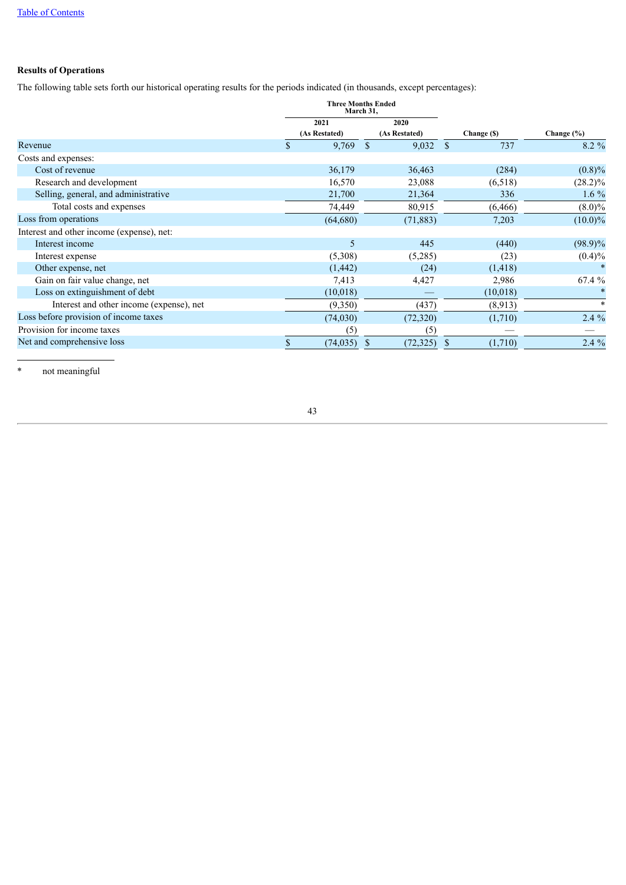**Results of Operations**

The following table sets forth our historical operating results for the periods indicated (in thousands, except percentages):

| | Three Months Ended March 31, | | | |
|---|---|---|---|---|
| | 2021 (As Restated) | 2020 (As Restated) | Change ($) | Change (%) |
| Revenue | $ 9,769 | $ 9,032 | $ 737 | 8.2 % |
| Costs and expenses: | | | | |
| Cost of revenue | 36,179 | 36,463 | (284) | (0.8)% |
| Research and development | 16,570 | 23,088 | (6,518) | (28.2)% |
| Selling, general, and administrative | 21,700 | 21,364 | 336 | 1.6 % |
| Total costs and expenses | 74,449 | 80,915 | (6,466) | (8.0)% |
| Loss from operations | (64,680) | (71,883) | 7,203 | (10.0)% |
| Interest and other income (expense), net: | | | | |
| Interest income | 5 | 445 | (440) | (98.9)% |
| Interest expense | (5,308) | (5,285) | (23) | (0.4)% |
| Other expense, net | (1,442) | (24) | (1,418) | * |
| Gain on fair value change, net | 7,413 | 4,427 | 2,986 | 67.4 % |
| Loss on extinguishment of debt | (10,018) | — | (10,018) | * |
| Interest and other income (expense), net | (9,350) | (437) | (8,913) | * |
| Loss before provision of income taxes | (74,030) | (72,320) | (1,710) | 2.4 % |
| Provision for income taxes | (5) | (5) | — | — |
| Net and comprehensive loss | $ (74,035) | $ (72,325) | $ (1,710) | 2.4 % |

\* not meaningful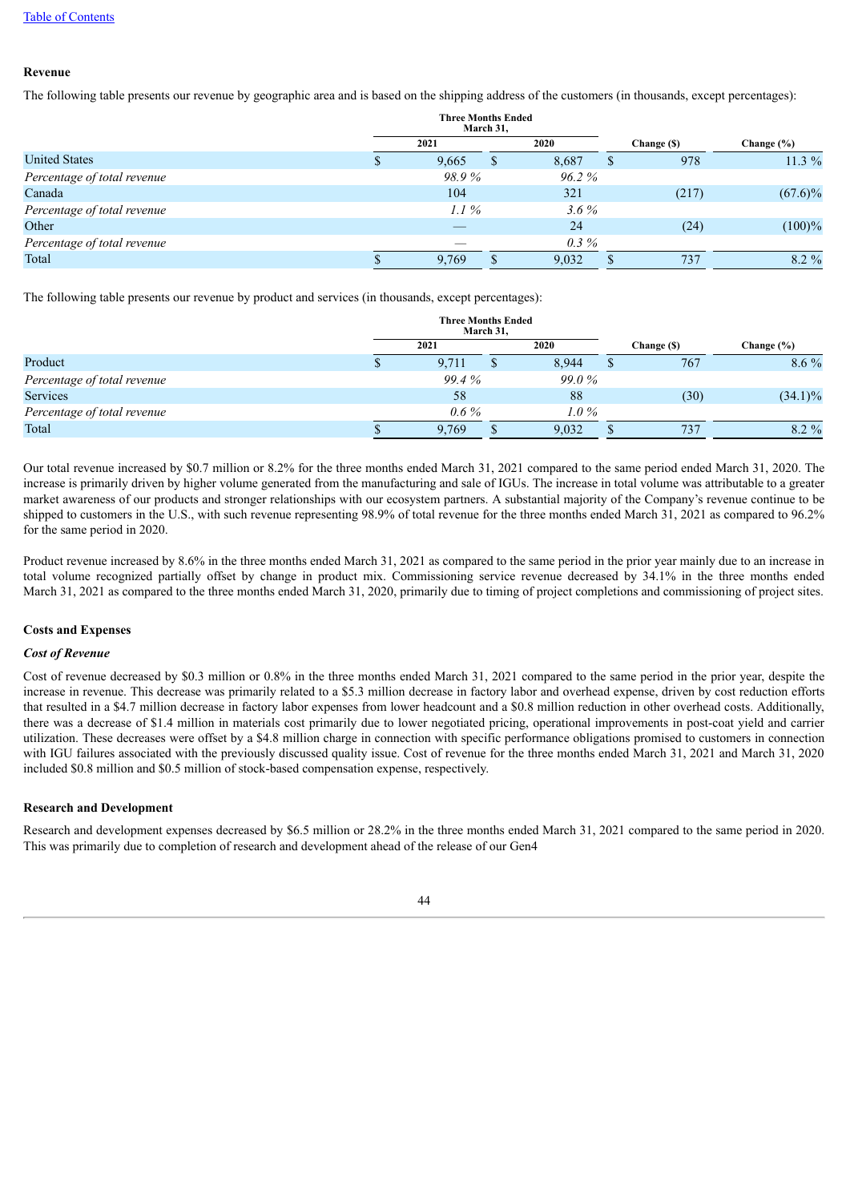### Revenue

The following table presents our revenue by geographic area and is based on the shipping address of the customers (in thousands, except percentages):

| | Three Months Ended March 31, | | | |
|---|---|---|---|---|
| | 2021 | 2020 | Change ($) | Change (%) |
| United States | $ 9,665 | $ 8,687 | $ 978 | 11.3 % |
| *Percentage of total revenue* | *98.9 %* | *96.2 %* | | |
| Canada | 104 | 321 | (217) | (67.6)% |
| *Percentage of total revenue* | *1.1 %* | *3.6 %* | | |
| Other | — | 24 | (24) | (100)% |
| *Percentage of total revenue* | — | *0.3 %* | | |
| Total | $ 9,769 | $ 9,032 | $ 737 | 8.2 % |

The following table presents our revenue by product and services (in thousands, except percentages):

| | Three Months Ended March 31, | | | |
|---|---|---|---|---|
| | 2021 | 2020 | Change ($) | Change (%) |
| Product | $ 9,711 | $ 8,944 | $ 767 | 8.6 % |
| *Percentage of total revenue* | *99.4 %* | *99.0 %* | | |
| Services | 58 | 88 | (30) | (34.1)% |
| *Percentage of total revenue* | *0.6 %* | *1.0 %* | | |
| Total | $ 9,769 | $ 9,032 | $ 737 | 8.2 % |

Our total revenue increased by $0.7 million or 8.2% for the three months ended March 31, 2021 compared to the same period ended March 31, 2020. The increase is primarily driven by higher volume generated from the manufacturing and sale of IGUs. The increase in total volume was attributable to a greater market awareness of our products and stronger relationships with our ecosystem partners. A substantial majority of the Company's revenue continue to be shipped to customers in the U.S., with such revenue representing 98.9% of total revenue for the three months ended March 31, 2021 as compared to 96.2% for the same period in 2020.

Product revenue increased by 8.6% in the three months ended March 31, 2021 as compared to the same period in the prior year mainly due to an increase in total volume recognized partially offset by change in product mix. Commissioning service revenue decreased by 34.1% in the three months ended March 31, 2021 as compared to the three months ended March 31, 2020, primarily due to timing of project completions and commissioning of project sites.

### Costs and Expenses

#### *Cost of Revenue*

Cost of revenue decreased by $0.3 million or 0.8% in the three months ended March 31, 2021 compared to the same period in the prior year, despite the increase in revenue. This decrease was primarily related to a $5.3 million decrease in factory labor and overhead expense, driven by cost reduction efforts that resulted in a $4.7 million decrease in factory labor expenses from lower headcount and a $0.8 million reduction in other overhead costs. Additionally, there was a decrease of $1.4 million in materials cost primarily due to lower negotiated pricing, operational improvements in post-coat yield and carrier utilization. These decreases were offset by a $4.8 million charge in connection with specific performance obligations promised to customers in connection with IGU failures associated with the previously discussed quality issue. Cost of revenue for the three months ended March 31, 2021 and March 31, 2020 included $0.8 million and $0.5 million of stock-based compensation expense, respectively.

### Research and Development

Research and development expenses decreased by $6.5 million or 28.2% in the three months ended March 31, 2021 compared to the same period in 2020. This was primarily due to completion of research and development ahead of the release of our Gen4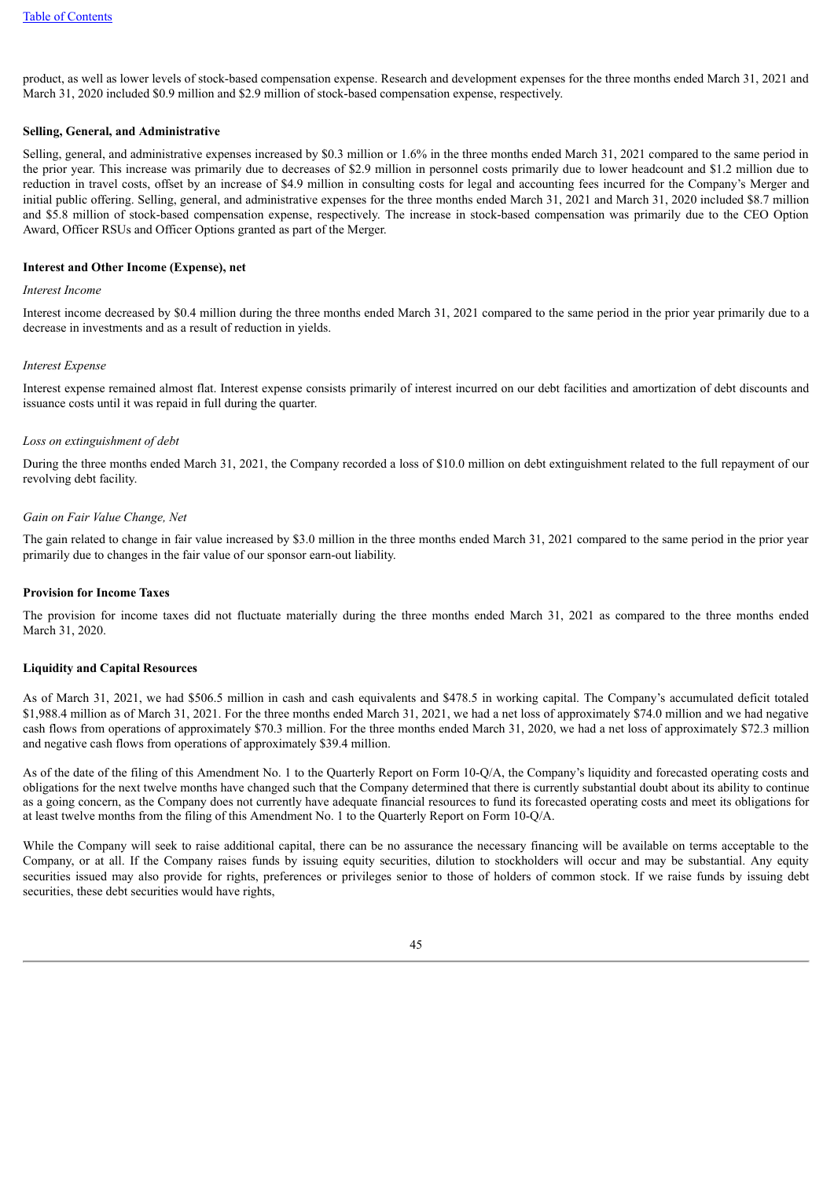product, as well as lower levels of stock-based compensation expense. Research and development expenses for the three months ended March 31, 2021 and March 31, 2020 included $0.9 million and $2.9 million of stock-based compensation expense, respectively.

### Selling, General, and Administrative

Selling, general, and administrative expenses increased by $0.3 million or 1.6% in the three months ended March 31, 2021 compared to the same period in the prior year. This increase was primarily due to decreases of $2.9 million in personnel costs primarily due to lower headcount and $1.2 million due to reduction in travel costs, offset by an increase of $4.9 million in consulting costs for legal and accounting fees incurred for the Company's Merger and initial public offering. Selling, general, and administrative expenses for the three months ended March 31, 2021 and March 31, 2020 included $8.7 million and $5.8 million of stock-based compensation expense, respectively. The increase in stock-based compensation was primarily due to the CEO Option Award, Officer RSUs and Officer Options granted as part of the Merger.

### Interest and Other Income (Expense), net

*Interest Income*

Interest income decreased by $0.4 million during the three months ended March 31, 2021 compared to the same period in the prior year primarily due to a decrease in investments and as a result of reduction in yields.

*Interest Expense*

Interest expense remained almost flat. Interest expense consists primarily of interest incurred on our debt facilities and amortization of debt discounts and issuance costs until it was repaid in full during the quarter.

*Loss on extinguishment of debt*

During the three months ended March 31, 2021, the Company recorded a loss of $10.0 million on debt extinguishment related to the full repayment of our revolving debt facility.

*Gain on Fair Value Change, Net*

The gain related to change in fair value increased by $3.0 million in the three months ended March 31, 2021 compared to the same period in the prior year primarily due to changes in the fair value of our sponsor earn-out liability.

### Provision for Income Taxes

The provision for income taxes did not fluctuate materially during the three months ended March 31, 2021 as compared to the three months ended March 31, 2020.

### Liquidity and Capital Resources

As of March 31, 2021, we had $506.5 million in cash and cash equivalents and $478.5 in working capital. The Company's accumulated deficit totaled $1,988.4 million as of March 31, 2021. For the three months ended March 31, 2021, we had a net loss of approximately $74.0 million and we had negative cash flows from operations of approximately $70.3 million. For the three months ended March 31, 2020, we had a net loss of approximately $72.3 million and negative cash flows from operations of approximately $39.4 million.

As of the date of the filing of this Amendment No. 1 to the Quarterly Report on Form 10-Q/A, the Company's liquidity and forecasted operating costs and obligations for the next twelve months have changed such that the Company determined that there is currently substantial doubt about its ability to continue as a going concern, as the Company does not currently have adequate financial resources to fund its forecasted operating costs and meet its obligations for at least twelve months from the filing of this Amendment No. 1 to the Quarterly Report on Form 10-Q/A.

While the Company will seek to raise additional capital, there can be no assurance the necessary financing will be available on terms acceptable to the Company, or at all. If the Company raises funds by issuing equity securities, dilution to stockholders will occur and may be substantial. Any equity securities issued may also provide for rights, preferences or privileges senior to those of holders of common stock. If we raise funds by issuing debt securities, these debt securities would have rights,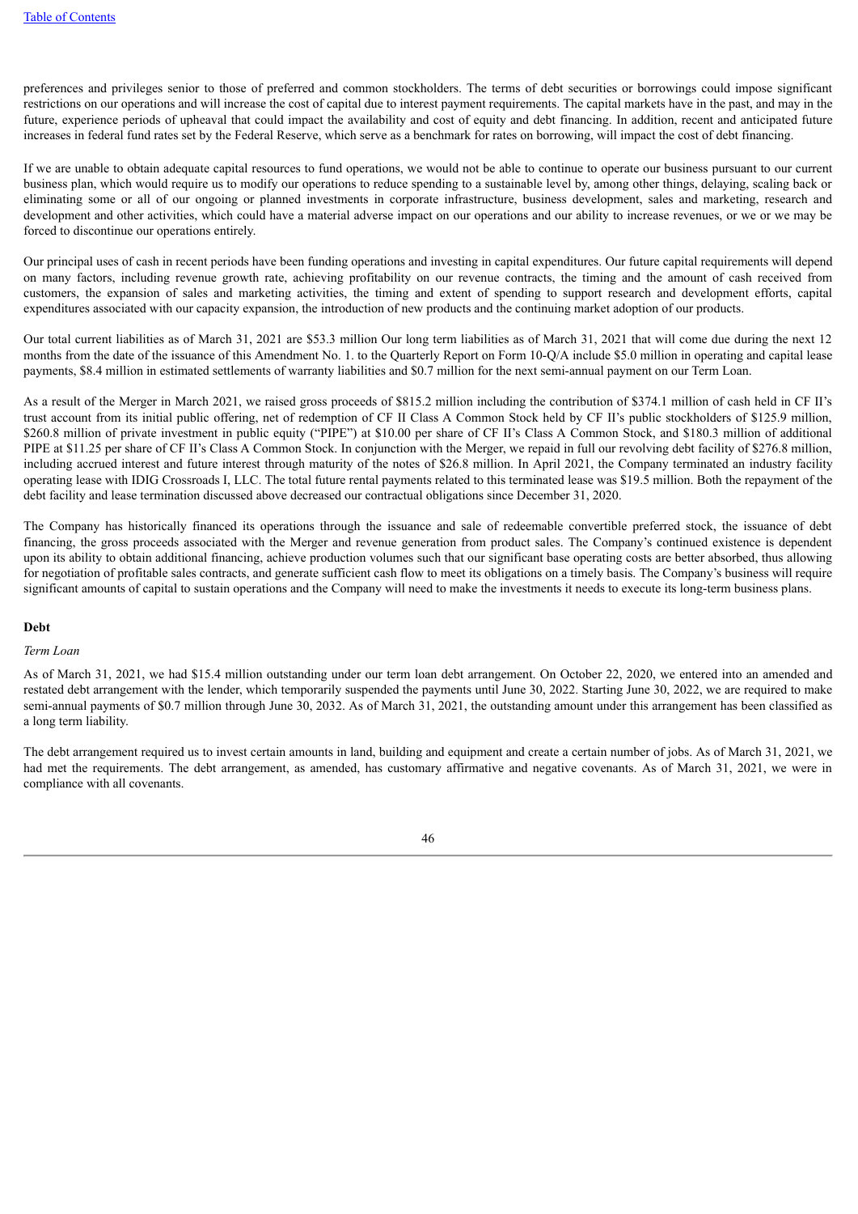preferences and privileges senior to those of preferred and common stockholders. The terms of debt securities or borrowings could impose significant restrictions on our operations and will increase the cost of capital due to interest payment requirements. The capital markets have in the past, and may in the future, experience periods of upheaval that could impact the availability and cost of equity and debt financing. In addition, recent and anticipated future increases in federal fund rates set by the Federal Reserve, which serve as a benchmark for rates on borrowing, will impact the cost of debt financing.

If we are unable to obtain adequate capital resources to fund operations, we would not be able to continue to operate our business pursuant to our current business plan, which would require us to modify our operations to reduce spending to a sustainable level by, among other things, delaying, scaling back or eliminating some or all of our ongoing or planned investments in corporate infrastructure, business development, sales and marketing, research and development and other activities, which could have a material adverse impact on our operations and our ability to increase revenues, or we or we may be forced to discontinue our operations entirely.

Our principal uses of cash in recent periods have been funding operations and investing in capital expenditures. Our future capital requirements will depend on many factors, including revenue growth rate, achieving profitability on our revenue contracts, the timing and the amount of cash received from customers, the expansion of sales and marketing activities, the timing and extent of spending to support research and development efforts, capital expenditures associated with our capacity expansion, the introduction of new products and the continuing market adoption of our products.

Our total current liabilities as of March 31, 2021 are $53.3 million Our long term liabilities as of March 31, 2021 that will come due during the next 12 months from the date of the issuance of this Amendment No. 1. to the Quarterly Report on Form 10-Q/A include $5.0 million in operating and capital lease payments, $8.4 million in estimated settlements of warranty liabilities and $0.7 million for the next semi-annual payment on our Term Loan.

As a result of the Merger in March 2021, we raised gross proceeds of $815.2 million including the contribution of $374.1 million of cash held in CF II's trust account from its initial public offering, net of redemption of CF II Class A Common Stock held by CF II's public stockholders of $125.9 million, $260.8 million of private investment in public equity ("PIPE") at $10.00 per share of CF II's Class A Common Stock, and $180.3 million of additional PIPE at $11.25 per share of CF II's Class A Common Stock. In conjunction with the Merger, we repaid in full our revolving debt facility of $276.8 million, including accrued interest and future interest through maturity of the notes of $26.8 million. In April 2021, the Company terminated an industry facility operating lease with IDIG Crossroads I, LLC. The total future rental payments related to this terminated lease was $19.5 million. Both the repayment of the debt facility and lease termination discussed above decreased our contractual obligations since December 31, 2020.

The Company has historically financed its operations through the issuance and sale of redeemable convertible preferred stock, the issuance of debt financing, the gross proceeds associated with the Merger and revenue generation from product sales. The Company's continued existence is dependent upon its ability to obtain additional financing, achieve production volumes such that our significant base operating costs are better absorbed, thus allowing for negotiation of profitable sales contracts, and generate sufficient cash flow to meet its obligations on a timely basis. The Company's business will require significant amounts of capital to sustain operations and the Company will need to make the investments it needs to execute its long-term business plans.

**Debt**

*Term Loan*

As of March 31, 2021, we had $15.4 million outstanding under our term loan debt arrangement. On October 22, 2020, we entered into an amended and restated debt arrangement with the lender, which temporarily suspended the payments until June 30, 2022. Starting June 30, 2022, we are required to make semi-annual payments of $0.7 million through June 30, 2032. As of March 31, 2021, the outstanding amount under this arrangement has been classified as a long term liability.

The debt arrangement required us to invest certain amounts in land, building and equipment and create a certain number of jobs. As of March 31, 2021, we had met the requirements. The debt arrangement, as amended, has customary affirmative and negative covenants. As of March 31, 2021, we were in compliance with all covenants.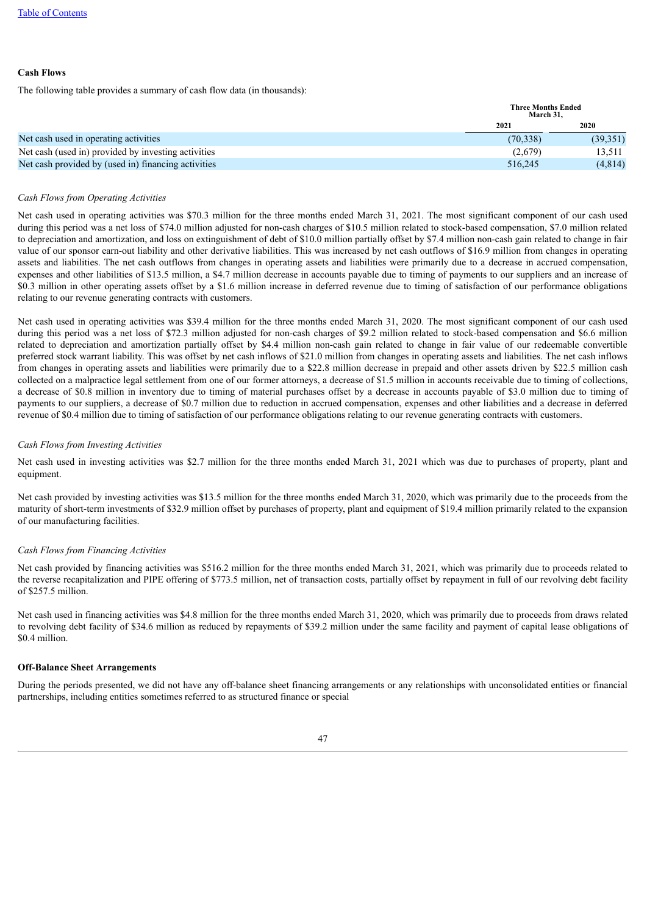**Cash Flows**

The following table provides a summary of cash flow data (in thousands):

| | Three Months Ended March 31, | |
|---|---|---|
| | 2021 | 2020 |
| Net cash used in operating activities | (70,338) | (39,351) |
| Net cash (used in) provided by investing activities | (2,679) | 13,511 |
| Net cash provided by (used in) financing activities | 516,245 | (4,814) |

*Cash Flows from Operating Activities*

Net cash used in operating activities was $70.3 million for the three months ended March 31, 2021. The most significant component of our cash used during this period was a net loss of $74.0 million adjusted for non-cash charges of $10.5 million related to stock-based compensation, $7.0 million related to depreciation and amortization, and loss on extinguishment of debt of $10.0 million partially offset by $7.4 million non-cash gain related to change in fair value of our sponsor earn-out liability and other derivative liabilities. This was increased by net cash outflows of $16.9 million from changes in operating assets and liabilities. The net cash outflows from changes in operating assets and liabilities were primarily due to a decrease in accrued compensation, expenses and other liabilities of $13.5 million, a $4.7 million decrease in accounts payable due to timing of payments to our suppliers and an increase of $0.3 million in other operating assets offset by a $1.6 million increase in deferred revenue due to timing of satisfaction of our performance obligations relating to our revenue generating contracts with customers.

Net cash used in operating activities was $39.4 million for the three months ended March 31, 2020. The most significant component of our cash used during this period was a net loss of $72.3 million adjusted for non-cash charges of $9.2 million related to stock-based compensation and $6.6 million related to depreciation and amortization partially offset by $4.4 million non-cash gain related to change in fair value of our redeemable convertible preferred stock warrant liability. This was offset by net cash inflows of $21.0 million from changes in operating assets and liabilities. The net cash inflows from changes in operating assets and liabilities were primarily due to a $22.8 million decrease in prepaid and other assets driven by $22.5 million cash collected on a malpractice legal settlement from one of our former attorneys, a decrease of $1.5 million in accounts receivable due to timing of collections, a decrease of $0.8 million in inventory due to timing of material purchases offset by a decrease in accounts payable of $3.0 million due to timing of payments to our suppliers, a decrease of $0.7 million due to reduction in accrued compensation, expenses and other liabilities and a decrease in deferred revenue of $0.4 million due to timing of satisfaction of our performance obligations relating to our revenue generating contracts with customers.

*Cash Flows from Investing Activities*

Net cash used in investing activities was $2.7 million for the three months ended March 31, 2021 which was due to purchases of property, plant and equipment.

Net cash provided by investing activities was $13.5 million for the three months ended March 31, 2020, which was primarily due to the proceeds from the maturity of short-term investments of $32.9 million offset by purchases of property, plant and equipment of $19.4 million primarily related to the expansion of our manufacturing facilities.

*Cash Flows from Financing Activities*

Net cash provided by financing activities was $516.2 million for the three months ended March 31, 2021, which was primarily due to proceeds related to the reverse recapitalization and PIPE offering of $773.5 million, net of transaction costs, partially offset by repayment in full of our revolving debt facility of $257.5 million.

Net cash used in financing activities was $4.8 million for the three months ended March 31, 2020, which was primarily due to proceeds from draws related to revolving debt facility of $34.6 million as reduced by repayments of $39.2 million under the same facility and payment of capital lease obligations of $0.4 million.

**Off-Balance Sheet Arrangements**

During the periods presented, we did not have any off-balance sheet financing arrangements or any relationships with unconsolidated entities or financial partnerships, including entities sometimes referred to as structured finance or special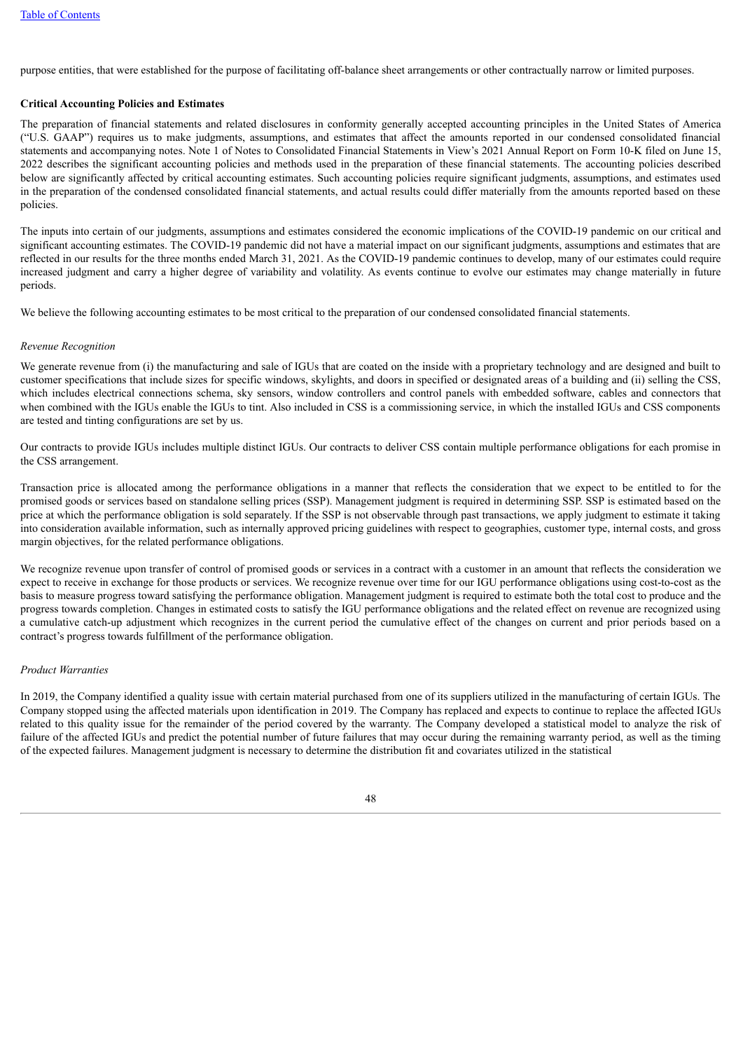purpose entities, that were established for the purpose of facilitating off-balance sheet arrangements or other contractually narrow or limited purposes.

**Critical Accounting Policies and Estimates**

The preparation of financial statements and related disclosures in conformity generally accepted accounting principles in the United States of America ("U.S. GAAP") requires us to make judgments, assumptions, and estimates that affect the amounts reported in our condensed consolidated financial statements and accompanying notes. Note 1 of Notes to Consolidated Financial Statements in View's 2021 Annual Report on Form 10-K filed on June 15, 2022 describes the significant accounting policies and methods used in the preparation of these financial statements. The accounting policies described below are significantly affected by critical accounting estimates. Such accounting policies require significant judgments, assumptions, and estimates used in the preparation of the condensed consolidated financial statements, and actual results could differ materially from the amounts reported based on these policies.

The inputs into certain of our judgments, assumptions and estimates considered the economic implications of the COVID-19 pandemic on our critical and significant accounting estimates. The COVID-19 pandemic did not have a material impact on our significant judgments, assumptions and estimates that are reflected in our results for the three months ended March 31, 2021. As the COVID-19 pandemic continues to develop, many of our estimates could require increased judgment and carry a higher degree of variability and volatility. As events continue to evolve our estimates may change materially in future periods.

We believe the following accounting estimates to be most critical to the preparation of our condensed consolidated financial statements.

*Revenue Recognition*

We generate revenue from (i) the manufacturing and sale of IGUs that are coated on the inside with a proprietary technology and are designed and built to customer specifications that include sizes for specific windows, skylights, and doors in specified or designated areas of a building and (ii) selling the CSS, which includes electrical connections schema, sky sensors, window controllers and control panels with embedded software, cables and connectors that when combined with the IGUs enable the IGUs to tint. Also included in CSS is a commissioning service, in which the installed IGUs and CSS components are tested and tinting configurations are set by us.

Our contracts to provide IGUs includes multiple distinct IGUs. Our contracts to deliver CSS contain multiple performance obligations for each promise in the CSS arrangement.

Transaction price is allocated among the performance obligations in a manner that reflects the consideration that we expect to be entitled to for the promised goods or services based on standalone selling prices (SSP). Management judgment is required in determining SSP. SSP is estimated based on the price at which the performance obligation is sold separately. If the SSP is not observable through past transactions, we apply judgment to estimate it taking into consideration available information, such as internally approved pricing guidelines with respect to geographies, customer type, internal costs, and gross margin objectives, for the related performance obligations.

We recognize revenue upon transfer of control of promised goods or services in a contract with a customer in an amount that reflects the consideration we expect to receive in exchange for those products or services. We recognize revenue over time for our IGU performance obligations using cost-to-cost as the basis to measure progress toward satisfying the performance obligation. Management judgment is required to estimate both the total cost to produce and the progress towards completion. Changes in estimated costs to satisfy the IGU performance obligations and the related effect on revenue are recognized using a cumulative catch-up adjustment which recognizes in the current period the cumulative effect of the changes on current and prior periods based on a contract's progress towards fulfillment of the performance obligation.

*Product Warranties*

In 2019, the Company identified a quality issue with certain material purchased from one of its suppliers utilized in the manufacturing of certain IGUs. The Company stopped using the affected materials upon identification in 2019. The Company has replaced and expects to continue to replace the affected IGUs related to this quality issue for the remainder of the period covered by the warranty. The Company developed a statistical model to analyze the risk of failure of the affected IGUs and predict the potential number of future failures that may occur during the remaining warranty period, as well as the timing of the expected failures. Management judgment is necessary to determine the distribution fit and covariates utilized in the statistical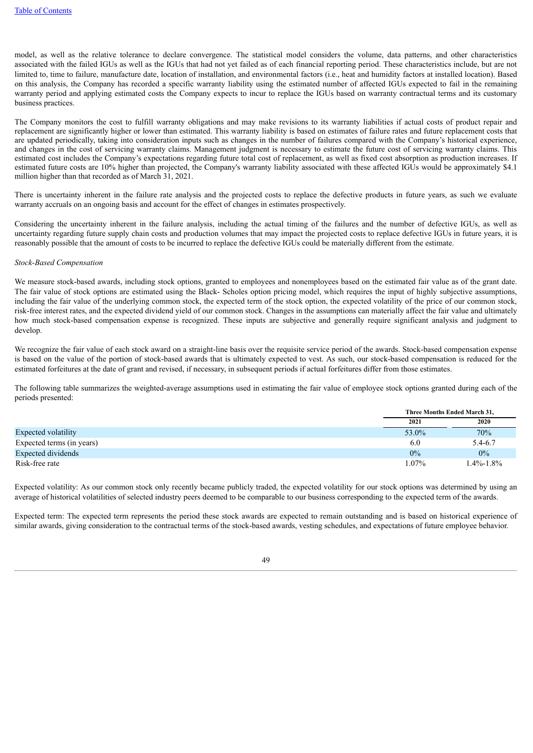model, as well as the relative tolerance to declare convergence. The statistical model considers the volume, data patterns, and other characteristics associated with the failed IGUs as well as the IGUs that had not yet failed as of each financial reporting period. These characteristics include, but are not limited to, time to failure, manufacture date, location of installation, and environmental factors (i.e., heat and humidity factors at installed location). Based on this analysis, the Company has recorded a specific warranty liability using the estimated number of affected IGUs expected to fail in the remaining warranty period and applying estimated costs the Company expects to incur to replace the IGUs based on warranty contractual terms and its customary business practices.

The Company monitors the cost to fulfill warranty obligations and may make revisions to its warranty liabilities if actual costs of product repair and replacement are significantly higher or lower than estimated. This warranty liability is based on estimates of failure rates and future replacement costs that are updated periodically, taking into consideration inputs such as changes in the number of failures compared with the Company's historical experience, and changes in the cost of servicing warranty claims. Management judgment is necessary to estimate the future cost of servicing warranty claims. This estimated cost includes the Company's expectations regarding future total cost of replacement, as well as fixed cost absorption as production increases. If estimated future costs are 10% higher than projected, the Company's warranty liability associated with these affected IGUs would be approximately $4.1 million higher than that recorded as of March 31, 2021.

There is uncertainty inherent in the failure rate analysis and the projected costs to replace the defective products in future years, as such we evaluate warranty accruals on an ongoing basis and account for the effect of changes in estimates prospectively.

Considering the uncertainty inherent in the failure analysis, including the actual timing of the failures and the number of defective IGUs, as well as uncertainty regarding future supply chain costs and production volumes that may impact the projected costs to replace defective IGUs in future years, it is reasonably possible that the amount of costs to be incurred to replace the defective IGUs could be materially different from the estimate.

*Stock-Based Compensation*

We measure stock-based awards, including stock options, granted to employees and nonemployees based on the estimated fair value as of the grant date. The fair value of stock options are estimated using the Black- Scholes option pricing model, which requires the input of highly subjective assumptions, including the fair value of the underlying common stock, the expected term of the stock option, the expected volatility of the price of our common stock, risk-free interest rates, and the expected dividend yield of our common stock. Changes in the assumptions can materially affect the fair value and ultimately how much stock-based compensation expense is recognized. These inputs are subjective and generally require significant analysis and judgment to develop.

We recognize the fair value of each stock award on a straight-line basis over the requisite service period of the awards. Stock-based compensation expense is based on the value of the portion of stock-based awards that is ultimately expected to vest. As such, our stock-based compensation is reduced for the estimated forfeitures at the date of grant and revised, if necessary, in subsequent periods if actual forfeitures differ from those estimates.

The following table summarizes the weighted-average assumptions used in estimating the fair value of employee stock options granted during each of the periods presented:

| | Three Months Ended March 31, | |
|---|---|---|
| | 2021 | 2020 |
| Expected volatility | 53.0% | 70% |
| Expected terms (in years) | 6.0 | 5.4-6.7 |
| Expected dividends | 0% | 0% |
| Risk-free rate | 1.07% | 1.4%-1.8% |

Expected volatility: As our common stock only recently became publicly traded, the expected volatility for our stock options was determined by using an average of historical volatilities of selected industry peers deemed to be comparable to our business corresponding to the expected term of the awards.

Expected term: The expected term represents the period these stock awards are expected to remain outstanding and is based on historical experience of similar awards, giving consideration to the contractual terms of the stock-based awards, vesting schedules, and expectations of future employee behavior.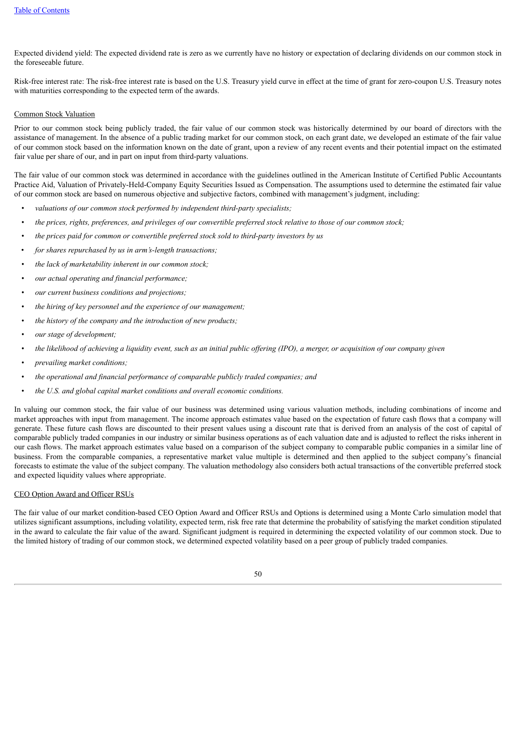Expected dividend yield: The expected dividend rate is zero as we currently have no history or expectation of declaring dividends on our common stock in the foreseeable future.

Risk-free interest rate: The risk-free interest rate is based on the U.S. Treasury yield curve in effect at the time of grant for zero-coupon U.S. Treasury notes with maturities corresponding to the expected term of the awards.

Common Stock Valuation

Prior to our common stock being publicly traded, the fair value of our common stock was historically determined by our board of directors with the assistance of management. In the absence of a public trading market for our common stock, on each grant date, we developed an estimate of the fair value of our common stock based on the information known on the date of grant, upon a review of any recent events and their potential impact on the estimated fair value per share of our, and in part on input from third-party valuations.

The fair value of our common stock was determined in accordance with the guidelines outlined in the American Institute of Certified Public Accountants Practice Aid, Valuation of Privately-Held-Company Equity Securities Issued as Compensation. The assumptions used to determine the estimated fair value of our common stock are based on numerous objective and subjective factors, combined with management's judgment, including:

- *valuations of our common stock performed by independent third-party specialists;*
- *the prices, rights, preferences, and privileges of our convertible preferred stock relative to those of our common stock;*
- *the prices paid for common or convertible preferred stock sold to third-party investors by us*
- *for shares repurchased by us in arm's-length transactions;*
- *the lack of marketability inherent in our common stock;*
- *our actual operating and financial performance;*
- *our current business conditions and projections;*
- *the hiring of key personnel and the experience of our management;*
- *the history of the company and the introduction of new products;*
- *our stage of development;*
- *the likelihood of achieving a liquidity event, such as an initial public offering (IPO), a merger, or acquisition of our company given*
- *prevailing market conditions;*
- *the operational and financial performance of comparable publicly traded companies; and*
- *the U.S. and global capital market conditions and overall economic conditions.*

In valuing our common stock, the fair value of our business was determined using various valuation methods, including combinations of income and market approaches with input from management. The income approach estimates value based on the expectation of future cash flows that a company will generate. These future cash flows are discounted to their present values using a discount rate that is derived from an analysis of the cost of capital of comparable publicly traded companies in our industry or similar business operations as of each valuation date and is adjusted to reflect the risks inherent in our cash flows. The market approach estimates value based on a comparison of the subject company to comparable public companies in a similar line of business. From the comparable companies, a representative market value multiple is determined and then applied to the subject company's financial forecasts to estimate the value of the subject company. The valuation methodology also considers both actual transactions of the convertible preferred stock and expected liquidity values where appropriate.

CEO Option Award and Officer RSUs

The fair value of our market condition-based CEO Option Award and Officer RSUs and Options is determined using a Monte Carlo simulation model that utilizes significant assumptions, including volatility, expected term, risk free rate that determine the probability of satisfying the market condition stipulated in the award to calculate the fair value of the award. Significant judgment is required in determining the expected volatility of our common stock. Due to the limited history of trading of our common stock, we determined expected volatility based on a peer group of publicly traded companies.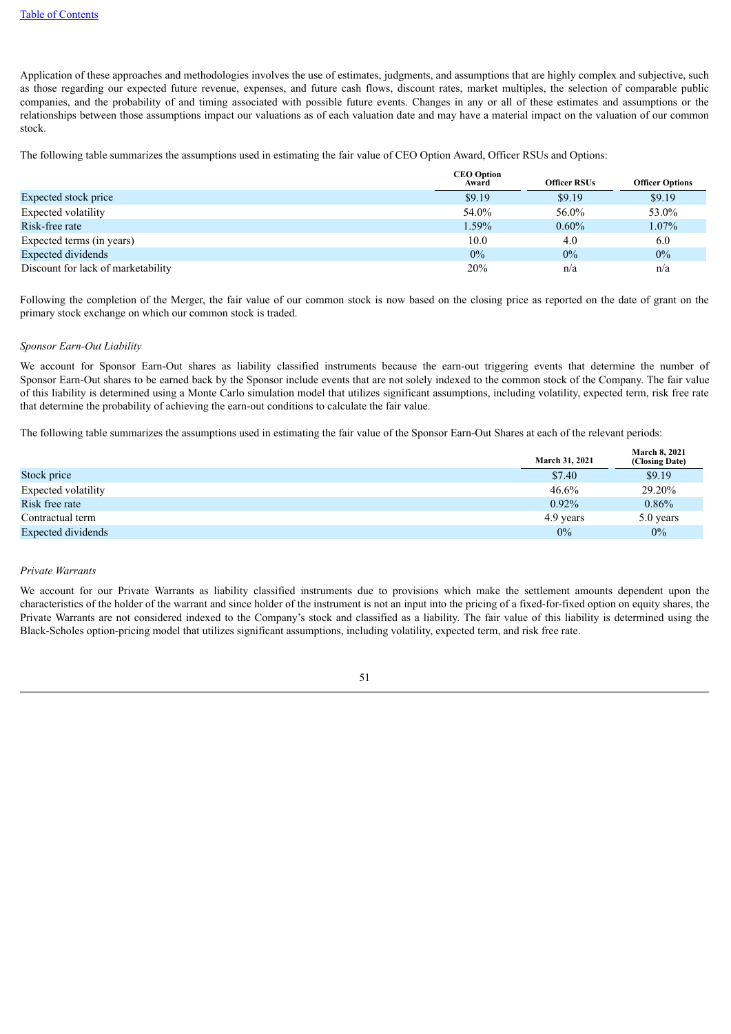Application of these approaches and methodologies involves the use of estimates, judgments, and assumptions that are highly complex and subjective, such as those regarding our expected future revenue, expenses, and future cash flows, discount rates, market multiples, the selection of comparable public companies, and the probability of and timing associated with possible future events. Changes in any or all of these estimates and assumptions or the relationships between those assumptions impact our valuations as of each valuation date and may have a material impact on the valuation of our common stock.

The following table summarizes the assumptions used in estimating the fair value of CEO Option Award, Officer RSUs and Options:

| | CEO Option Award | Officer RSUs | Officer Options |
|---|---|---|---|
| Expected stock price | $9.19 | $9.19 | $9.19 |
| Expected volatility | 54.0% | 56.0% | 53.0% |
| Risk-free rate | 1.59% | 0.60% | 1.07% |
| Expected terms (in years) | 10.0 | 4.0 | 6.0 |
| Expected dividends | 0% | 0% | 0% |
| Discount for lack of marketability | 20% | n/a | n/a |

Following the completion of the Merger, the fair value of our common stock is now based on the closing price as reported on the date of grant on the primary stock exchange on which our common stock is traded.

*Sponsor Earn-Out Liability*

We account for Sponsor Earn-Out shares as liability classified instruments because the earn-out triggering events that determine the number of Sponsor Earn-Out shares to be earned back by the Sponsor include events that are not solely indexed to the common stock of the Company. The fair value of this liability is determined using a Monte Carlo simulation model that utilizes significant assumptions, including volatility, expected term, risk free rate that determine the probability of achieving the earn-out conditions to calculate the fair value.

The following table summarizes the assumptions used in estimating the fair value of the Sponsor Earn-Out Shares at each of the relevant periods:

| | March 31, 2021 | March 8, 2021 (Closing Date) |
|---|---|---|
| Stock price | $7.40 | $9.19 |
| Expected volatility | 46.6% | 29.20% |
| Risk free rate | 0.92% | 0.86% |
| Contractual term | 4.9 years | 5.0 years |
| Expected dividends | 0% | 0% |

*Private Warrants*

We account for our Private Warrants as liability classified instruments due to provisions which make the settlement amounts dependent upon the characteristics of the holder of the warrant and since holder of the instrument is not an input into the pricing of a fixed-for-fixed option on equity shares, the Private Warrants are not considered indexed to the Company's stock and classified as a liability. The fair value of this liability is determined using the Black-Scholes option-pricing model that utilizes significant assumptions, including volatility, expected term, and risk free rate.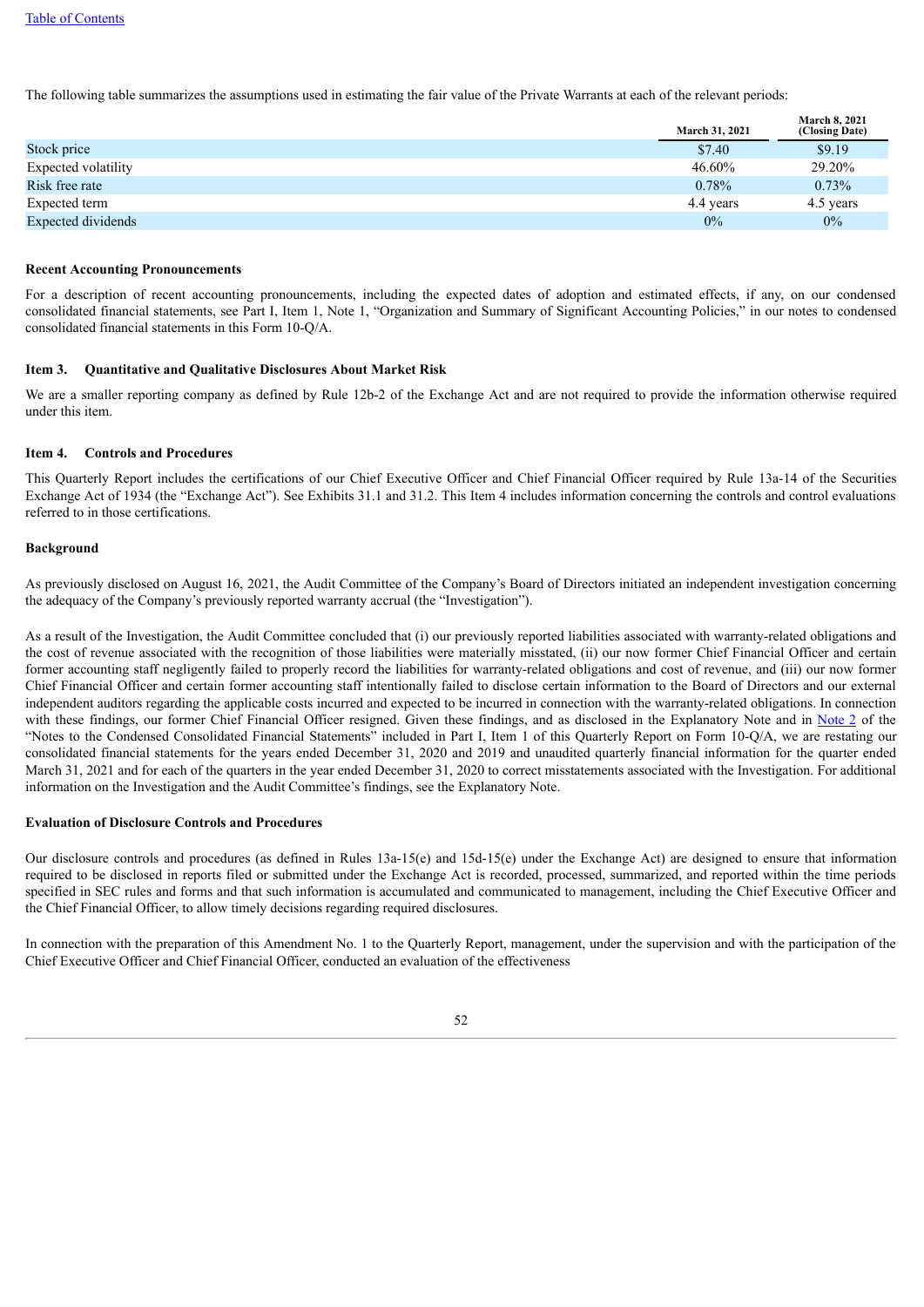The following table summarizes the assumptions used in estimating the fair value of the Private Warrants at each of the relevant periods:

| | March 31, 2021 | March 8, 2021 (Closing Date) |
|---|---|---|
| Stock price | $7.40 | $9.19 |
| Expected volatility | 46.60% | 29.20% |
| Risk free rate | 0.78% | 0.73% |
| Expected term | 4.4 years | 4.5 years |
| Expected dividends | 0% | 0% |

**Recent Accounting Pronouncements**

For a description of recent accounting pronouncements, including the expected dates of adoption and estimated effects, if any, on our condensed consolidated financial statements, see Part I, Item 1, Note 1, "Organization and Summary of Significant Accounting Policies," in our notes to condensed consolidated financial statements in this Form 10-Q/A.

**Item 3. Quantitative and Qualitative Disclosures About Market Risk**

We are a smaller reporting company as defined by Rule 12b-2 of the Exchange Act and are not required to provide the information otherwise required under this item.

**Item 4. Controls and Procedures**

This Quarterly Report includes the certifications of our Chief Executive Officer and Chief Financial Officer required by Rule 13a-14 of the Securities Exchange Act of 1934 (the "Exchange Act"). See Exhibits 31.1 and 31.2. This Item 4 includes information concerning the controls and control evaluations referred to in those certifications.

**Background**

As previously disclosed on August 16, 2021, the Audit Committee of the Company's Board of Directors initiated an independent investigation concerning the adequacy of the Company's previously reported warranty accrual (the "Investigation").

As a result of the Investigation, the Audit Committee concluded that (i) our previously reported liabilities associated with warranty-related obligations and the cost of revenue associated with the recognition of those liabilities were materially misstated, (ii) our now former Chief Financial Officer and certain former accounting staff negligently failed to properly record the liabilities for warranty-related obligations and cost of revenue, and (iii) our now former Chief Financial Officer and certain former accounting staff intentionally failed to disclose certain information to the Board of Directors and our external independent auditors regarding the applicable costs incurred and expected to be incurred in connection with the warranty-related obligations. In connection with these findings, our former Chief Financial Officer resigned. Given these findings, and as disclosed in the Explanatory Note and in Note 2 of the "Notes to the Condensed Consolidated Financial Statements" included in Part I, Item 1 of this Quarterly Report on Form 10-Q/A, we are restating our consolidated financial statements for the years ended December 31, 2020 and 2019 and unaudited quarterly financial information for the quarter ended March 31, 2021 and for each of the quarters in the year ended December 31, 2020 to correct misstatements associated with the Investigation. For additional information on the Investigation and the Audit Committee's findings, see the Explanatory Note.

**Evaluation of Disclosure Controls and Procedures**

Our disclosure controls and procedures (as defined in Rules 13a-15(e) and 15d-15(e) under the Exchange Act) are designed to ensure that information required to be disclosed in reports filed or submitted under the Exchange Act is recorded, processed, summarized, and reported within the time periods specified in SEC rules and forms and that such information is accumulated and communicated to management, including the Chief Executive Officer and the Chief Financial Officer, to allow timely decisions regarding required disclosures.

In connection with the preparation of this Amendment No. 1 to the Quarterly Report, management, under the supervision and with the participation of the Chief Executive Officer and Chief Financial Officer, conducted an evaluation of the effectiveness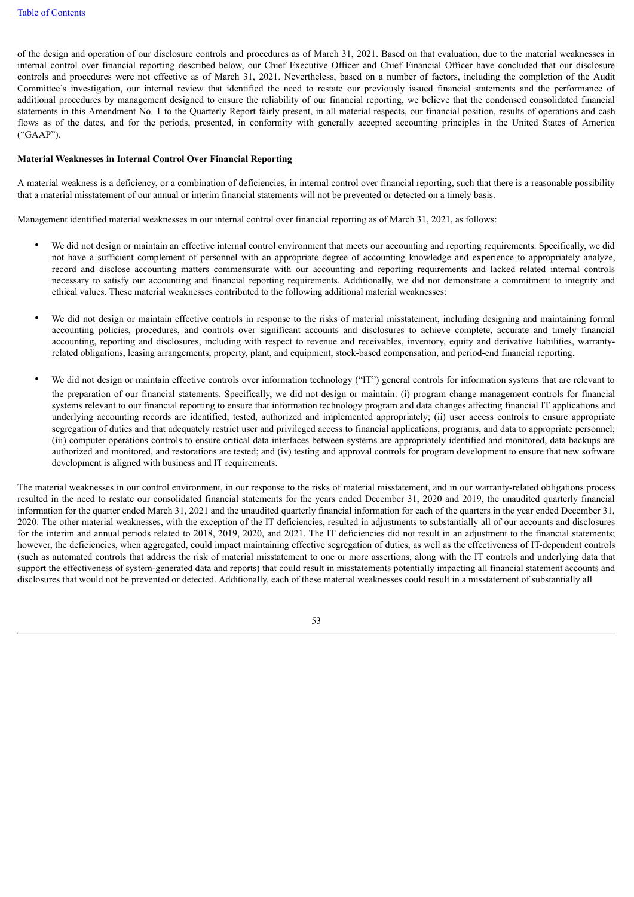of the design and operation of our disclosure controls and procedures as of March 31, 2021. Based on that evaluation, due to the material weaknesses in internal control over financial reporting described below, our Chief Executive Officer and Chief Financial Officer have concluded that our disclosure controls and procedures were not effective as of March 31, 2021. Nevertheless, based on a number of factors, including the completion of the Audit Committee's investigation, our internal review that identified the need to restate our previously issued financial statements and the performance of additional procedures by management designed to ensure the reliability of our financial reporting, we believe that the condensed consolidated financial statements in this Amendment No. 1 to the Quarterly Report fairly present, in all material respects, our financial position, results of operations and cash flows as of the dates, and for the periods, presented, in conformity with generally accepted accounting principles in the United States of America ("GAAP").

**Material Weaknesses in Internal Control Over Financial Reporting**

A material weakness is a deficiency, or a combination of deficiencies, in internal control over financial reporting, such that there is a reasonable possibility that a material misstatement of our annual or interim financial statements will not be prevented or detected on a timely basis.

Management identified material weaknesses in our internal control over financial reporting as of March 31, 2021, as follows:

- We did not design or maintain an effective internal control environment that meets our accounting and reporting requirements. Specifically, we did not have a sufficient complement of personnel with an appropriate degree of accounting knowledge and experience to appropriately analyze, record and disclose accounting matters commensurate with our accounting and reporting requirements and lacked related internal controls necessary to satisfy our accounting and financial reporting requirements. Additionally, we did not demonstrate a commitment to integrity and ethical values. These material weaknesses contributed to the following additional material weaknesses:

- We did not design or maintain effective controls in response to the risks of material misstatement, including designing and maintaining formal accounting policies, procedures, and controls over significant accounts and disclosures to achieve complete, accurate and timely financial accounting, reporting and disclosures, including with respect to revenue and receivables, inventory, equity and derivative liabilities, warranty-related obligations, leasing arrangements, property, plant, and equipment, stock-based compensation, and period-end financial reporting.

- We did not design or maintain effective controls over information technology ("IT") general controls for information systems that are relevant to the preparation of our financial statements. Specifically, we did not design or maintain: (i) program change management controls for financial systems relevant to our financial reporting to ensure that information technology program and data changes affecting financial IT applications and underlying accounting records are identified, tested, authorized and implemented appropriately; (ii) user access controls to ensure appropriate segregation of duties and that adequately restrict user and privileged access to financial applications, programs, and data to appropriate personnel; (iii) computer operations controls to ensure critical data interfaces between systems are appropriately identified and monitored, data backups are authorized and monitored, and restorations are tested; and (iv) testing and approval controls for program development to ensure that new software development is aligned with business and IT requirements.

The material weaknesses in our control environment, in our response to the risks of material misstatement, and in our warranty-related obligations process resulted in the need to restate our consolidated financial statements for the years ended December 31, 2020 and 2019, the unaudited quarterly financial information for the quarter ended March 31, 2021 and the unaudited quarterly financial information for each of the quarters in the year ended December 31, 2020. The other material weaknesses, with the exception of the IT deficiencies, resulted in adjustments to substantially all of our accounts and disclosures for the interim and annual periods related to 2018, 2019, 2020, and 2021. The IT deficiencies did not result in an adjustment to the financial statements; however, the deficiencies, when aggregated, could impact maintaining effective segregation of duties, as well as the effectiveness of IT-dependent controls (such as automated controls that address the risk of material misstatement to one or more assertions, along with the IT controls and underlying data that support the effectiveness of system-generated data and reports) that could result in misstatements potentially impacting all financial statement accounts and disclosures that would not be prevented or detected. Additionally, each of these material weaknesses could result in a misstatement of substantially all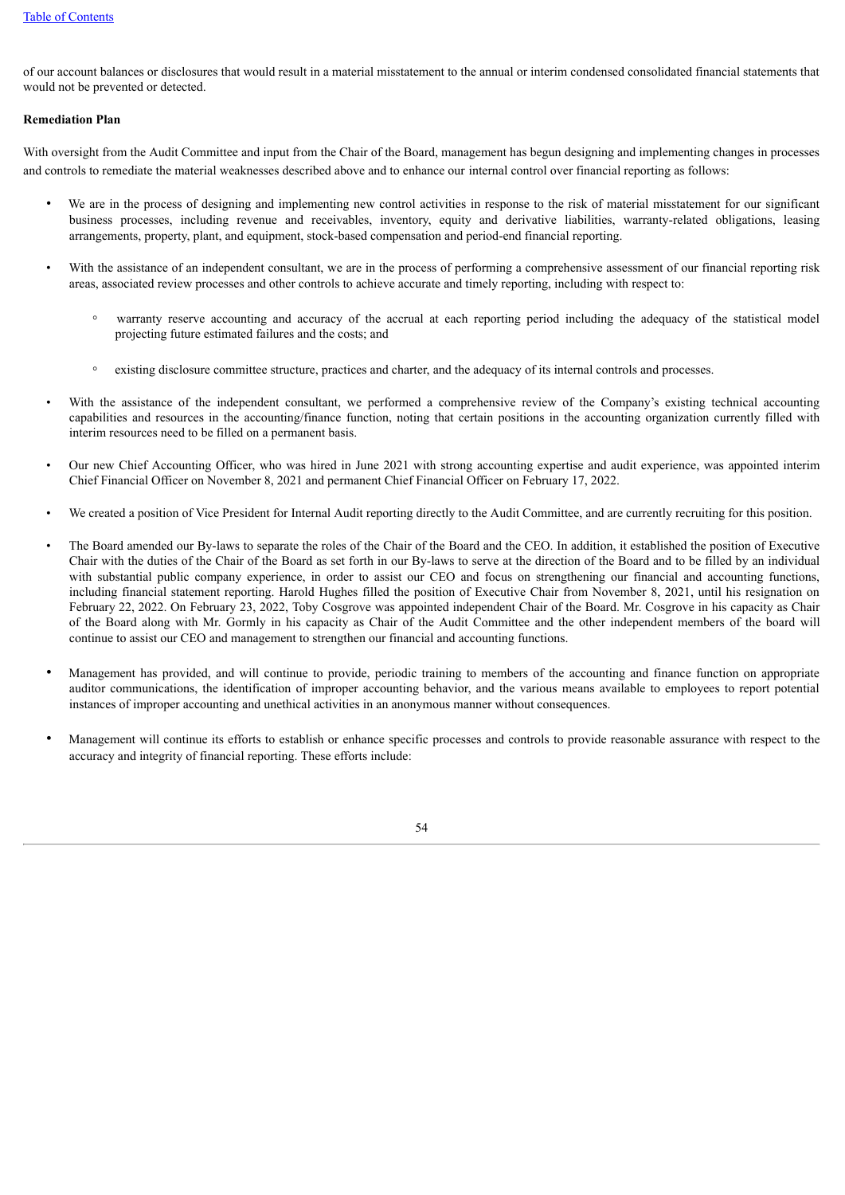of our account balances or disclosures that would result in a material misstatement to the annual or interim condensed consolidated financial statements that would not be prevented or detected.

**Remediation Plan**

With oversight from the Audit Committee and input from the Chair of the Board, management has begun designing and implementing changes in processes and controls to remediate the material weaknesses described above and to enhance our internal control over financial reporting as follows:

- We are in the process of designing and implementing new control activities in response to the risk of material misstatement for our significant business processes, including revenue and receivables, inventory, equity and derivative liabilities, warranty-related obligations, leasing arrangements, property, plant, and equipment, stock-based compensation and period-end financial reporting.

- With the assistance of an independent consultant, we are in the process of performing a comprehensive assessment of our financial reporting risk areas, associated review processes and other controls to achieve accurate and timely reporting, including with respect to:

  - warranty reserve accounting and accuracy of the accrual at each reporting period including the adequacy of the statistical model projecting future estimated failures and the costs; and

  - existing disclosure committee structure, practices and charter, and the adequacy of its internal controls and processes.

- With the assistance of the independent consultant, we performed a comprehensive review of the Company's existing technical accounting capabilities and resources in the accounting/finance function, noting that certain positions in the accounting organization currently filled with interim resources need to be filled on a permanent basis.

- Our new Chief Accounting Officer, who was hired in June 2021 with strong accounting expertise and audit experience, was appointed interim Chief Financial Officer on November 8, 2021 and permanent Chief Financial Officer on February 17, 2022.

- We created a position of Vice President for Internal Audit reporting directly to the Audit Committee, and are currently recruiting for this position.

- The Board amended our By-laws to separate the roles of the Chair of the Board and the CEO. In addition, it established the position of Executive Chair with the duties of the Chair of the Board as set forth in our By-laws to serve at the direction of the Board and to be filled by an individual with substantial public company experience, in order to assist our CEO and focus on strengthening our financial and accounting functions, including financial statement reporting. Harold Hughes filled the position of Executive Chair from November 8, 2021, until his resignation on February 22, 2022. On February 23, 2022, Toby Cosgrove was appointed independent Chair of the Board. Mr. Cosgrove in his capacity as Chair of the Board along with Mr. Gormly in his capacity as Chair of the Audit Committee and the other independent members of the board will continue to assist our CEO and management to strengthen our financial and accounting functions.

- Management has provided, and will continue to provide, periodic training to members of the accounting and finance function on appropriate auditor communications, the identification of improper accounting behavior, and the various means available to employees to report potential instances of improper accounting and unethical activities in an anonymous manner without consequences.

- Management will continue its efforts to establish or enhance specific processes and controls to provide reasonable assurance with respect to the accuracy and integrity of financial reporting. These efforts include: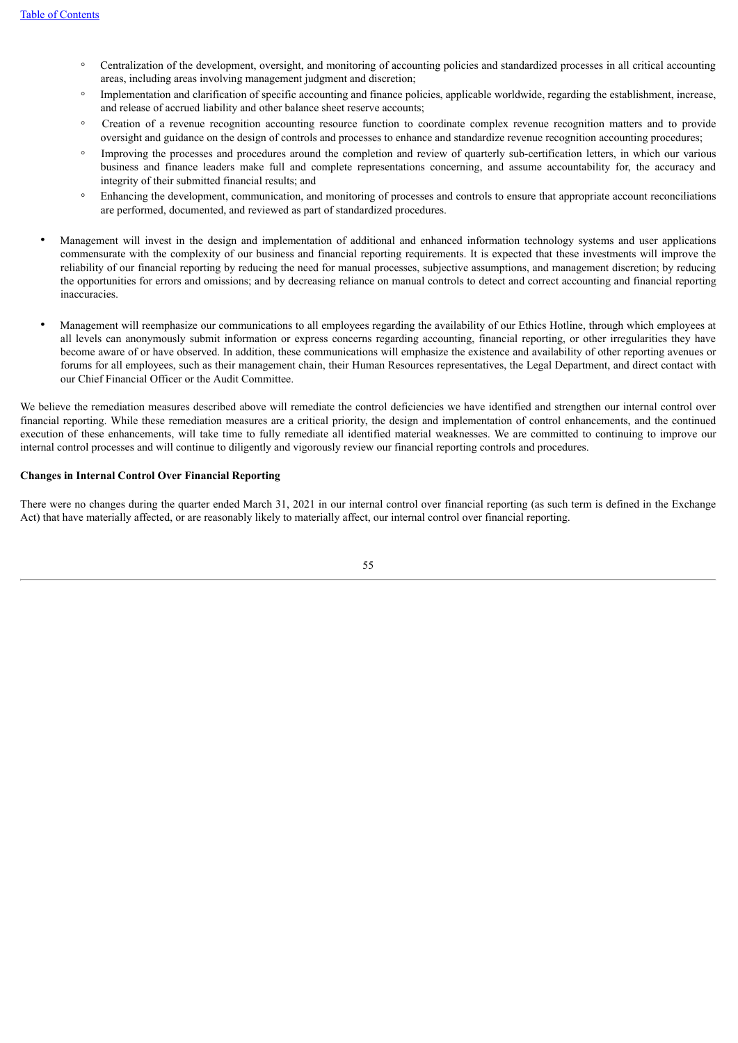- Centralization of the development, oversight, and monitoring of accounting policies and standardized processes in all critical accounting areas, including areas involving management judgment and discretion;
    - Implementation and clarification of specific accounting and finance policies, applicable worldwide, regarding the establishment, increase, and release of accrued liability and other balance sheet reserve accounts;
    - Creation of a revenue recognition accounting resource function to coordinate complex revenue recognition matters and to provide oversight and guidance on the design of controls and processes to enhance and standardize revenue recognition accounting procedures;
    - Improving the processes and procedures around the completion and review of quarterly sub-certification letters, in which our various business and finance leaders make full and complete representations concerning, and assume accountability for, the accuracy and integrity of their submitted financial results; and
    - Enhancing the development, communication, and monitoring of processes and controls to ensure that appropriate account reconciliations are performed, documented, and reviewed as part of standardized procedures.

- Management will invest in the design and implementation of additional and enhanced information technology systems and user applications commensurate with the complexity of our business and financial reporting requirements. It is expected that these investments will improve the reliability of our financial reporting by reducing the need for manual processes, subjective assumptions, and management discretion; by reducing the opportunities for errors and omissions; and by decreasing reliance on manual controls to detect and correct accounting and financial reporting inaccuracies.

- Management will reemphasize our communications to all employees regarding the availability of our Ethics Hotline, through which employees at all levels can anonymously submit information or express concerns regarding accounting, financial reporting, or other irregularities they have become aware of or have observed. In addition, these communications will emphasize the existence and availability of other reporting avenues or forums for all employees, such as their management chain, their Human Resources representatives, the Legal Department, and direct contact with our Chief Financial Officer or the Audit Committee.

We believe the remediation measures described above will remediate the control deficiencies we have identified and strengthen our internal control over financial reporting. While these remediation measures are a critical priority, the design and implementation of control enhancements, and the continued execution of these enhancements, will take time to fully remediate all identified material weaknesses. We are committed to continuing to improve our internal control processes and will continue to diligently and vigorously review our financial reporting controls and procedures.

**Changes in Internal Control Over Financial Reporting**

There were no changes during the quarter ended March 31, 2021 in our internal control over financial reporting (as such term is defined in the Exchange Act) that have materially affected, or are reasonably likely to materially affect, our internal control over financial reporting.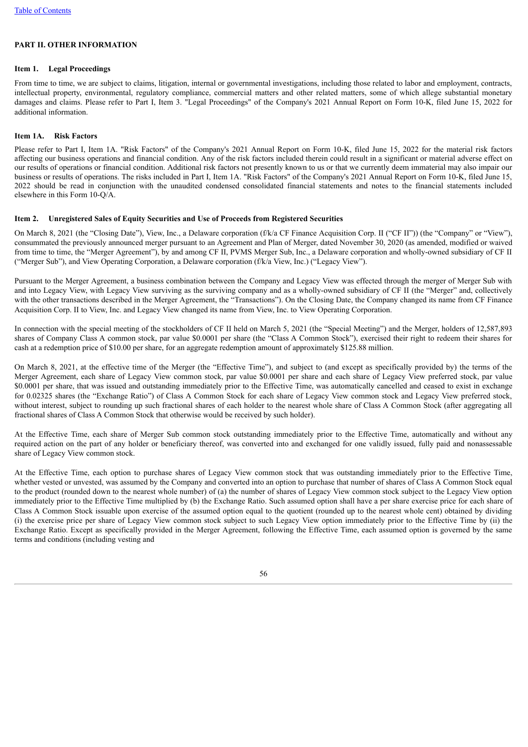## PART II. OTHER INFORMATION

### Item 1. Legal Proceedings

From time to time, we are subject to claims, litigation, internal or governmental investigations, including those related to labor and employment, contracts, intellectual property, environmental, regulatory compliance, commercial matters and other related matters, some of which allege substantial monetary damages and claims. Please refer to Part I, Item 3. "Legal Proceedings" of the Company's 2021 Annual Report on Form 10-K, filed June 15, 2022 for additional information.

### Item 1A. Risk Factors

Please refer to Part I, Item 1A. "Risk Factors" of the Company's 2021 Annual Report on Form 10-K, filed June 15, 2022 for the material risk factors affecting our business operations and financial condition. Any of the risk factors included therein could result in a significant or material adverse effect on our results of operations or financial condition. Additional risk factors not presently known to us or that we currently deem immaterial may also impair our business or results of operations. The risks included in Part I, Item 1A. "Risk Factors" of the Company's 2021 Annual Report on Form 10-K, filed June 15, 2022 should be read in conjunction with the unaudited condensed consolidated financial statements and notes to the financial statements included elsewhere in this Form 10-Q/A.

### Item 2. Unregistered Sales of Equity Securities and Use of Proceeds from Registered Securities

On March 8, 2021 (the "Closing Date"), View, Inc., a Delaware corporation (f/k/a CF Finance Acquisition Corp. II ("CF II")) (the "Company" or "View"), consummated the previously announced merger pursuant to an Agreement and Plan of Merger, dated November 30, 2020 (as amended, modified or waived from time to time, the "Merger Agreement"), by and among CF II, PVMS Merger Sub, Inc., a Delaware corporation and wholly-owned subsidiary of CF II ("Merger Sub"), and View Operating Corporation, a Delaware corporation (f/k/a View, Inc.) ("Legacy View").

Pursuant to the Merger Agreement, a business combination between the Company and Legacy View was effected through the merger of Merger Sub with and into Legacy View, with Legacy View surviving as the surviving company and as a wholly-owned subsidiary of CF II (the "Merger" and, collectively with the other transactions described in the Merger Agreement, the "Transactions"). On the Closing Date, the Company changed its name from CF Finance Acquisition Corp. II to View, Inc. and Legacy View changed its name from View, Inc. to View Operating Corporation.

In connection with the special meeting of the stockholders of CF II held on March 5, 2021 (the "Special Meeting") and the Merger, holders of 12,587,893 shares of Company Class A common stock, par value $0.0001 per share (the "Class A Common Stock"), exercised their right to redeem their shares for cash at a redemption price of $10.00 per share, for an aggregate redemption amount of approximately $125.88 million.

On March 8, 2021, at the effective time of the Merger (the "Effective Time"), and subject to (and except as specifically provided by) the terms of the Merger Agreement, each share of Legacy View common stock, par value $0.0001 per share and each share of Legacy View preferred stock, par value $0.0001 per share, that was issued and outstanding immediately prior to the Effective Time, was automatically cancelled and ceased to exist in exchange for 0.02325 shares (the "Exchange Ratio") of Class A Common Stock for each share of Legacy View common stock and Legacy View preferred stock, without interest, subject to rounding up such fractional shares of each holder to the nearest whole share of Class A Common Stock (after aggregating all fractional shares of Class A Common Stock that otherwise would be received by such holder).

At the Effective Time, each share of Merger Sub common stock outstanding immediately prior to the Effective Time, automatically and without any required action on the part of any holder or beneficiary thereof, was converted into and exchanged for one validly issued, fully paid and nonassessable share of Legacy View common stock.

At the Effective Time, each option to purchase shares of Legacy View common stock that was outstanding immediately prior to the Effective Time, whether vested or unvested, was assumed by the Company and converted into an option to purchase that number of shares of Class A Common Stock equal to the product (rounded down to the nearest whole number) of (a) the number of shares of Legacy View common stock subject to the Legacy View option immediately prior to the Effective Time multiplied by (b) the Exchange Ratio. Such assumed option shall have a per share exercise price for each share of Class A Common Stock issuable upon exercise of the assumed option equal to the quotient (rounded up to the nearest whole cent) obtained by dividing (i) the exercise price per share of Legacy View common stock subject to such Legacy View option immediately prior to the Effective Time by (ii) the Exchange Ratio. Except as specifically provided in the Merger Agreement, following the Effective Time, each assumed option is governed by the same terms and conditions (including vesting and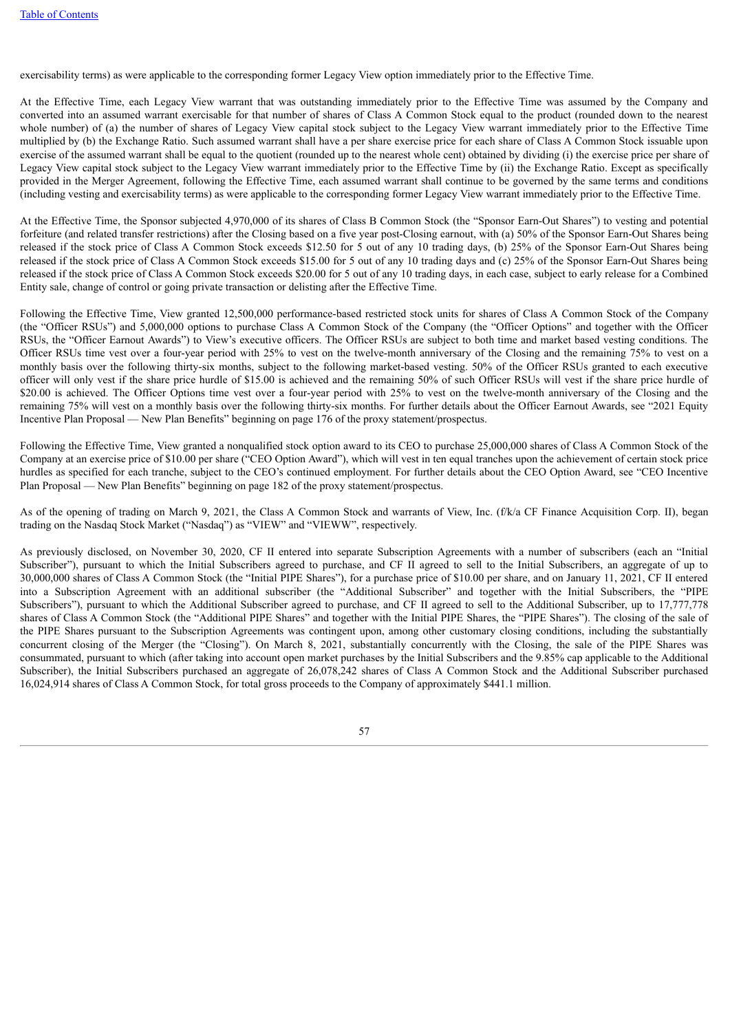exercisability terms) as were applicable to the corresponding former Legacy View option immediately prior to the Effective Time.

At the Effective Time, each Legacy View warrant that was outstanding immediately prior to the Effective Time was assumed by the Company and converted into an assumed warrant exercisable for that number of shares of Class A Common Stock equal to the product (rounded down to the nearest whole number) of (a) the number of shares of Legacy View capital stock subject to the Legacy View warrant immediately prior to the Effective Time multiplied by (b) the Exchange Ratio. Such assumed warrant shall have a per share exercise price for each share of Class A Common Stock issuable upon exercise of the assumed warrant shall be equal to the quotient (rounded up to the nearest whole cent) obtained by dividing (i) the exercise price per share of Legacy View capital stock subject to the Legacy View warrant immediately prior to the Effective Time by (ii) the Exchange Ratio. Except as specifically provided in the Merger Agreement, following the Effective Time, each assumed warrant shall continue to be governed by the same terms and conditions (including vesting and exercisability terms) as were applicable to the corresponding former Legacy View warrant immediately prior to the Effective Time.

At the Effective Time, the Sponsor subjected 4,970,000 of its shares of Class B Common Stock (the "Sponsor Earn-Out Shares") to vesting and potential forfeiture (and related transfer restrictions) after the Closing based on a five year post-Closing earnout, with (a) 50% of the Sponsor Earn-Out Shares being released if the stock price of Class A Common Stock exceeds $12.50 for 5 out of any 10 trading days, (b) 25% of the Sponsor Earn-Out Shares being released if the stock price of Class A Common Stock exceeds $15.00 for 5 out of any 10 trading days and (c) 25% of the Sponsor Earn-Out Shares being released if the stock price of Class A Common Stock exceeds $20.00 for 5 out of any 10 trading days, in each case, subject to early release for a Combined Entity sale, change of control or going private transaction or delisting after the Effective Time.

Following the Effective Time, View granted 12,500,000 performance-based restricted stock units for shares of Class A Common Stock of the Company (the "Officer RSUs") and 5,000,000 options to purchase Class A Common Stock of the Company (the "Officer Options" and together with the Officer RSUs, the "Officer Earnout Awards") to View's executive officers. The Officer RSUs are subject to both time and market based vesting conditions. The Officer RSUs time vest over a four-year period with 25% to vest on the twelve-month anniversary of the Closing and the remaining 75% to vest on a monthly basis over the following thirty-six months, subject to the following market-based vesting. 50% of the Officer RSUs granted to each executive officer will only vest if the share price hurdle of $15.00 is achieved and the remaining 50% of such Officer RSUs will vest if the share price hurdle of $20.00 is achieved. The Officer Options time vest over a four-year period with 25% to vest on the twelve-month anniversary of the Closing and the remaining 75% will vest on a monthly basis over the following thirty-six months. For further details about the Officer Earnout Awards, see "2021 Equity Incentive Plan Proposal — New Plan Benefits" beginning on page 176 of the proxy statement/prospectus.

Following the Effective Time, View granted a nonqualified stock option award to its CEO to purchase 25,000,000 shares of Class A Common Stock of the Company at an exercise price of $10.00 per share ("CEO Option Award"), which will vest in ten equal tranches upon the achievement of certain stock price hurdles as specified for each tranche, subject to the CEO's continued employment. For further details about the CEO Option Award, see "CEO Incentive Plan Proposal — New Plan Benefits" beginning on page 182 of the proxy statement/prospectus.

As of the opening of trading on March 9, 2021, the Class A Common Stock and warrants of View, Inc. (f/k/a CF Finance Acquisition Corp. II), began trading on the Nasdaq Stock Market ("Nasdaq") as "VIEW" and "VIEWW", respectively.

As previously disclosed, on November 30, 2020, CF II entered into separate Subscription Agreements with a number of subscribers (each an "Initial Subscriber"), pursuant to which the Initial Subscribers agreed to purchase, and CF II agreed to sell to the Initial Subscribers, an aggregate of up to 30,000,000 shares of Class A Common Stock (the "Initial PIPE Shares"), for a purchase price of $10.00 per share, and on January 11, 2021, CF II entered into a Subscription Agreement with an additional subscriber (the "Additional Subscriber" and together with the Initial Subscribers, the "PIPE Subscribers"), pursuant to which the Additional Subscriber agreed to purchase, and CF II agreed to sell to the Additional Subscriber, up to 17,777,778 shares of Class A Common Stock (the "Additional PIPE Shares" and together with the Initial PIPE Shares, the "PIPE Shares"). The closing of the sale of the PIPE Shares pursuant to the Subscription Agreements was contingent upon, among other customary closing conditions, including the substantially concurrent closing of the Merger (the "Closing"). On March 8, 2021, substantially concurrently with the Closing, the sale of the PIPE Shares was consummated, pursuant to which (after taking into account open market purchases by the Initial Subscribers and the 9.85% cap applicable to the Additional Subscriber), the Initial Subscribers purchased an aggregate of 26,078,242 shares of Class A Common Stock and the Additional Subscriber purchased 16,024,914 shares of Class A Common Stock, for total gross proceeds to the Company of approximately $441.1 million.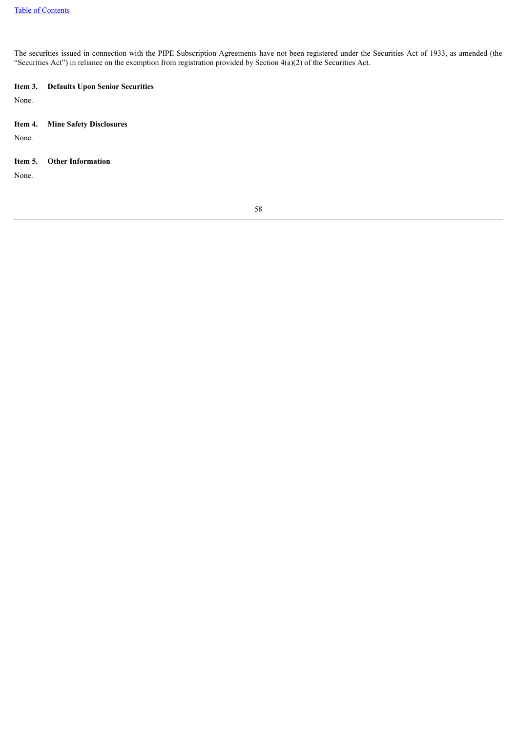The securities issued in connection with the PIPE Subscription Agreements have not been registered under the Securities Act of 1933, as amended (the "Securities Act") in reliance on the exemption from registration provided by Section 4(a)(2) of the Securities Act.

**Item 3. Defaults Upon Senior Securities**

None.

**Item 4. Mine Safety Disclosures**

None.

**Item 5. Other Information**

None.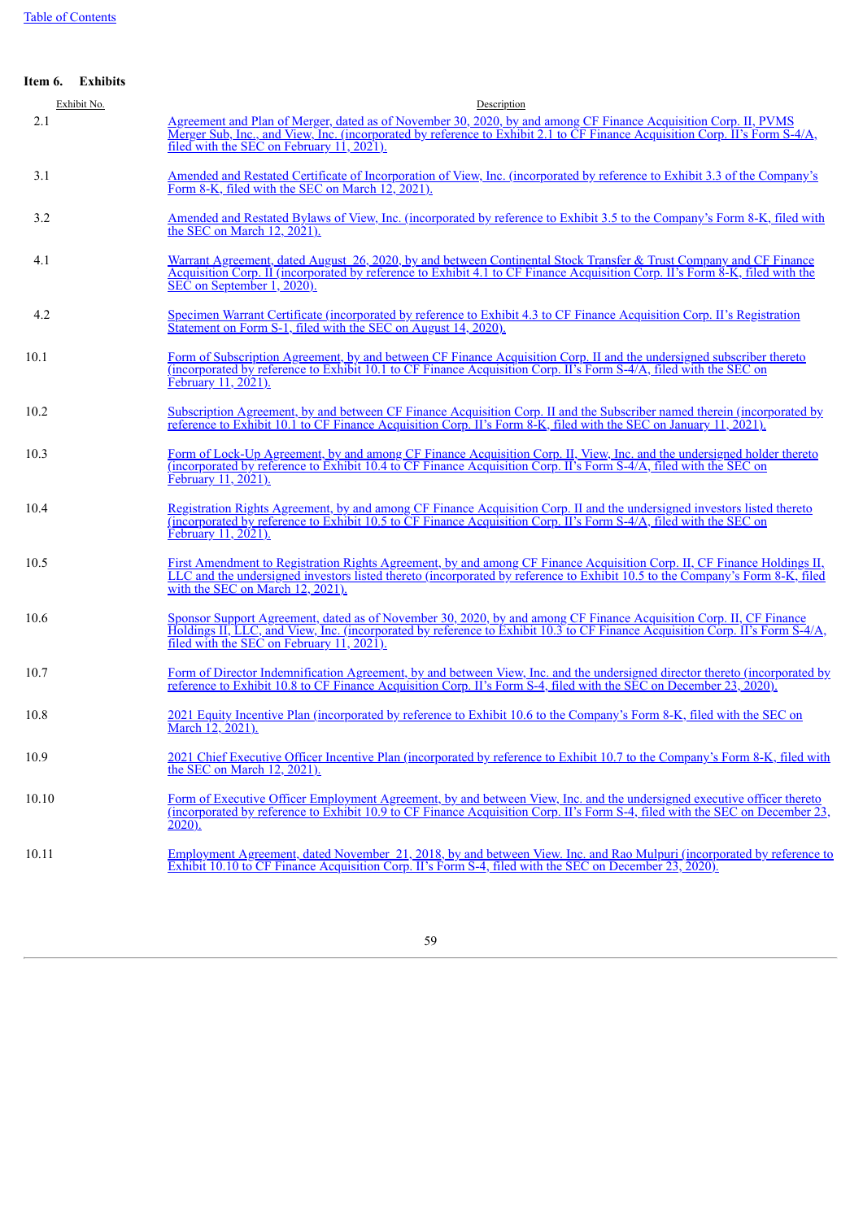Table of Contents

**Item 6. Exhibits**

| Exhibit No. | Description |
|---|---|
| 2.1 | Agreement and Plan of Merger, dated as of November 30, 2020, by and among CF Finance Acquisition Corp. II, PVMS Merger Sub, Inc., and View, Inc. (incorporated by reference to Exhibit 2.1 to CF Finance Acquisition Corp. II's Form S-4/A, filed with the SEC on February 11, 2021). |
| 3.1 | Amended and Restated Certificate of Incorporation of View, Inc. (incorporated by reference to Exhibit 3.3 of the Company's Form 8-K, filed with the SEC on March 12, 2021). |
| 3.2 | Amended and Restated Bylaws of View, Inc. (incorporated by reference to Exhibit 3.5 to the Company's Form 8-K, filed with the SEC on March 12, 2021). |
| 4.1 | Warrant Agreement, dated August 26, 2020, by and between Continental Stock Transfer & Trust Company and CF Finance Acquisition Corp. II (incorporated by reference to Exhibit 4.1 to CF Finance Acquisition Corp. II's Form 8-K, filed with the SEC on September 1, 2020). |
| 4.2 | Specimen Warrant Certificate (incorporated by reference to Exhibit 4.3 to CF Finance Acquisition Corp. II's Registration Statement on Form S-1, filed with the SEC on August 14, 2020). |
| 10.1 | Form of Subscription Agreement, by and between CF Finance Acquisition Corp. II and the undersigned subscriber thereto (incorporated by reference to Exhibit 10.1 to CF Finance Acquisition Corp. II's Form S-4/A, filed with the SEC on February 11, 2021). |
| 10.2 | Subscription Agreement, by and between CF Finance Acquisition Corp. II and the Subscriber named therein (incorporated by reference to Exhibit 10.1 to CF Finance Acquisition Corp. II's Form 8-K, filed with the SEC on January 11, 2021). |
| 10.3 | Form of Lock-Up Agreement, by and among CF Finance Acquisition Corp. II, View, Inc. and the undersigned holder thereto (incorporated by reference to Exhibit 10.4 to CF Finance Acquisition Corp. II's Form S-4/A, filed with the SEC on February 11, 2021). |
| 10.4 | Registration Rights Agreement, by and among CF Finance Acquisition Corp. II and the undersigned investors listed thereto (incorporated by reference to Exhibit 10.5 to CF Finance Acquisition Corp. II's Form S-4/A, filed with the SEC on February 11, 2021). |
| 10.5 | First Amendment to Registration Rights Agreement, by and among CF Finance Acquisition Corp. II, CF Finance Holdings II, LLC and the undersigned investors listed thereto (incorporated by reference to Exhibit 10.5 to the Company's Form 8-K, filed with the SEC on March 12, 2021). |
| 10.6 | Sponsor Support Agreement, dated as of November 30, 2020, by and among CF Finance Acquisition Corp. II, CF Finance Holdings II, LLC, and View, Inc. (incorporated by reference to Exhibit 10.3 to CF Finance Acquisition Corp. II's Form S-4/A, filed with the SEC on February 11, 2021). |
| 10.7 | Form of Director Indemnification Agreement, by and between View, Inc. and the undersigned director thereto (incorporated by reference to Exhibit 10.8 to CF Finance Acquisition Corp. II's Form S-4, filed with the SEC on December 23, 2020). |
| 10.8 | 2021 Equity Incentive Plan (incorporated by reference to Exhibit 10.6 to the Company's Form 8-K, filed with the SEC on March 12, 2021). |
| 10.9 | 2021 Chief Executive Officer Incentive Plan (incorporated by reference to Exhibit 10.7 to the Company's Form 8-K, filed with the SEC on March 12, 2021). |
| 10.10 | Form of Executive Officer Employment Agreement, by and between View, Inc. and the undersigned executive officer thereto (incorporated by reference to Exhibit 10.9 to CF Finance Acquisition Corp. II's Form S-4, filed with the SEC on December 23, 2020). |
| 10.11 | Employment Agreement, dated November 21, 2018, by and between View, Inc. and Rao Mulpuri (incorporated by reference to Exhibit 10.10 to CF Finance Acquisition Corp. II's Form S-4, filed with the SEC on December 23, 2020). |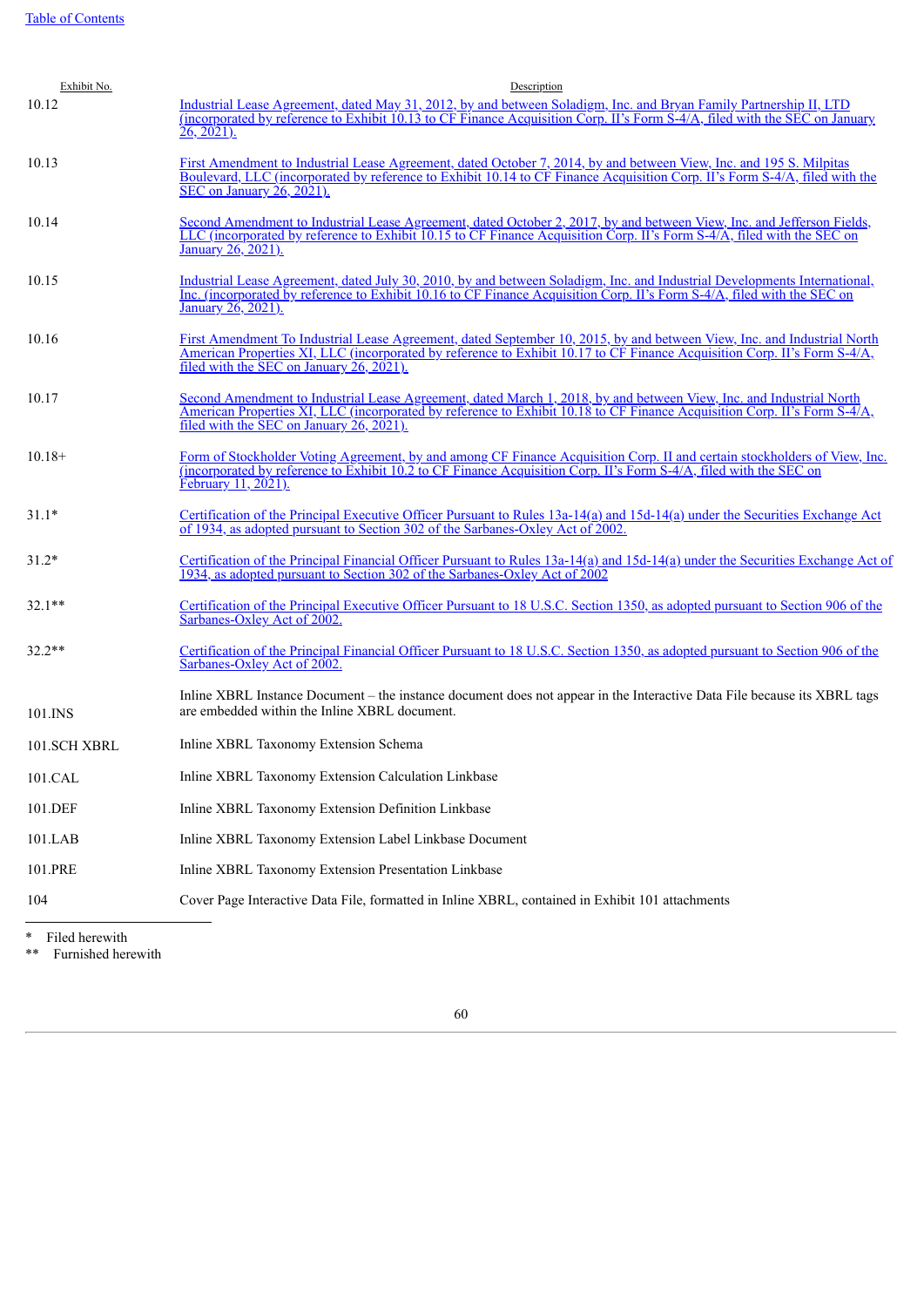| Exhibit No. | Description |
|---|---|
| 10.12 | Industrial Lease Agreement, dated May 31, 2012, by and between Soladigm, Inc. and Bryan Family Partnership II, LTD (incorporated by reference to Exhibit 10.13 to CF Finance Acquisition Corp. II's Form S-4/A, filed with the SEC on January 26, 2021). |
| 10.13 | First Amendment to Industrial Lease Agreement, dated October 7, 2014, by and between View, Inc. and 195 S. Milpitas Boulevard, LLC (incorporated by reference to Exhibit 10.14 to CF Finance Acquisition Corp. II's Form S-4/A, filed with the SEC on January 26, 2021). |
| 10.14 | Second Amendment to Industrial Lease Agreement, dated October 2, 2017, by and between View, Inc. and Jefferson Fields, LLC (incorporated by reference to Exhibit 10.15 to CF Finance Acquisition Corp. II's Form S-4/A, filed with the SEC on January 26, 2021). |
| 10.15 | Industrial Lease Agreement, dated July 30, 2010, by and between Soladigm, Inc. and Industrial Developments International, Inc. (incorporated by reference to Exhibit 10.16 to CF Finance Acquisition Corp. II's Form S-4/A, filed with the SEC on January 26, 2021). |
| 10.16 | First Amendment To Industrial Lease Agreement, dated September 10, 2015, by and between View, Inc. and Industrial North American Properties XI, LLC (incorporated by reference to Exhibit 10.17 to CF Finance Acquisition Corp. II's Form S-4/A, filed with the SEC on January 26, 2021). |
| 10.17 | Second Amendment to Industrial Lease Agreement, dated March 1, 2018, by and between View, Inc. and Industrial North American Properties XI, LLC (incorporated by reference to Exhibit 10.18 to CF Finance Acquisition Corp. II's Form S-4/A, filed with the SEC on January 26, 2021). |
| 10.18+ | Form of Stockholder Voting Agreement, by and among CF Finance Acquisition Corp. II and certain stockholders of View, Inc. (incorporated by reference to Exhibit 10.2 to CF Finance Acquisition Corp. II's Form S-4/A, filed with the SEC on February 11, 2021). |
| 31.1* | Certification of the Principal Executive Officer Pursuant to Rules 13a-14(a) and 15d-14(a) under the Securities Exchange Act of 1934, as adopted pursuant to Section 302 of the Sarbanes-Oxley Act of 2002. |
| 31.2* | Certification of the Principal Financial Officer Pursuant to Rules 13a-14(a) and 15d-14(a) under the Securities Exchange Act of 1934, as adopted pursuant to Section 302 of the Sarbanes-Oxley Act of 2002 |
| 32.1** | Certification of the Principal Executive Officer Pursuant to 18 U.S.C. Section 1350, as adopted pursuant to Section 906 of the Sarbanes-Oxley Act of 2002. |
| 32.2** | Certification of the Principal Financial Officer Pursuant to 18 U.S.C. Section 1350, as adopted pursuant to Section 906 of the Sarbanes-Oxley Act of 2002. |
| 101.INS | Inline XBRL Instance Document – the instance document does not appear in the Interactive Data File because its XBRL tags are embedded within the Inline XBRL document. |
| 101.SCH XBRL | Inline XBRL Taxonomy Extension Schema |
| 101.CAL | Inline XBRL Taxonomy Extension Calculation Linkbase |
| 101.DEF | Inline XBRL Taxonomy Extension Definition Linkbase |
| 101.LAB | Inline XBRL Taxonomy Extension Label Linkbase Document |
| 101.PRE | Inline XBRL Taxonomy Extension Presentation Linkbase |
| 104 | Cover Page Interactive Data File, formatted in Inline XBRL, contained in Exhibit 101 attachments |

\* Filed herewith

\*\* Furnished herewith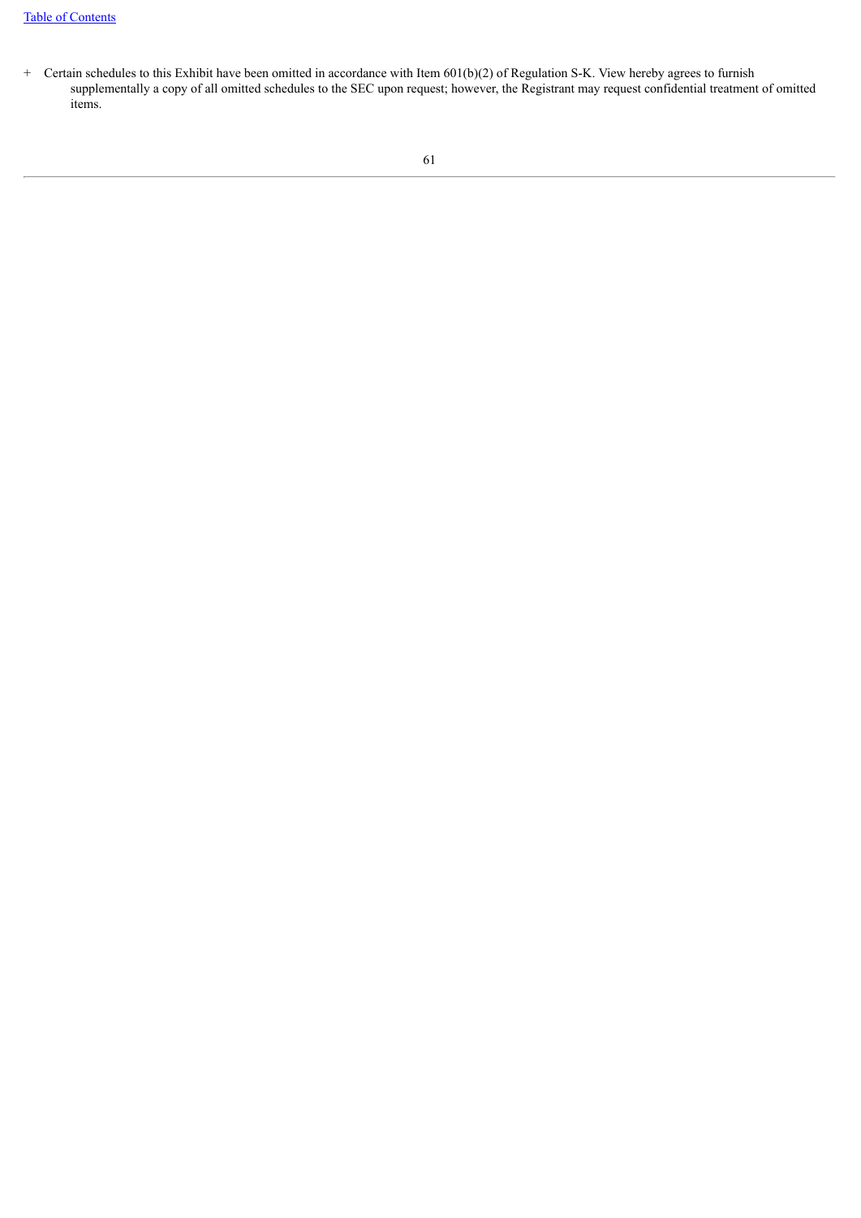+ Certain schedules to this Exhibit have been omitted in accordance with Item 601(b)(2) of Regulation S-K. View hereby agrees to furnish supplementally a copy of all omitted schedules to the SEC upon request; however, the Registrant may request confidential treatment of omitted items.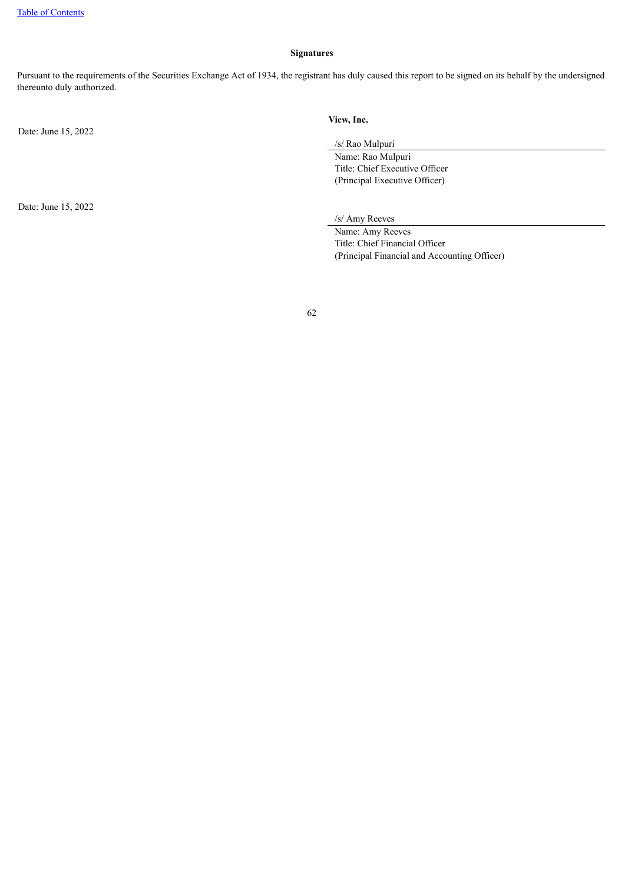**Signatures**

Pursuant to the requirements of the Securities Exchange Act of 1934, the registrant has duly caused this report to be signed on its behalf by the undersigned thereunto duly authorized.

| | **View, Inc.** |
|---|---|
| Date: June 15, 2022 | /s/ Rao Mulpuri |
| | Name: Rao Mulpuri |
| | Title: Chief Executive Officer |
| | (Principal Executive Officer) |
| Date: June 15, 2022 | /s/ Amy Reeves |
| | Name: Amy Reeves |
| | Title: Chief Financial Officer |
| | (Principal Financial and Accounting Officer) |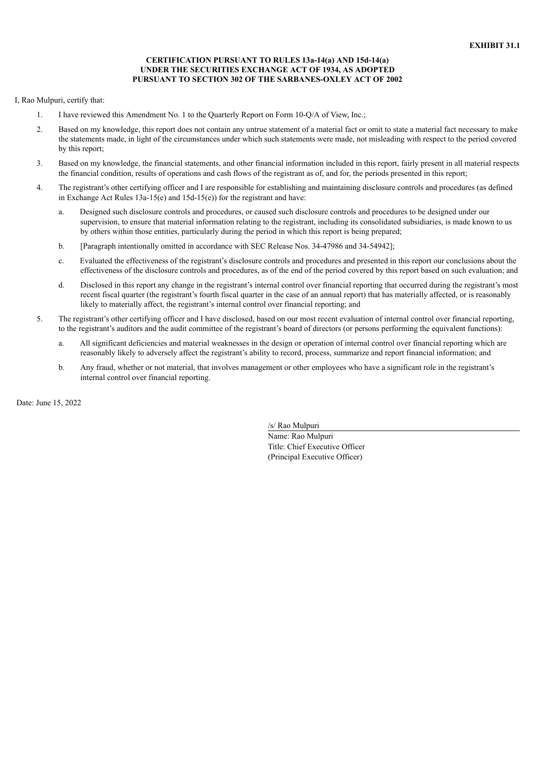**EXHIBIT 31.1**

**CERTIFICATION PURSUANT TO RULES 13a-14(a) AND 15d-14(a)
UNDER THE SECURITIES EXCHANGE ACT OF 1934, AS ADOPTED
PURSUANT TO SECTION 302 OF THE SARBANES-OXLEY ACT OF 2002**

I, Rao Mulpuri, certify that:

1. I have reviewed this Amendment No. 1 to the Quarterly Report on Form 10-Q/A of View, Inc.;
2. Based on my knowledge, this report does not contain any untrue statement of a material fact or omit to state a material fact necessary to make the statements made, in light of the circumstances under which such statements were made, not misleading with respect to the period covered by this report;
3. Based on my knowledge, the financial statements, and other financial information included in this report, fairly present in all material respects the financial condition, results of operations and cash flows of the registrant as of, and for, the periods presented in this report;
4. The registrant's other certifying officer and I are responsible for establishing and maintaining disclosure controls and procedures (as defined in Exchange Act Rules 13a-15(e) and 15d-15(e)) for the registrant and have:
   a. Designed such disclosure controls and procedures, or caused such disclosure controls and procedures to be designed under our supervision, to ensure that material information relating to the registrant, including its consolidated subsidiaries, is made known to us by others within those entities, particularly during the period in which this report is being prepared;
   b. [Paragraph intentionally omitted in accordance with SEC Release Nos. 34-47986 and 34-54942];
   c. Evaluated the effectiveness of the registrant's disclosure controls and procedures and presented in this report our conclusions about the effectiveness of the disclosure controls and procedures, as of the end of the period covered by this report based on such evaluation; and
   d. Disclosed in this report any change in the registrant's internal control over financial reporting that occurred during the registrant's most recent fiscal quarter (the registrant's fourth fiscal quarter in the case of an annual report) that has materially affected, or is reasonably likely to materially affect, the registrant's internal control over financial reporting; and
5. The registrant's other certifying officer and I have disclosed, based on our most recent evaluation of internal control over financial reporting, to the registrant's auditors and the audit committee of the registrant's board of directors (or persons performing the equivalent functions):
   a. All significant deficiencies and material weaknesses in the design or operation of internal control over financial reporting which are reasonably likely to adversely affect the registrant's ability to record, process, summarize and report financial information; and
   b. Any fraud, whether or not material, that involves management or other employees who have a significant role in the registrant's internal control over financial reporting.

Date: June 15, 2022

/s/ Rao Mulpuri
Name: Rao Mulpuri
Title: Chief Executive Officer
(Principal Executive Officer)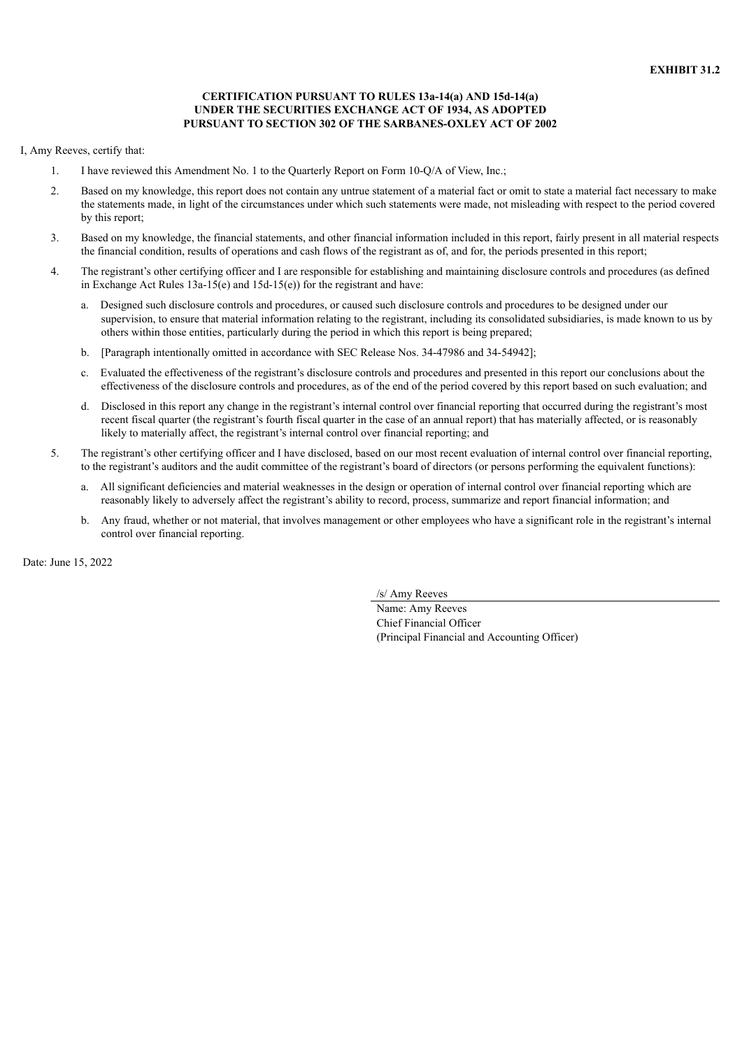**EXHIBIT 31.2**

**CERTIFICATION PURSUANT TO RULES 13a-14(a) AND 15d-14(a) UNDER THE SECURITIES EXCHANGE ACT OF 1934, AS ADOPTED PURSUANT TO SECTION 302 OF THE SARBANES-OXLEY ACT OF 2002**

I, Amy Reeves, certify that:

1. I have reviewed this Amendment No. 1 to the Quarterly Report on Form 10-Q/A of View, Inc.;
2. Based on my knowledge, this report does not contain any untrue statement of a material fact or omit to state a material fact necessary to make the statements made, in light of the circumstances under which such statements were made, not misleading with respect to the period covered by this report;
3. Based on my knowledge, the financial statements, and other financial information included in this report, fairly present in all material respects the financial condition, results of operations and cash flows of the registrant as of, and for, the periods presented in this report;
4. The registrant's other certifying officer and I are responsible for establishing and maintaining disclosure controls and procedures (as defined in Exchange Act Rules 13a-15(e) and 15d-15(e)) for the registrant and have:
    a. Designed such disclosure controls and procedures, or caused such disclosure controls and procedures to be designed under our supervision, to ensure that material information relating to the registrant, including its consolidated subsidiaries, is made known to us by others within those entities, particularly during the period in which this report is being prepared;
    b. [Paragraph intentionally omitted in accordance with SEC Release Nos. 34-47986 and 34-54942];
    c. Evaluated the effectiveness of the registrant's disclosure controls and procedures and presented in this report our conclusions about the effectiveness of the disclosure controls and procedures, as of the end of the period covered by this report based on such evaluation; and
    d. Disclosed in this report any change in the registrant's internal control over financial reporting that occurred during the registrant's most recent fiscal quarter (the registrant's fourth fiscal quarter in the case of an annual report) that has materially affected, or is reasonably likely to materially affect, the registrant's internal control over financial reporting; and
5. The registrant's other certifying officer and I have disclosed, based on our most recent evaluation of internal control over financial reporting, to the registrant's auditors and the audit committee of the registrant's board of directors (or persons performing the equivalent functions):
    a. All significant deficiencies and material weaknesses in the design or operation of internal control over financial reporting which are reasonably likely to adversely affect the registrant's ability to record, process, summarize and report financial information; and
    b. Any fraud, whether or not material, that involves management or other employees who have a significant role in the registrant's internal control over financial reporting.

Date: June 15, 2022

/s/ Amy Reeves
Name: Amy Reeves
Chief Financial Officer
(Principal Financial and Accounting Officer)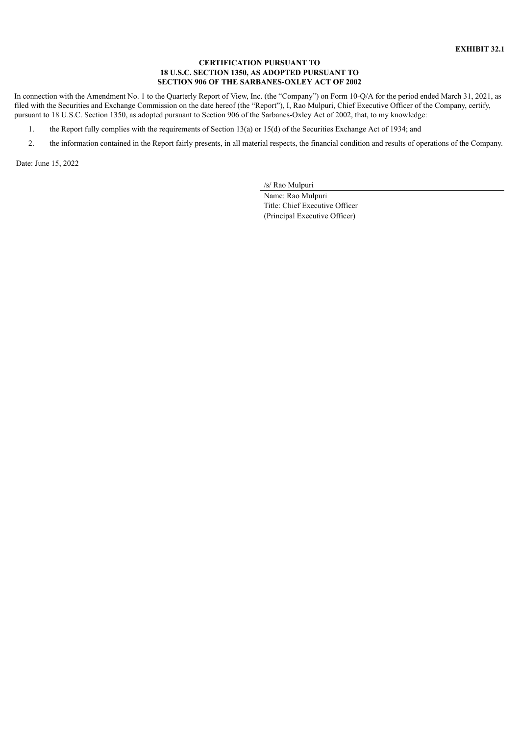**EXHIBIT 32.1**

**CERTIFICATION PURSUANT TO**
**18 U.S.C. SECTION 1350, AS ADOPTED PURSUANT TO**
**SECTION 906 OF THE SARBANES-OXLEY ACT OF 2002**

In connection with the Amendment No. 1 to the Quarterly Report of View, Inc. (the "Company") on Form 10-Q/A for the period ended March 31, 2021, as filed with the Securities and Exchange Commission on the date hereof (the "Report"), I, Rao Mulpuri, Chief Executive Officer of the Company, certify, pursuant to 18 U.S.C. Section 1350, as adopted pursuant to Section 906 of the Sarbanes-Oxley Act of 2002, that, to my knowledge:

1. the Report fully complies with the requirements of Section 13(a) or 15(d) of the Securities Exchange Act of 1934; and
2. the information contained in the Report fairly presents, in all material respects, the financial condition and results of operations of the Company.

Date: June 15, 2022

/s/ Rao Mulpuri
Name: Rao Mulpuri
Title: Chief Executive Officer
(Principal Executive Officer)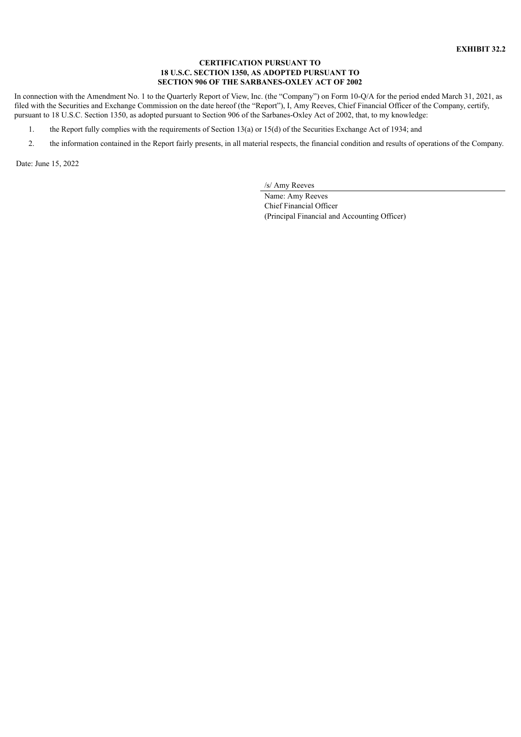**EXHIBIT 32.2**

**CERTIFICATION PURSUANT TO**
**18 U.S.C. SECTION 1350, AS ADOPTED PURSUANT TO**
**SECTION 906 OF THE SARBANES-OXLEY ACT OF 2002**

In connection with the Amendment No. 1 to the Quarterly Report of View, Inc. (the "Company") on Form 10-Q/A for the period ended March 31, 2021, as filed with the Securities and Exchange Commission on the date hereof (the "Report"), I, Amy Reeves, Chief Financial Officer of the Company, certify, pursuant to 18 U.S.C. Section 1350, as adopted pursuant to Section 906 of the Sarbanes-Oxley Act of 2002, that, to my knowledge:

1. the Report fully complies with the requirements of Section 13(a) or 15(d) of the Securities Exchange Act of 1934; and
2. the information contained in the Report fairly presents, in all material respects, the financial condition and results of operations of the Company.

Date: June 15, 2022

/s/ Amy Reeves

Name: Amy Reeves
Chief Financial Officer
(Principal Financial and Accounting Officer)